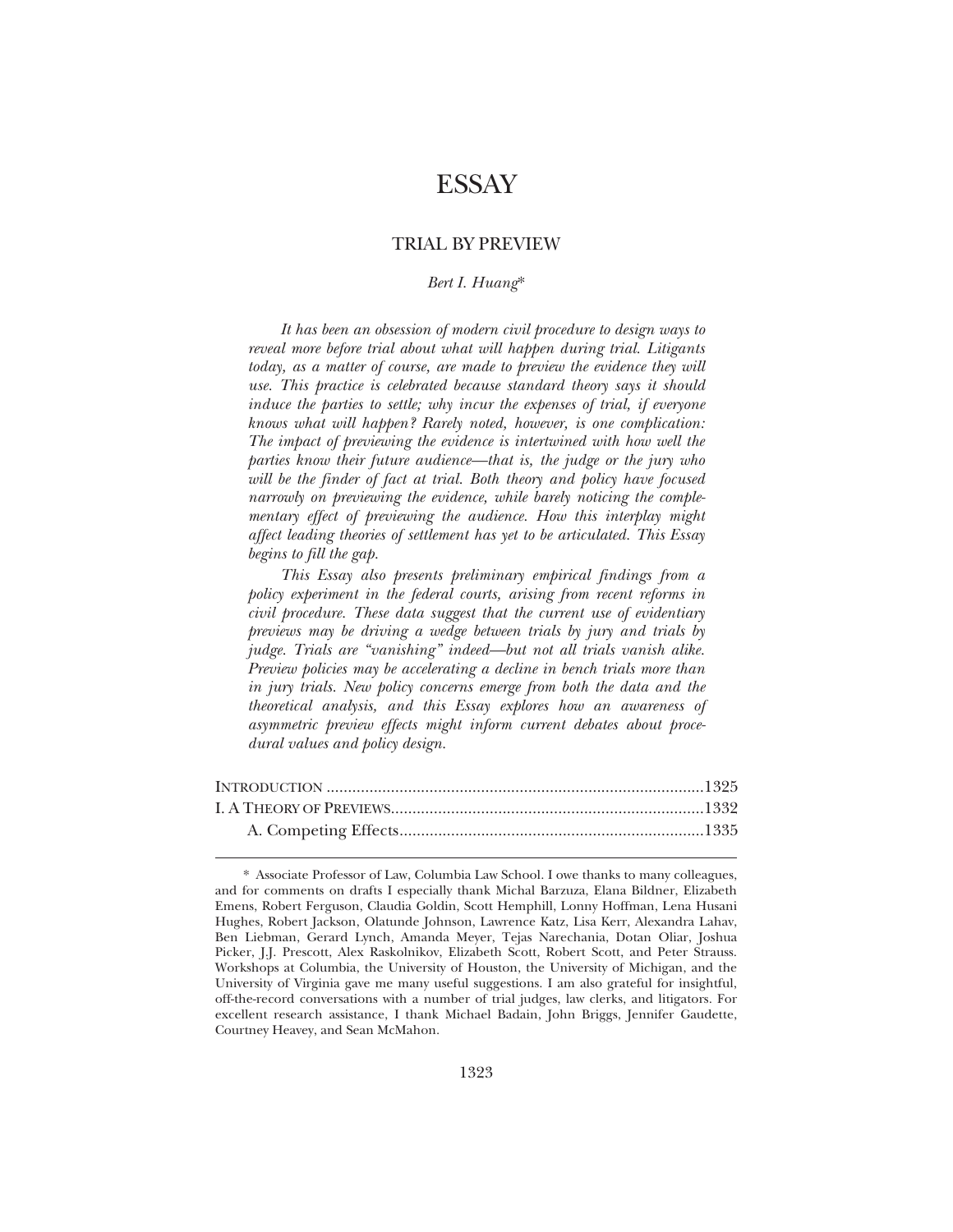# ESSAY

## TRIAL BY PREVIEW

*Bert I. Huang*\*

*It has been an obsession of modern civil procedure to design ways to reveal more before trial about what will happen during trial. Litigants today, as a matter of course, are made to preview the evidence they will use. This practice is celebrated because standard theory says it should induce the parties to settle; why incur the expenses of trial, if everyone knows what will happen? Rarely noted, however, is one complication: The impact of previewing the evidence is intertwined with how well the parties know their future audience—that is, the judge or the jury who will be the finder of fact at trial. Both theory and policy have focused narrowly on previewing the evidence, while barely noticing the complementary effect of previewing the audience. How this interplay might affect leading theories of settlement has yet to be articulated. This Essay begins to fill the gap.*

*This Essay also presents preliminary empirical findings from a policy experiment in the federal courts, arising from recent reforms in civil procedure. These data suggest that the current use of evidentiary previews may be driving a wedge between trials by jury and trials by judge. Trials are "vanishing" indeed—but not all trials vanish alike. Preview policies may be accelerating a decline in bench trials more than in jury trials. New policy concerns emerge from both the data and the theoretical analysis, and this Essay explores how an awareness of asymmetric preview effects might inform current debates about procedural values and policy design.*

INTRODUCTION ....................................................................................1325
I. A THEORY OF PREVIEWS....................................................................1332
A. Competing Effects....................................................................1335

---

\* Associate Professor of Law, Columbia Law School. I owe thanks to many colleagues, and for comments on drafts I especially thank Michal Barzuza, Elana Bildner, Elizabeth Emens, Robert Ferguson, Claudia Goldin, Scott Hemphill, Lonny Hoffman, Lena Husani Hughes, Robert Jackson, Olatunde Johnson, Lawrence Katz, Lisa Kerr, Alexandra Lahav, Ben Liebman, Gerard Lynch, Amanda Meyer, Tejas Narechania, Dotan Oliar, Joshua Picker, J.J. Prescott, Alex Raskolnikov, Elizabeth Scott, Robert Scott, and Peter Strauss. Workshops at Columbia, the University of Houston, the University of Michigan, and the University of Virginia gave me many useful suggestions. I am also grateful for insightful, off-the-record conversations with a number of trial judges, law clerks, and litigators. For excellent research assistance, I thank Michael Badain, John Briggs, Jennifer Gaudette, Courtney Heavey, and Sean McMahon.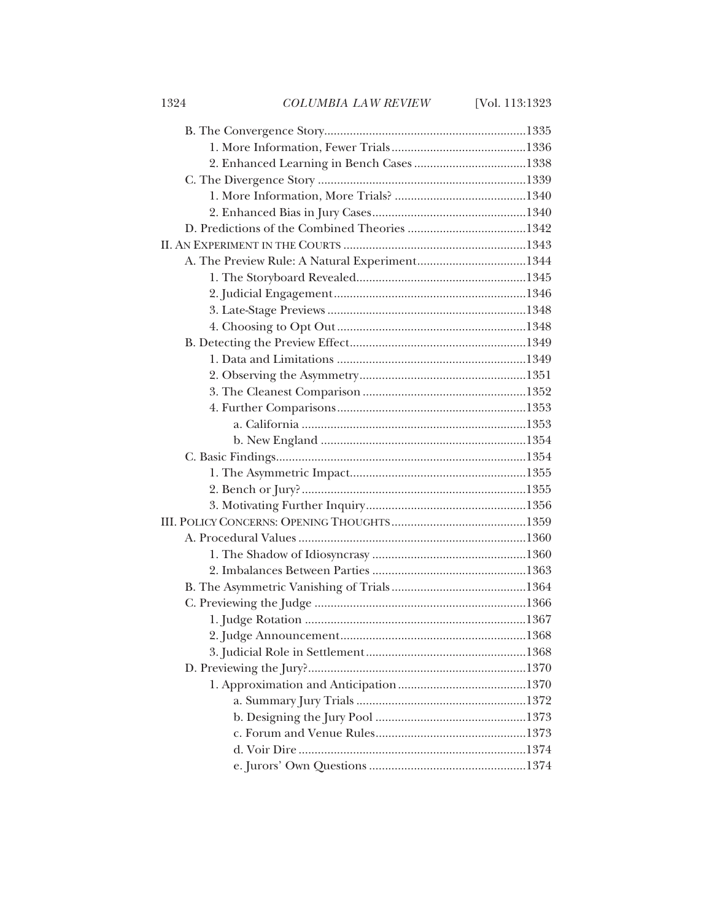B. The Convergence Story ..............................................................1335

1. More Information, Fewer Trials ..........................................1336

2. Enhanced Learning in Bench Cases ...................................1338

C. The Divergence Story ................................................................1339

1. More Information, More Trials? .........................................1340

2. Enhanced Bias in Jury Cases ................................................1340

D. Predictions of the Combined Theories .....................................1342

II. AN EXPERIMENT IN THE COURTS ...........................................................1343

A. The Preview Rule: A Natural Experiment .................................1344

1. The Storyboard Revealed .....................................................1345

2. Judicial Engagement ............................................................1346

3. Late-Stage Previews ..............................................................1348

4. Choosing to Opt Out ............................................................1348

B. Detecting the Preview Effect .......................................................1349

1. Data and Limitations ...........................................................1349

2. Observing the Asymmetry ....................................................1351

3. The Cleanest Comparison ...................................................1352

4. Further Comparisons ...........................................................1353

a. California ......................................................................1353

b. New England ................................................................1354

C. Basic Findings .............................................................................1354

1. The Asymmetric Impact .......................................................1355

2. Bench or Jury? ......................................................................1355

3. Motivating Further Inquiry ..................................................1356

III. POLICY CONCERNS: OPENING THOUGHTS ..........................................1359

A. Procedural Values .......................................................................1360

1. The Shadow of Idiosyncrasy ................................................1360

2. Imbalances Between Parties ................................................1363

B. The Asymmetric Vanishing of Trials ..........................................1364

C. Previewing the Judge ..................................................................1366

1. Judge Rotation .....................................................................1367

2. Judge Announcement ..........................................................1368

3. Judicial Role in Settlement ..................................................1368

D. Previewing the Jury? ....................................................................1370

1. Approximation and Anticipation ........................................1370

a. Summary Jury Trials .....................................................1372

b. Designing the Jury Pool ...............................................1373

c. Forum and Venue Rules ...............................................1373

d. Voir Dire .......................................................................1374

e. Jurors' Own Questions .................................................1374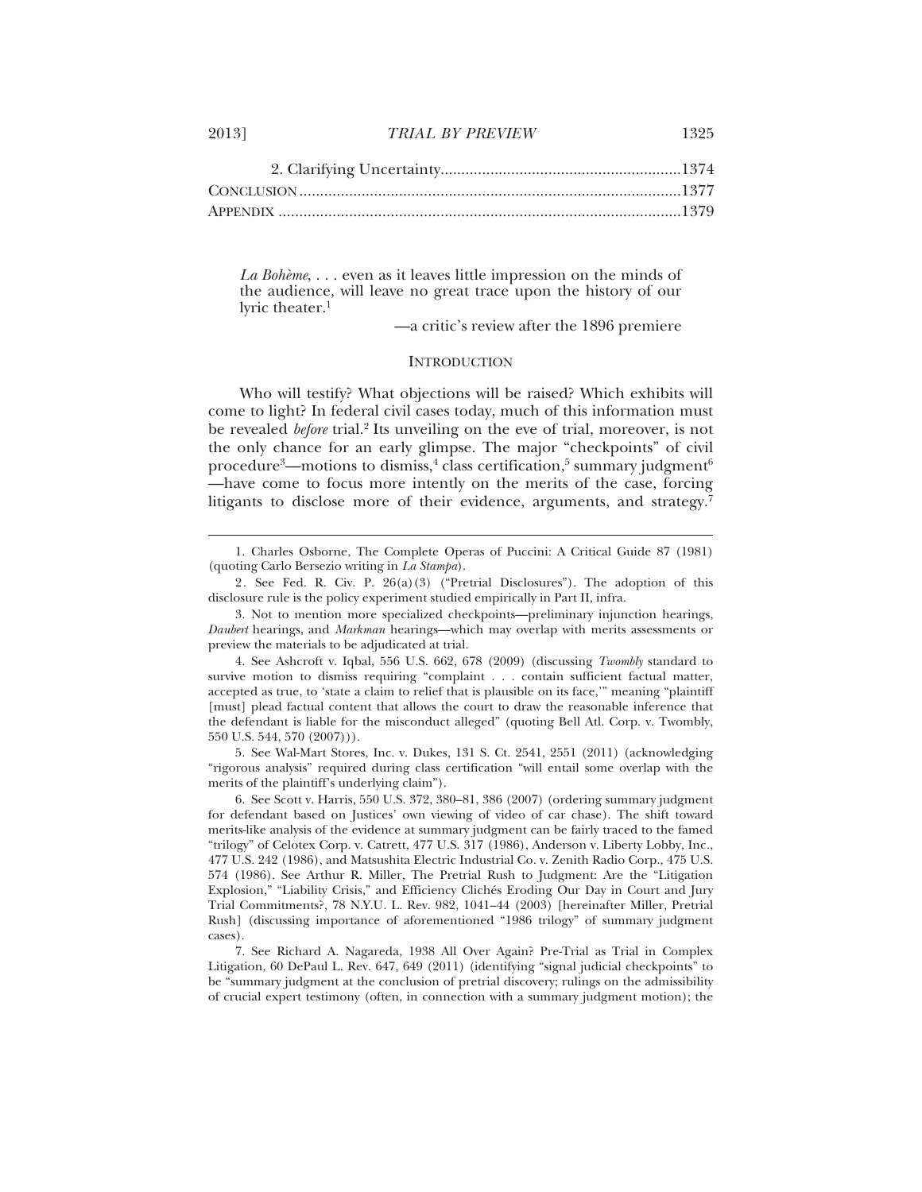2. Clarifying Uncertainty..........................................................1374

Conclusion...........................................................................................1377

Appendix ...............................................................................................1379

> *La Bohème*, . . . even as it leaves little impression on the minds of the audience, will leave no great trace upon the history of our lyric theater.[1]
>
> —a critic's review after the 1896 premiere

## Introduction

Who will testify? What objections will be raised? Which exhibits will come to light? In federal civil cases today, much of this information must be revealed *before* trial.[2] Its unveiling on the eve of trial, moreover, is not the only chance for an early glimpse. The major "checkpoints" of civil procedure[3]—motions to dismiss,[4] class certification,[5] summary judgment[6]—have come to focus more intently on the merits of the case, forcing litigants to disclose more of their evidence, arguments, and strategy.[7]

---

1. Charles Osborne, The Complete Operas of Puccini: A Critical Guide 87 (1981) (quoting Carlo Bersezio writing in *La Stampa*).

2. See Fed. R. Civ. P. 26(a)(3) ("Pretrial Disclosures"). The adoption of this disclosure rule is the policy experiment studied empirically in Part II, infra.

3. Not to mention more specialized checkpoints—preliminary injunction hearings, *Daubert* hearings, and *Markman* hearings—which may overlap with merits assessments or preview the materials to be adjudicated at trial.

4. See Ashcroft v. Iqbal, 556 U.S. 662, 678 (2009) (discussing *Twombly* standard to survive motion to dismiss requiring "complaint . . . contain sufficient factual matter, accepted as true, to 'state a claim to relief that is plausible on its face,'" meaning "plaintiff [must] plead factual content that allows the court to draw the reasonable inference that the defendant is liable for the misconduct alleged" (quoting Bell Atl. Corp. v. Twombly, 550 U.S. 544, 570 (2007))).

5. See Wal-Mart Stores, Inc. v. Dukes, 131 S. Ct. 2541, 2551 (2011) (acknowledging "rigorous analysis" required during class certification "will entail some overlap with the merits of the plaintiff's underlying claim").

6. See Scott v. Harris, 550 U.S. 372, 380–81, 386 (2007) (ordering summary judgment for defendant based on Justices' own viewing of video of car chase). The shift toward merits-like analysis of the evidence at summary judgment can be fairly traced to the famed "trilogy" of Celotex Corp. v. Catrett, 477 U.S. 317 (1986), Anderson v. Liberty Lobby, Inc., 477 U.S. 242 (1986), and Matsushita Electric Industrial Co. v. Zenith Radio Corp., 475 U.S. 574 (1986). See Arthur R. Miller, The Pretrial Rush to Judgment: Are the "Litigation Explosion," "Liability Crisis," and Efficiency Clichés Eroding Our Day in Court and Jury Trial Commitments?, 78 N.Y.U. L. Rev. 982, 1041–44 (2003) [hereinafter Miller, Pretrial Rush] (discussing importance of aforementioned "1986 trilogy" of summary judgment cases).

7. See Richard A. Nagareda, 1938 All Over Again? Pre-Trial as Trial in Complex Litigation, 60 DePaul L. Rev. 647, 649 (2011) (identifying "signal judicial checkpoints" to be "summary judgment at the conclusion of pretrial discovery; rulings on the admissibility of crucial expert testimony (often, in connection with a summary judgment motion); the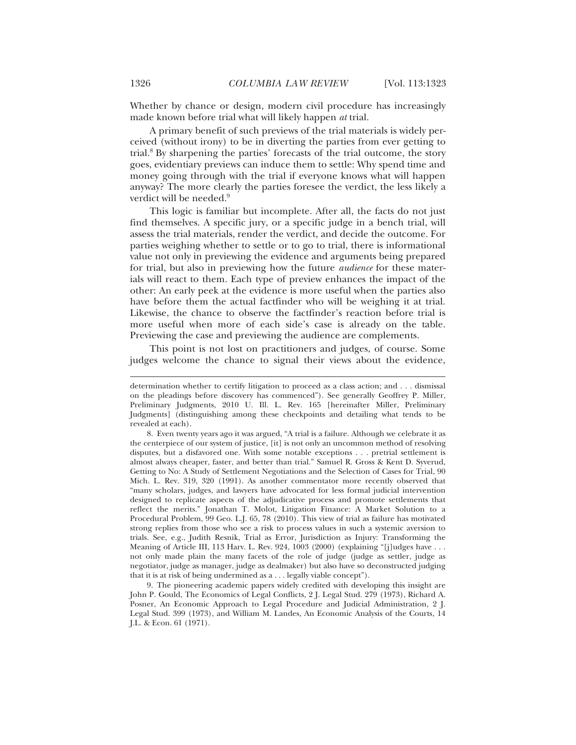Whether by chance or design, modern civil procedure has increasingly made known before trial what will likely happen *at* trial.

A primary benefit of such previews of the trial materials is widely perceived (without irony) to be in diverting the parties from ever getting to trial.[8] By sharpening the parties' forecasts of the trial outcome, the story goes, evidentiary previews can induce them to settle: Why spend time and money going through with the trial if everyone knows what will happen anyway? The more clearly the parties foresee the verdict, the less likely a verdict will be needed.[9]

This logic is familiar but incomplete. After all, the facts do not just find themselves. A specific jury, or a specific judge in a bench trial, will assess the trial materials, render the verdict, and decide the outcome. For parties weighing whether to settle or to go to trial, there is informational value not only in previewing the evidence and arguments being prepared for trial, but also in previewing how the future *audience* for these materials will react to them. Each type of preview enhances the impact of the other: An early peek at the evidence is more useful when the parties also have before them the actual factfinder who will be weighing it at trial. Likewise, the chance to observe the factfinder's reaction before trial is more useful when more of each side's case is already on the table. Previewing the case and previewing the audience are complements.

This point is not lost on practitioners and judges, of course. Some judges welcome the chance to signal their views about the evidence,

---

determination whether to certify litigation to proceed as a class action; and . . . dismissal on the pleadings before discovery has commenced"). See generally Geoffrey P. Miller, Preliminary Judgments, 2010 U. Ill. L. Rev. 165 [hereinafter Miller, Preliminary Judgments] (distinguishing among these checkpoints and detailing what tends to be revealed at each).

8. Even twenty years ago it was argued, "A trial is a failure. Although we celebrate it as the centerpiece of our system of justice, [it] is not only an uncommon method of resolving disputes, but a disfavored one. With some notable exceptions . . . pretrial settlement is almost always cheaper, faster, and better than trial." Samuel R. Gross & Kent D. Syverud, Getting to No: A Study of Settlement Negotiations and the Selection of Cases for Trial, 90 Mich. L. Rev. 319, 320 (1991). As another commentator more recently observed that "many scholars, judges, and lawyers have advocated for less formal judicial intervention designed to replicate aspects of the adjudicative process and promote settlements that reflect the merits." Jonathan T. Molot, Litigation Finance: A Market Solution to a Procedural Problem, 99 Geo. L.J. 65, 78 (2010). This view of trial as failure has motivated strong replies from those who see a risk to process values in such a systemic aversion to trials. See, e.g., Judith Resnik, Trial as Error, Jurisdiction as Injury: Transforming the Meaning of Article III, 113 Harv. L. Rev. 924, 1003 (2000) (explaining "[j]udges have . . . not only made plain the many facets of the role of judge (judge as settler, judge as negotiator, judge as manager, judge as dealmaker) but also have so deconstructed judging that it is at risk of being undermined as a . . . legally viable concept").

9. The pioneering academic papers widely credited with developing this insight are John P. Gould, The Economics of Legal Conflicts, 2 J. Legal Stud. 279 (1973), Richard A. Posner, An Economic Approach to Legal Procedure and Judicial Administration, 2 J. Legal Stud. 399 (1973), and William M. Landes, An Economic Analysis of the Courts, 14 J.L. & Econ. 61 (1971).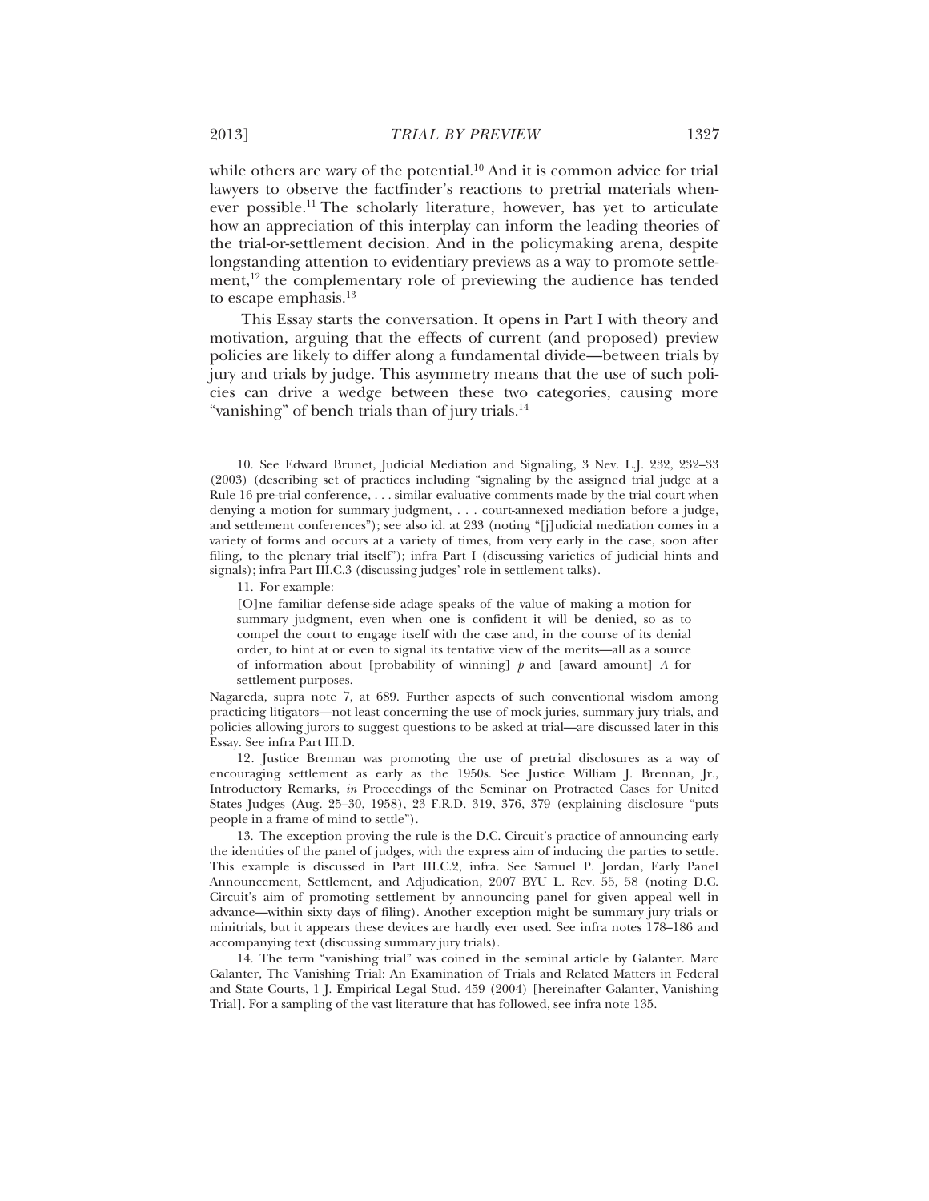while others are wary of the potential.[10] And it is common advice for trial lawyers to observe the factfinder's reactions to pretrial materials whenever possible.[11] The scholarly literature, however, has yet to articulate how an appreciation of this interplay can inform the leading theories of the trial-or-settlement decision. And in the policymaking arena, despite longstanding attention to evidentiary previews as a way to promote settlement,[12] the complementary role of previewing the audience has tended to escape emphasis.[13]

This Essay starts the conversation. It opens in Part I with theory and motivation, arguing that the effects of current (and proposed) preview policies are likely to differ along a fundamental divide—between trials by jury and trials by judge. This asymmetry means that the use of such policies can drive a wedge between these two categories, causing more "vanishing" of bench trials than of jury trials.[14]

---

10. See Edward Brunet, Judicial Mediation and Signaling, 3 Nev. L.J. 232, 232–33 (2003) (describing set of practices including "signaling by the assigned trial judge at a Rule 16 pre-trial conference, . . . similar evaluative comments made by the trial court when denying a motion for summary judgment, . . . court-annexed mediation before a judge, and settlement conferences"); see also id. at 233 (noting "[j]udicial mediation comes in a variety of forms and occurs at a variety of times, from very early in the case, soon after filing, to the plenary trial itself"); infra Part I (discussing varieties of judicial hints and signals); infra Part III.C.3 (discussing judges' role in settlement talks).

11. For example:

> [O]ne familiar defense-side adage speaks of the value of making a motion for summary judgment, even when one is confident it will be denied, so as to compel the court to engage itself with the case and, in the course of its denial order, to hint at or even to signal its tentative view of the merits—all as a source of information about [probability of winning] $p$ and [award amount] $A$ for settlement purposes.

Nagareda, supra note 7, at 689. Further aspects of such conventional wisdom among practicing litigators—not least concerning the use of mock juries, summary jury trials, and policies allowing jurors to suggest questions to be asked at trial—are discussed later in this Essay. See infra Part III.D.

12. Justice Brennan was promoting the use of pretrial disclosures as a way of encouraging settlement as early as the 1950s. See Justice William J. Brennan, Jr., Introductory Remarks, *in* Proceedings of the Seminar on Protracted Cases for United States Judges (Aug. 25–30, 1958), 23 F.R.D. 319, 376, 379 (explaining disclosure "puts people in a frame of mind to settle").

13. The exception proving the rule is the D.C. Circuit's practice of announcing early the identities of the panel of judges, with the express aim of inducing the parties to settle. This example is discussed in Part III.C.2, infra. See Samuel P. Jordan, Early Panel Announcement, Settlement, and Adjudication, 2007 BYU L. Rev. 55, 58 (noting D.C. Circuit's aim of promoting settlement by announcing panel for given appeal well in advance—within sixty days of filing). Another exception might be summary jury trials or minitrials, but it appears these devices are hardly ever used. See infra notes 178–186 and accompanying text (discussing summary jury trials).

14. The term "vanishing trial" was coined in the seminal article by Galanter. Marc Galanter, The Vanishing Trial: An Examination of Trials and Related Matters in Federal and State Courts, 1 J. Empirical Legal Stud. 459 (2004) [hereinafter Galanter, Vanishing Trial]. For a sampling of the vast literature that has followed, see infra note 135.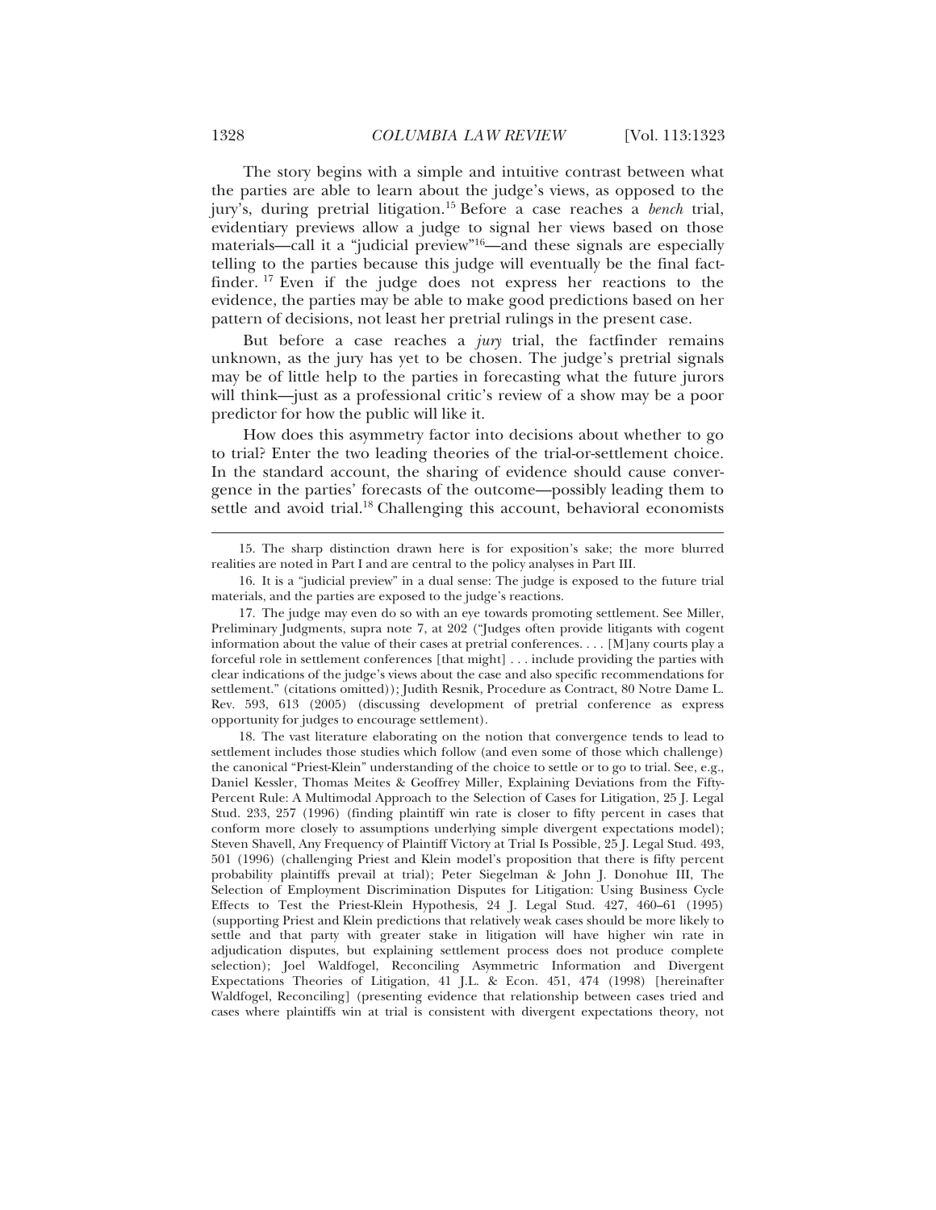The story begins with a simple and intuitive contrast between what the parties are able to learn about the judge's views, as opposed to the jury's, during pretrial litigation.[15] Before a case reaches a *bench* trial, evidentiary previews allow a judge to signal her views based on those materials—call it a "judicial preview"[16]—and these signals are especially telling to the parties because this judge will eventually be the final factfinder.[17] Even if the judge does not express her reactions to the evidence, the parties may be able to make good predictions based on her pattern of decisions, not least her pretrial rulings in the present case.

But before a case reaches a *jury* trial, the factfinder remains unknown, as the jury has yet to be chosen. The judge's pretrial signals may be of little help to the parties in forecasting what the future jurors will think—just as a professional critic's review of a show may be a poor predictor for how the public will like it.

How does this asymmetry factor into decisions about whether to go to trial? Enter the two leading theories of the trial-or-settlement choice. In the standard account, the sharing of evidence should cause convergence in the parties' forecasts of the outcome—possibly leading them to settle and avoid trial.[18] Challenging this account, behavioral economists

---

15. The sharp distinction drawn here is for exposition's sake; the more blurred realities are noted in Part I and are central to the policy analyses in Part III.

16. It is a "judicial preview" in a dual sense: The judge is exposed to the future trial materials, and the parties are exposed to the judge's reactions.

17. The judge may even do so with an eye towards promoting settlement. See Miller, Preliminary Judgments, supra note 7, at 202 ("Judges often provide litigants with cogent information about the value of their cases at pretrial conferences. . . . [M]any courts play a forceful role in settlement conferences [that might] . . . include providing the parties with clear indications of the judge's views about the case and also specific recommendations for settlement." (citations omitted)); Judith Resnik, Procedure as Contract, 80 Notre Dame L. Rev. 593, 613 (2005) (discussing development of pretrial conference as express opportunity for judges to encourage settlement).

18. The vast literature elaborating on the notion that convergence tends to lead to settlement includes those studies which follow (and even some of those which challenge) the canonical "Priest-Klein" understanding of the choice to settle or to go to trial. See, e.g., Daniel Kessler, Thomas Meites & Geoffrey Miller, Explaining Deviations from the Fifty-Percent Rule: A Multimodal Approach to the Selection of Cases for Litigation, 25 J. Legal Stud. 233, 257 (1996) (finding plaintiff win rate is closer to fifty percent in cases that conform more closely to assumptions underlying simple divergent expectations model); Steven Shavell, Any Frequency of Plaintiff Victory at Trial Is Possible, 25 J. Legal Stud. 493, 501 (1996) (challenging Priest and Klein model's proposition that there is fifty percent probability plaintiffs prevail at trial); Peter Siegelman & John J. Donohue III, The Selection of Employment Discrimination Disputes for Litigation: Using Business Cycle Effects to Test the Priest-Klein Hypothesis, 24 J. Legal Stud. 427, 460–61 (1995) (supporting Priest and Klein predictions that relatively weak cases should be more likely to settle and that party with greater stake in litigation will have higher win rate in adjudication disputes, but explaining settlement process does not produce complete selection); Joel Waldfogel, Reconciling Asymmetric Information and Divergent Expectations Theories of Litigation, 41 J.L. & Econ. 451, 474 (1998) [hereinafter Waldfogel, Reconciling] (presenting evidence that relationship between cases tried and cases where plaintiffs win at trial is consistent with divergent expectations theory, not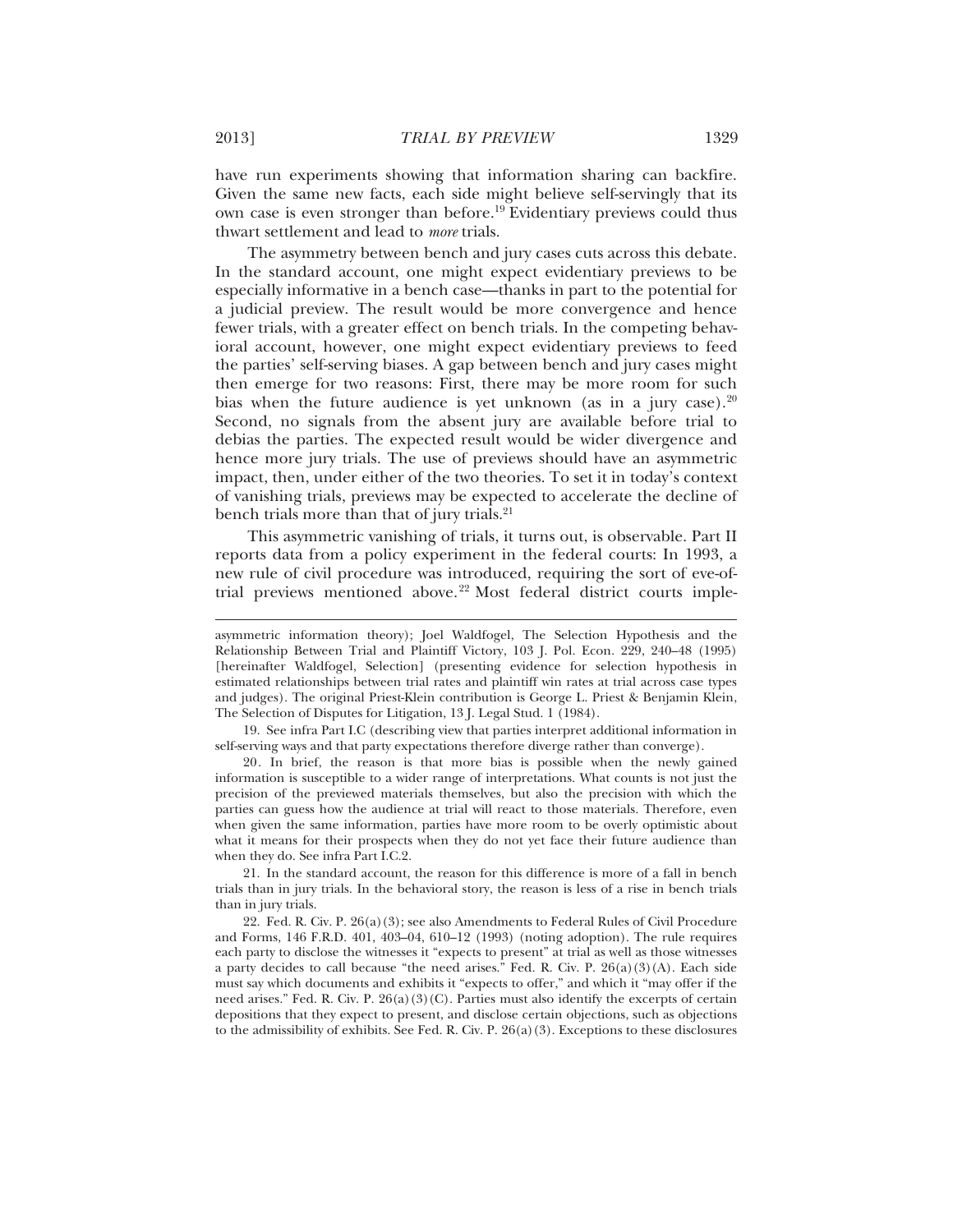have run experiments showing that information sharing can backfire. Given the same new facts, each side might believe self-servingly that its own case is even stronger than before.[19] Evidentiary previews could thus thwart settlement and lead to *more* trials.

The asymmetry between bench and jury cases cuts across this debate. In the standard account, one might expect evidentiary previews to be especially informative in a bench case—thanks in part to the potential for a judicial preview. The result would be more convergence and hence fewer trials, with a greater effect on bench trials. In the competing behavioral account, however, one might expect evidentiary previews to feed the parties' self-serving biases. A gap between bench and jury cases might then emerge for two reasons: First, there may be more room for such bias when the future audience is yet unknown (as in a jury case).[20] Second, no signals from the absent jury are available before trial to debias the parties. The expected result would be wider divergence and hence more jury trials. The use of previews should have an asymmetric impact, then, under either of the two theories. To set it in today's context of vanishing trials, previews may be expected to accelerate the decline of bench trials more than that of jury trials.[21]

This asymmetric vanishing of trials, it turns out, is observable. Part II reports data from a policy experiment in the federal courts: In 1993, a new rule of civil procedure was introduced, requiring the sort of eve-of-trial previews mentioned above.[22] Most federal district courts imple-

---

asymmetric information theory); Joel Waldfogel, The Selection Hypothesis and the Relationship Between Trial and Plaintiff Victory, 103 J. Pol. Econ. 229, 240–48 (1995) [hereinafter Waldfogel, Selection] (presenting evidence for selection hypothesis in estimated relationships between trial rates and plaintiff win rates at trial across case types and judges). The original Priest-Klein contribution is George L. Priest & Benjamin Klein, The Selection of Disputes for Litigation, 13 J. Legal Stud. 1 (1984).

19. See infra Part I.C (describing view that parties interpret additional information in self-serving ways and that party expectations therefore diverge rather than converge).

20. In brief, the reason is that more bias is possible when the newly gained information is susceptible to a wider range of interpretations. What counts is not just the precision of the previewed materials themselves, but also the precision with which the parties can guess how the audience at trial will react to those materials. Therefore, even when given the same information, parties have more room to be overly optimistic about what it means for their prospects when they do not yet face their future audience than when they do. See infra Part I.C.2.

21. In the standard account, the reason for this difference is more of a fall in bench trials than in jury trials. In the behavioral story, the reason is less of a rise in bench trials than in jury trials.

22. Fed. R. Civ. P. 26(a)(3); see also Amendments to Federal Rules of Civil Procedure and Forms, 146 F.R.D. 401, 403–04, 610–12 (1993) (noting adoption). The rule requires each party to disclose the witnesses it "expects to present" at trial as well as those witnesses a party decides to call because "the need arises." Fed. R. Civ. P. 26(a)(3)(A). Each side must say which documents and exhibits it "expects to offer," and which it "may offer if the need arises." Fed. R. Civ. P. 26(a)(3)(C). Parties must also identify the excerpts of certain depositions that they expect to present, and disclose certain objections, such as objections to the admissibility of exhibits. See Fed. R. Civ. P. 26(a)(3). Exceptions to these disclosures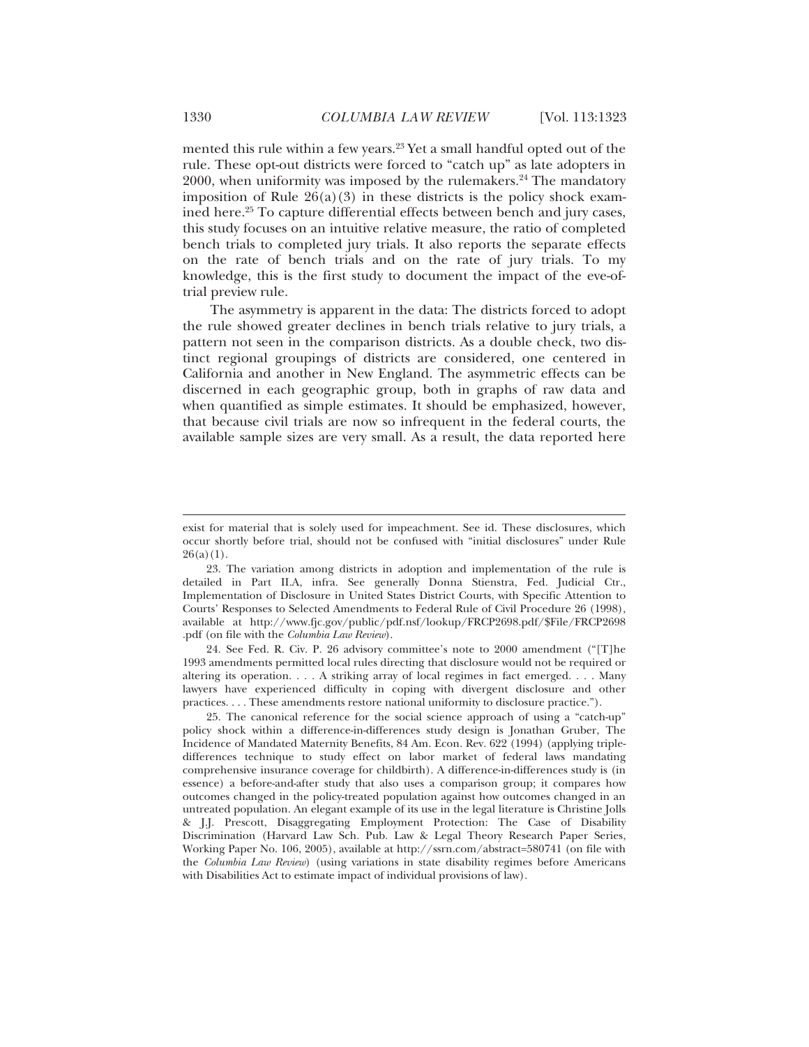mented this rule within a few years.[23] Yet a small handful opted out of the rule. These opt-out districts were forced to "catch up" as late adopters in 2000, when uniformity was imposed by the rulemakers.[24] The mandatory imposition of Rule 26(a)(3) in these districts is the policy shock examined here.[25] To capture differential effects between bench and jury cases, this study focuses on an intuitive relative measure, the ratio of completed bench trials to completed jury trials. It also reports the separate effects on the rate of bench trials and on the rate of jury trials. To my knowledge, this is the first study to document the impact of the eve-of-trial preview rule.

The asymmetry is apparent in the data: The districts forced to adopt the rule showed greater declines in bench trials relative to jury trials, a pattern not seen in the comparison districts. As a double check, two distinct regional groupings of districts are considered, one centered in California and another in New England. The asymmetric effects can be discerned in each geographic group, both in graphs of raw data and when quantified as simple estimates. It should be emphasized, however, that because civil trials are now so infrequent in the federal courts, the available sample sizes are very small. As a result, the data reported here

---

exist for material that is solely used for impeachment. See id. These disclosures, which occur shortly before trial, should not be confused with "initial disclosures" under Rule 26(a)(1).

23. The variation among districts in adoption and implementation of the rule is detailed in Part II.A, infra. See generally Donna Stienstra, Fed. Judicial Ctr., Implementation of Disclosure in United States District Courts, with Specific Attention to Courts' Responses to Selected Amendments to Federal Rule of Civil Procedure 26 (1998), available at http://www.fjc.gov/public/pdf.nsf/lookup/FRCP2698.pdf/$File/FRCP2698.pdf (on file with the *Columbia Law Review*).

24. See Fed. R. Civ. P. 26 advisory committee's note to 2000 amendment ("[T]he 1993 amendments permitted local rules directing that disclosure would not be required or altering its operation. . . . A striking array of local regimes in fact emerged. . . . Many lawyers have experienced difficulty in coping with divergent disclosure and other practices. . . . These amendments restore national uniformity to disclosure practice.").

25. The canonical reference for the social science approach of using a "catch-up" policy shock within a difference-in-differences study design is Jonathan Gruber, The Incidence of Mandated Maternity Benefits, 84 Am. Econ. Rev. 622 (1994) (applying triple-differences technique to study effect on labor market of federal laws mandating comprehensive insurance coverage for childbirth). A difference-in-differences study is (in essence) a before-and-after study that also uses a comparison group; it compares how outcomes changed in the policy-treated population against how outcomes changed in an untreated population. An elegant example of its use in the legal literature is Christine Jolls & J.J. Prescott, Disaggregating Employment Protection: The Case of Disability Discrimination (Harvard Law Sch. Pub. Law & Legal Theory Research Paper Series, Working Paper No. 106, 2005), available at http://ssrn.com/abstract=580741 (on file with the *Columbia Law Review*) (using variations in state disability regimes before Americans with Disabilities Act to estimate impact of individual provisions of law).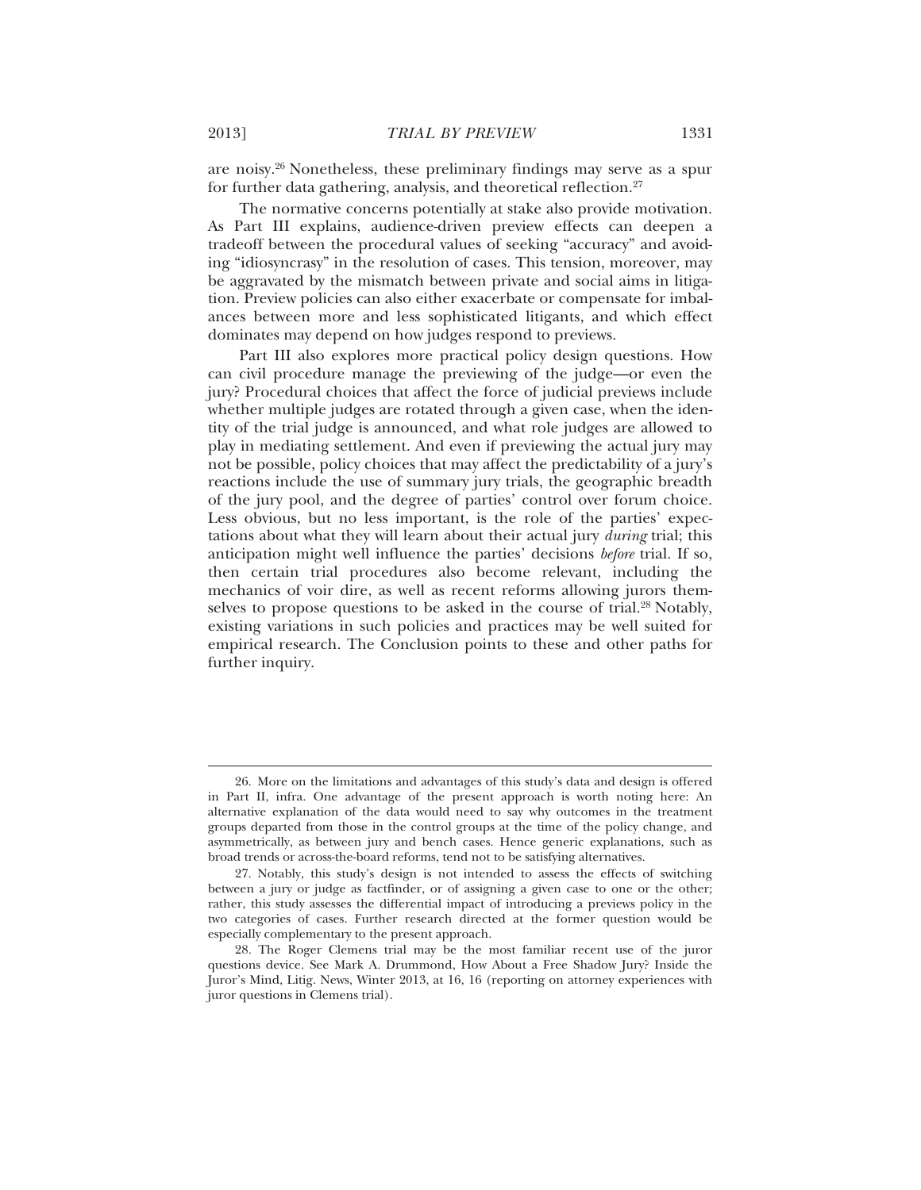are noisy.[26] Nonetheless, these preliminary findings may serve as a spur for further data gathering, analysis, and theoretical reflection.[27]

The normative concerns potentially at stake also provide motivation. As Part III explains, audience-driven preview effects can deepen a tradeoff between the procedural values of seeking "accuracy" and avoiding "idiosyncrasy" in the resolution of cases. This tension, moreover, may be aggravated by the mismatch between private and social aims in litigation. Preview policies can also either exacerbate or compensate for imbalances between more and less sophisticated litigants, and which effect dominates may depend on how judges respond to previews.

Part III also explores more practical policy design questions. How can civil procedure manage the previewing of the judge—or even the jury? Procedural choices that affect the force of judicial previews include whether multiple judges are rotated through a given case, when the identity of the trial judge is announced, and what role judges are allowed to play in mediating settlement. And even if previewing the actual jury may not be possible, policy choices that may affect the predictability of a jury's reactions include the use of summary jury trials, the geographic breadth of the jury pool, and the degree of parties' control over forum choice. Less obvious, but no less important, is the role of the parties' expectations about what they will learn about their actual jury *during* trial; this anticipation might well influence the parties' decisions *before* trial. If so, then certain trial procedures also become relevant, including the mechanics of voir dire, as well as recent reforms allowing jurors themselves to propose questions to be asked in the course of trial.[28] Notably, existing variations in such policies and practices may be well suited for empirical research. The Conclusion points to these and other paths for further inquiry.

---

26. More on the limitations and advantages of this study's data and design is offered in Part II, infra. One advantage of the present approach is worth noting here: An alternative explanation of the data would need to say why outcomes in the treatment groups departed from those in the control groups at the time of the policy change, and asymmetrically, as between jury and bench cases. Hence generic explanations, such as broad trends or across-the-board reforms, tend not to be satisfying alternatives.

27. Notably, this study's design is not intended to assess the effects of switching between a jury or judge as factfinder, or of assigning a given case to one or the other; rather, this study assesses the differential impact of introducing a previews policy in the two categories of cases. Further research directed at the former question would be especially complementary to the present approach.

28. The Roger Clemens trial may be the most familiar recent use of the juror questions device. See Mark A. Drummond, How About a Free Shadow Jury? Inside the Juror's Mind, Litig. News, Winter 2013, at 16, 16 (reporting on attorney experiences with juror questions in Clemens trial).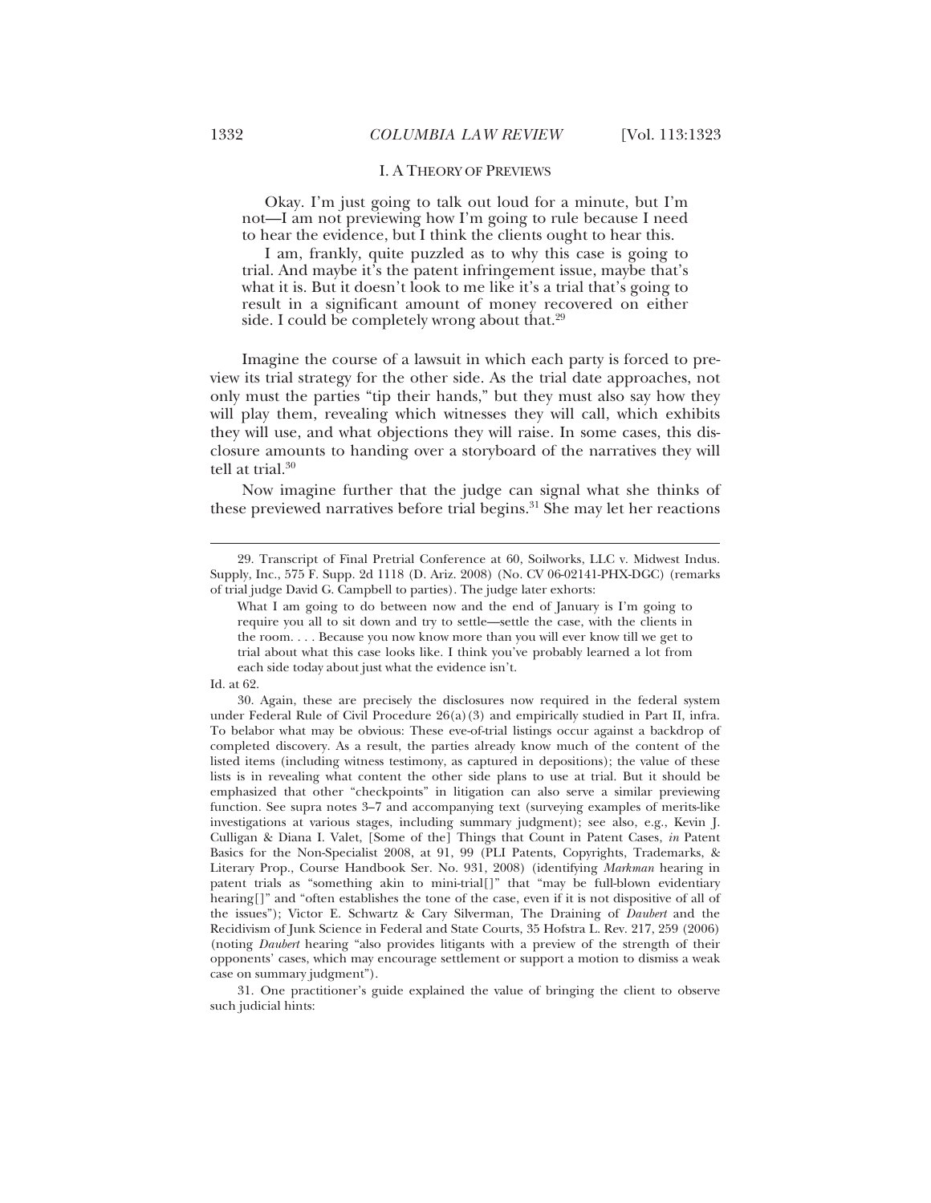## I. A THEORY OF PREVIEWS

> Okay. I'm just going to talk out loud for a minute, but I'm not—I am not previewing how I'm going to rule because I need to hear the evidence, but I think the clients ought to hear this.
>
> I am, frankly, quite puzzled as to why this case is going to trial. And maybe it's the patent infringement issue, maybe that's what it is. But it doesn't look to me like it's a trial that's going to result in a significant amount of money recovered on either side. I could be completely wrong about that.[29]

Imagine the course of a lawsuit in which each party is forced to preview its trial strategy for the other side. As the trial date approaches, not only must the parties "tip their hands," but they must also say how they will play them, revealing which witnesses they will call, which exhibits they will use, and what objections they will raise. In some cases, this disclosure amounts to handing over a storyboard of the narratives they will tell at trial.[30]

Now imagine further that the judge can signal what she thinks of these previewed narratives before trial begins.[31] She may let her reactions

---

29. Transcript of Final Pretrial Conference at 60, Soilworks, LLC v. Midwest Indus. Supply, Inc., 575 F. Supp. 2d 1118 (D. Ariz. 2008) (No. CV 06-02141-PHX-DGC) (remarks of trial judge David G. Campbell to parties). The judge later exhorts:

> What I am going to do between now and the end of January is I'm going to require you all to sit down and try to settle—settle the case, with the clients in the room. . . . Because you now know more than you will ever know till we get to trial about what this case looks like. I think you've probably learned a lot from each side today about just what the evidence isn't.

Id. at 62.

30. Again, these are precisely the disclosures now required in the federal system under Federal Rule of Civil Procedure 26(a)(3) and empirically studied in Part II, infra. To belabor what may be obvious: These eve-of-trial listings occur against a backdrop of completed discovery. As a result, the parties already know much of the content of the listed items (including witness testimony, as captured in depositions); the value of these lists is in revealing what content the other side plans to use at trial. But it should be emphasized that other "checkpoints" in litigation can also serve a similar previewing function. See supra notes 3–7 and accompanying text (surveying examples of merits-like investigations at various stages, including summary judgment); see also, e.g., Kevin J. Culligan & Diana I. Valet, [Some of the] Things that Count in Patent Cases, *in* Patent Basics for the Non-Specialist 2008, at 91, 99 (PLI Patents, Copyrights, Trademarks, & Literary Prop., Course Handbook Ser. No. 931, 2008) (identifying *Markman* hearing in patent trials as "something akin to mini-trial[]" that "may be full-blown evidentiary hearing[]" and "often establishes the tone of the case, even if it is not dispositive of all of the issues"); Victor E. Schwartz & Cary Silverman, The Draining of *Daubert* and the Recidivism of Junk Science in Federal and State Courts, 35 Hofstra L. Rev. 217, 259 (2006) (noting *Daubert* hearing "also provides litigants with a preview of the strength of their opponents' cases, which may encourage settlement or support a motion to dismiss a weak case on summary judgment").

31. One practitioner's guide explained the value of bringing the client to observe such judicial hints: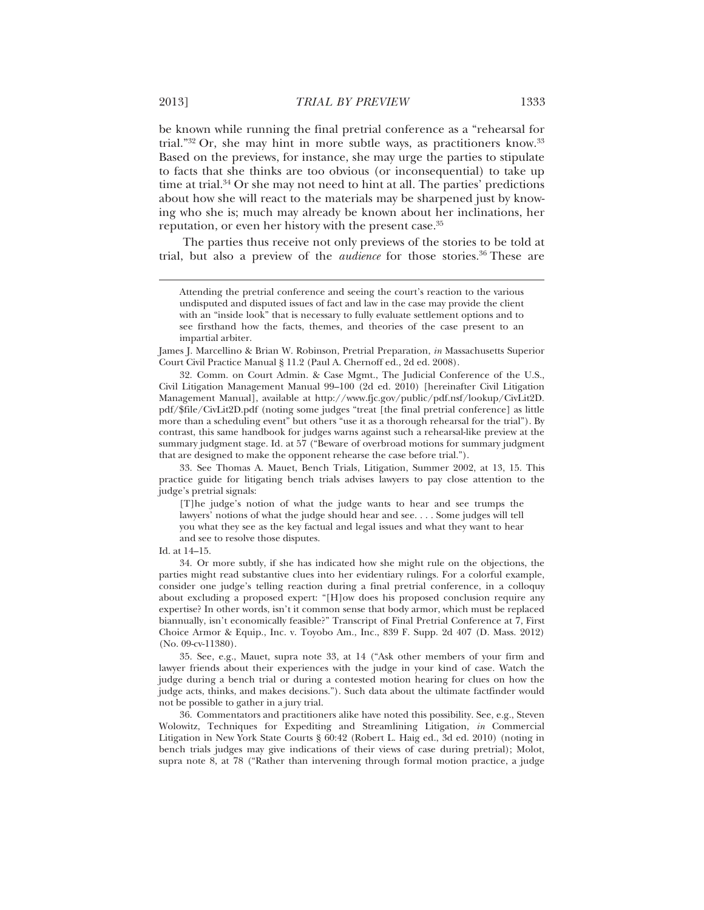be known while running the final pretrial conference as a "rehearsal for trial."[32] Or, she may hint in more subtle ways, as practitioners know.[33] Based on the previews, for instance, she may urge the parties to stipulate to facts that she thinks are too obvious (or inconsequential) to take up time at trial.[34] Or she may not need to hint at all. The parties' predictions about how she will react to the materials may be sharpened just by knowing who she is; much may already be known about her inclinations, her reputation, or even her history with the present case.[35]

The parties thus receive not only previews of the stories to be told at trial, but also a preview of the *audience* for those stories.[36] These are

---

> Attending the pretrial conference and seeing the court's reaction to the various undisputed and disputed issues of fact and law in the case may provide the client with an "inside look" that is necessary to fully evaluate settlement options and to see firsthand how the facts, themes, and theories of the case present to an impartial arbiter.

James J. Marcellino & Brian W. Robinson, Pretrial Preparation, *in* Massachusetts Superior Court Civil Practice Manual § 11.2 (Paul A. Chernoff ed., 2d ed. 2008).

32. Comm. on Court Admin. & Case Mgmt., The Judicial Conference of the U.S., Civil Litigation Management Manual 99–100 (2d ed. 2010) [hereinafter Civil Litigation Management Manual], available at http://www.fjc.gov/public/pdf.nsf/lookup/CivLit2D.pdf/$file/CivLit2D.pdf (noting some judges "treat [the final pretrial conference] as little more than a scheduling event" but others "use it as a thorough rehearsal for the trial"). By contrast, this same handbook for judges warns against such a rehearsal-like preview at the summary judgment stage. Id. at 57 ("Beware of overbroad motions for summary judgment that are designed to make the opponent rehearse the case before trial.").

33. See Thomas A. Mauet, Bench Trials, Litigation, Summer 2002, at 13, 15. This practice guide for litigating bench trials advises lawyers to pay close attention to the judge's pretrial signals:

> [T]he judge's notion of what the judge wants to hear and see trumps the lawyers' notions of what the judge should hear and see. . . . Some judges will tell you what they see as the key factual and legal issues and what they want to hear and see to resolve those disputes.

Id. at 14–15.

34. Or more subtly, if she has indicated how she might rule on the objections, the parties might read substantive clues into her evidentiary rulings. For a colorful example, consider one judge's telling reaction during a final pretrial conference, in a colloquy about excluding a proposed expert: "[H]ow does his proposed conclusion require any expertise? In other words, isn't it common sense that body armor, which must be replaced biannually, isn't economically feasible?" Transcript of Final Pretrial Conference at 7, First Choice Armor & Equip., Inc. v. Toyobo Am., Inc., 839 F. Supp. 2d 407 (D. Mass. 2012) (No. 09-cv-11380).

35. See, e.g., Mauet, supra note 33, at 14 ("Ask other members of your firm and lawyer friends about their experiences with the judge in your kind of case. Watch the judge during a bench trial or during a contested motion hearing for clues on how the judge acts, thinks, and makes decisions."). Such data about the ultimate factfinder would not be possible to gather in a jury trial.

36. Commentators and practitioners alike have noted this possibility. See, e.g., Steven Wolowitz, Techniques for Expediting and Streamlining Litigation, *in* Commercial Litigation in New York State Courts § 60:42 (Robert L. Haig ed., 3d ed. 2010) (noting in bench trials judges may give indications of their views of case during pretrial); Molot, supra note 8, at 78 ("Rather than intervening through formal motion practice, a judge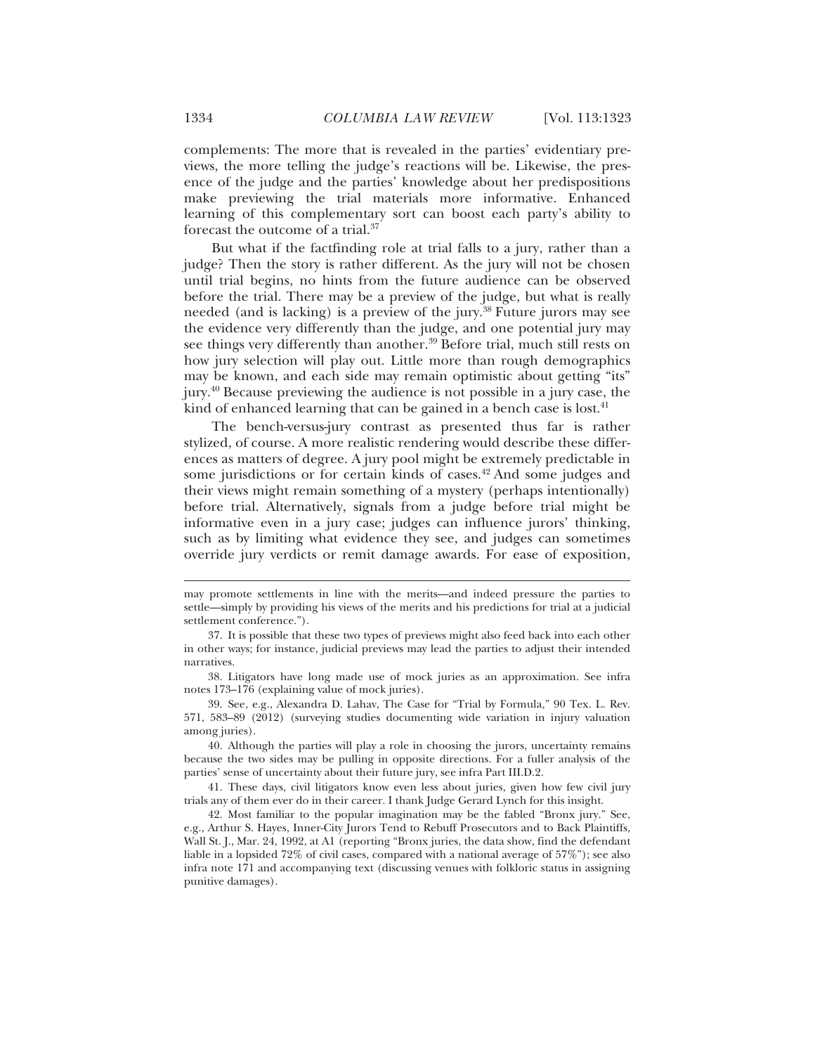complements: The more that is revealed in the parties' evidentiary previews, the more telling the judge's reactions will be. Likewise, the presence of the judge and the parties' knowledge about her predispositions make previewing the trial materials more informative. Enhanced learning of this complementary sort can boost each party's ability to forecast the outcome of a trial.[37]

But what if the factfinding role at trial falls to a jury, rather than a judge? Then the story is rather different. As the jury will not be chosen until trial begins, no hints from the future audience can be observed before the trial. There may be a preview of the judge, but what is really needed (and is lacking) is a preview of the jury.[38] Future jurors may see the evidence very differently than the judge, and one potential jury may see things very differently than another.[39] Before trial, much still rests on how jury selection will play out. Little more than rough demographics may be known, and each side may remain optimistic about getting "its" jury.[40] Because previewing the audience is not possible in a jury case, the kind of enhanced learning that can be gained in a bench case is lost.[41]

The bench-versus-jury contrast as presented thus far is rather stylized, of course. A more realistic rendering would describe these differences as matters of degree. A jury pool might be extremely predictable in some jurisdictions or for certain kinds of cases.[42] And some judges and their views might remain something of a mystery (perhaps intentionally) before trial. Alternatively, signals from a judge before trial might be informative even in a jury case; judges can influence jurors' thinking, such as by limiting what evidence they see, and judges can sometimes override jury verdicts or remit damage awards. For ease of exposition,

---

may promote settlements in line with the merits—and indeed pressure the parties to settle—simply by providing his views of the merits and his predictions for trial at a judicial settlement conference.").

37. It is possible that these two types of previews might also feed back into each other in other ways; for instance, judicial previews may lead the parties to adjust their intended narratives.

38. Litigators have long made use of mock juries as an approximation. See infra notes 173–176 (explaining value of mock juries).

39. See, e.g., Alexandra D. Lahav, The Case for "Trial by Formula," 90 Tex. L. Rev. 571, 583–89 (2012) (surveying studies documenting wide variation in injury valuation among juries).

40. Although the parties will play a role in choosing the jurors, uncertainty remains because the two sides may be pulling in opposite directions. For a fuller analysis of the parties' sense of uncertainty about their future jury, see infra Part III.D.2.

41. These days, civil litigators know even less about juries, given how few civil jury trials any of them ever do in their career. I thank Judge Gerard Lynch for this insight.

42. Most familiar to the popular imagination may be the fabled "Bronx jury." See, e.g., Arthur S. Hayes, Inner-City Jurors Tend to Rebuff Prosecutors and to Back Plaintiffs, Wall St. J., Mar. 24, 1992, at A1 (reporting "Bronx juries, the data show, find the defendant liable in a lopsided 72% of civil cases, compared with a national average of 57%"); see also infra note 171 and accompanying text (discussing venues with folkloric status in assigning punitive damages).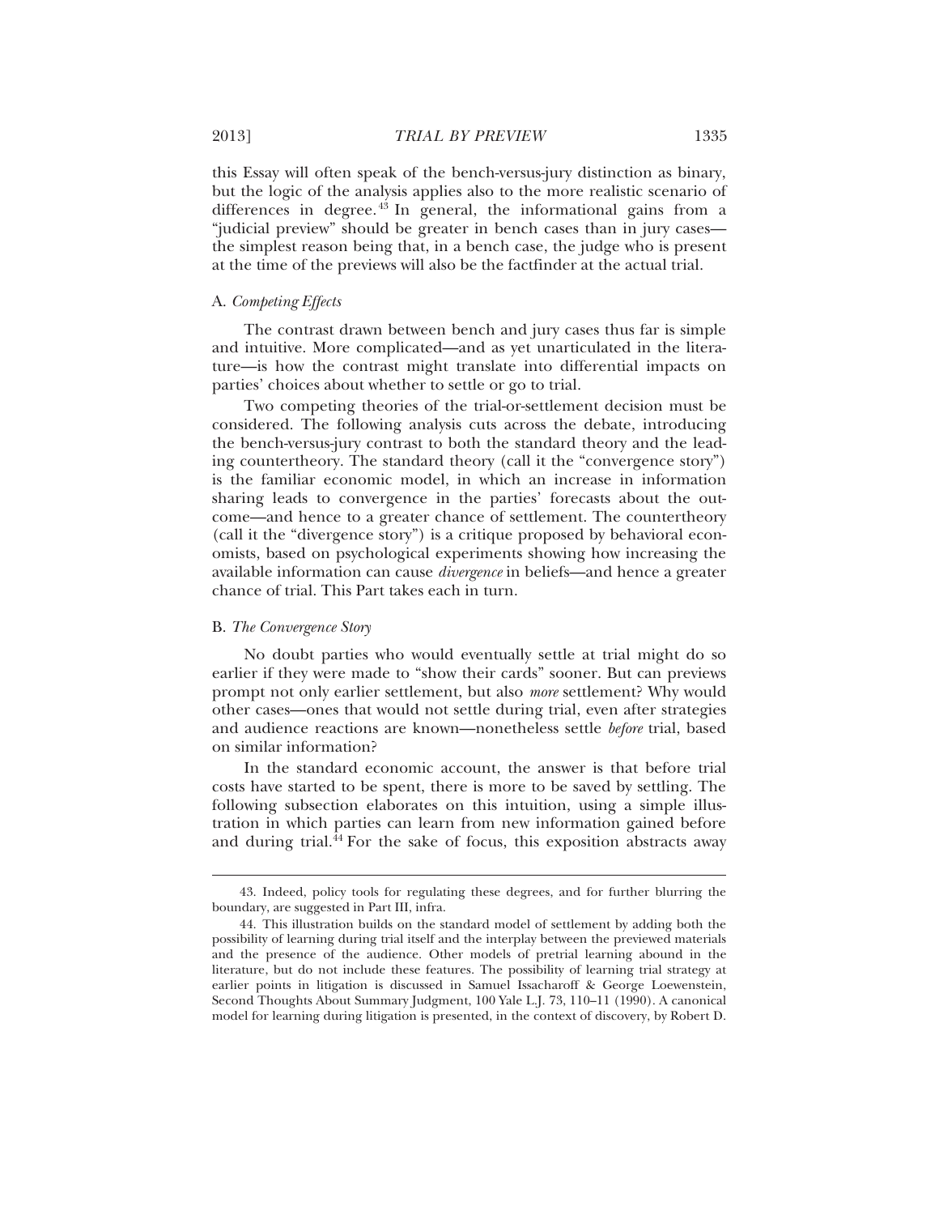this Essay will often speak of the bench-versus-jury distinction as binary, but the logic of the analysis applies also to the more realistic scenario of differences in degree.[43] In general, the informational gains from a "judicial preview" should be greater in bench cases than in jury cases—the simplest reason being that, in a bench case, the judge who is present at the time of the previews will also be the factfinder at the actual trial.

### A. *Competing Effects*

The contrast drawn between bench and jury cases thus far is simple and intuitive. More complicated—and as yet unarticulated in the literature—is how the contrast might translate into differential impacts on parties' choices about whether to settle or go to trial.

Two competing theories of the trial-or-settlement decision must be considered. The following analysis cuts across the debate, introducing the bench-versus-jury contrast to both the standard theory and the leading countertheory. The standard theory (call it the "convergence story") is the familiar economic model, in which an increase in information sharing leads to convergence in the parties' forecasts about the outcome—and hence to a greater chance of settlement. The countertheory (call it the "divergence story") is a critique proposed by behavioral economists, based on psychological experiments showing how increasing the available information can cause *divergence* in beliefs—and hence a greater chance of trial. This Part takes each in turn.

### B. *The Convergence Story*

No doubt parties who would eventually settle at trial might do so earlier if they were made to "show their cards" sooner. But can previews prompt not only earlier settlement, but also *more* settlement? Why would other cases—ones that would not settle during trial, even after strategies and audience reactions are known—nonetheless settle *before* trial, based on similar information?

In the standard economic account, the answer is that before trial costs have started to be spent, there is more to be saved by settling. The following subsection elaborates on this intuition, using a simple illustration in which parties can learn from new information gained before and during trial.[44] For the sake of focus, this exposition abstracts away

---

43. Indeed, policy tools for regulating these degrees, and for further blurring the boundary, are suggested in Part III, infra.

44. This illustration builds on the standard model of settlement by adding both the possibility of learning during trial itself and the interplay between the previewed materials and the presence of the audience. Other models of pretrial learning abound in the literature, but do not include these features. The possibility of learning trial strategy at earlier points in litigation is discussed in Samuel Issacharoff & George Loewenstein, Second Thoughts About Summary Judgment, 100 Yale L.J. 73, 110–11 (1990). A canonical model for learning during litigation is presented, in the context of discovery, by Robert D.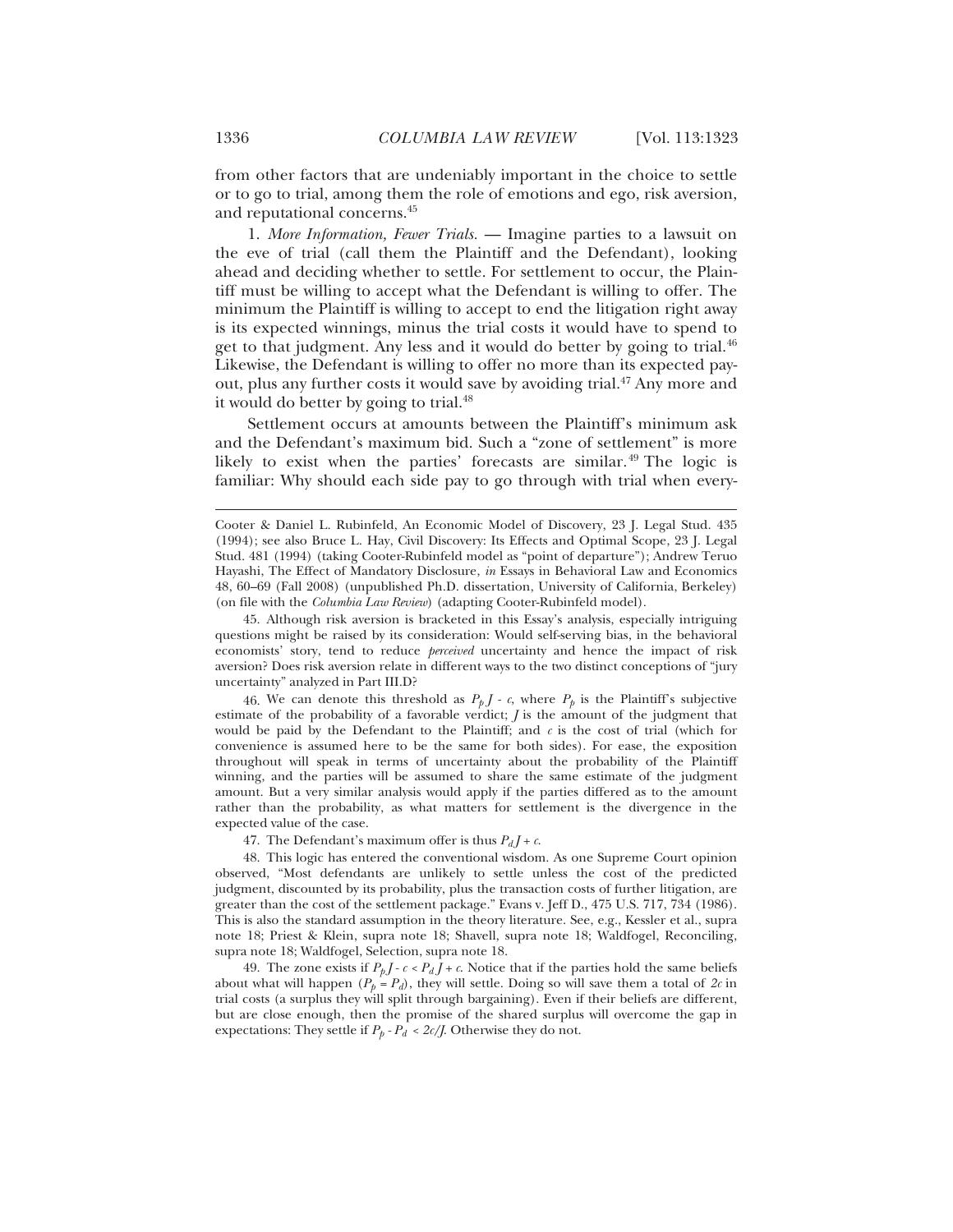from other factors that are undeniably important in the choice to settle or to go to trial, among them the role of emotions and ego, risk aversion, and reputational concerns.[45]

1. *More Information, Fewer Trials.* — Imagine parties to a lawsuit on the eve of trial (call them the Plaintiff and the Defendant), looking ahead and deciding whether to settle. For settlement to occur, the Plaintiff must be willing to accept what the Defendant is willing to offer. The minimum the Plaintiff is willing to accept to end the litigation right away is its expected winnings, minus the trial costs it would have to spend to get to that judgment. Any less and it would do better by going to trial.[46] Likewise, the Defendant is willing to offer no more than its expected payout, plus any further costs it would save by avoiding trial.[47] Any more and it would do better by going to trial.[48]

Settlement occurs at amounts between the Plaintiff's minimum ask and the Defendant's maximum bid. Such a "zone of settlement" is more likely to exist when the parties' forecasts are similar.[49] The logic is familiar: Why should each side pay to go through with trial when every-

---

Cooter & Daniel L. Rubinfeld, An Economic Model of Discovery, 23 J. Legal Stud. 435 (1994); see also Bruce L. Hay, Civil Discovery: Its Effects and Optimal Scope, 23 J. Legal Stud. 481 (1994) (taking Cooter-Rubinfeld model as "point of departure"); Andrew Teruo Hayashi, The Effect of Mandatory Disclosure, *in* Essays in Behavioral Law and Economics 48, 60–69 (Fall 2008) (unpublished Ph.D. dissertation, University of California, Berkeley) (on file with the *Columbia Law Review*) (adapting Cooter-Rubinfeld model).

45. Although risk aversion is bracketed in this Essay's analysis, especially intriguing questions might be raised by its consideration: Would self-serving bias, in the behavioral economists' story, tend to reduce *perceived* uncertainty and hence the impact of risk aversion? Does risk aversion relate in different ways to the two distinct conceptions of "jury uncertainty" analyzed in Part III.D?

46. We can denote this threshold as $P_p J - c$, where $P_p$ is the Plaintiff's subjective estimate of the probability of a favorable verdict; $J$ is the amount of the judgment that would be paid by the Defendant to the Plaintiff; and $c$ is the cost of trial (which for convenience is assumed here to be the same for both sides). For ease, the exposition throughout will speak in terms of uncertainty about the probability of the Plaintiff winning, and the parties will be assumed to share the same estimate of the judgment amount. But a very similar analysis would apply if the parties differed as to the amount rather than the probability, as what matters for settlement is the divergence in the expected value of the case.

47. The Defendant's maximum offer is thus $P_d J + c$.

48. This logic has entered the conventional wisdom. As one Supreme Court opinion observed, "Most defendants are unlikely to settle unless the cost of the predicted judgment, discounted by its probability, plus the transaction costs of further litigation, are greater than the cost of the settlement package." Evans v. Jeff D., 475 U.S. 717, 734 (1986). This is also the standard assumption in the theory literature. See, e.g., Kessler et al., supra note 18; Priest & Klein, supra note 18; Shavell, supra note 18; Waldfogel, Reconciling, supra note 18; Waldfogel, Selection, supra note 18.

49. The zone exists if $P_p J - c < P_d J + c$. Notice that if the parties hold the same beliefs about what will happen ($P_p = P_d$), they will settle. Doing so will save them a total of $2c$ in trial costs (a surplus they will split through bargaining). Even if their beliefs are different, but are close enough, then the promise of the shared surplus will overcome the gap in expectations: They settle if $P_p - P_d < 2c/J$. Otherwise they do not.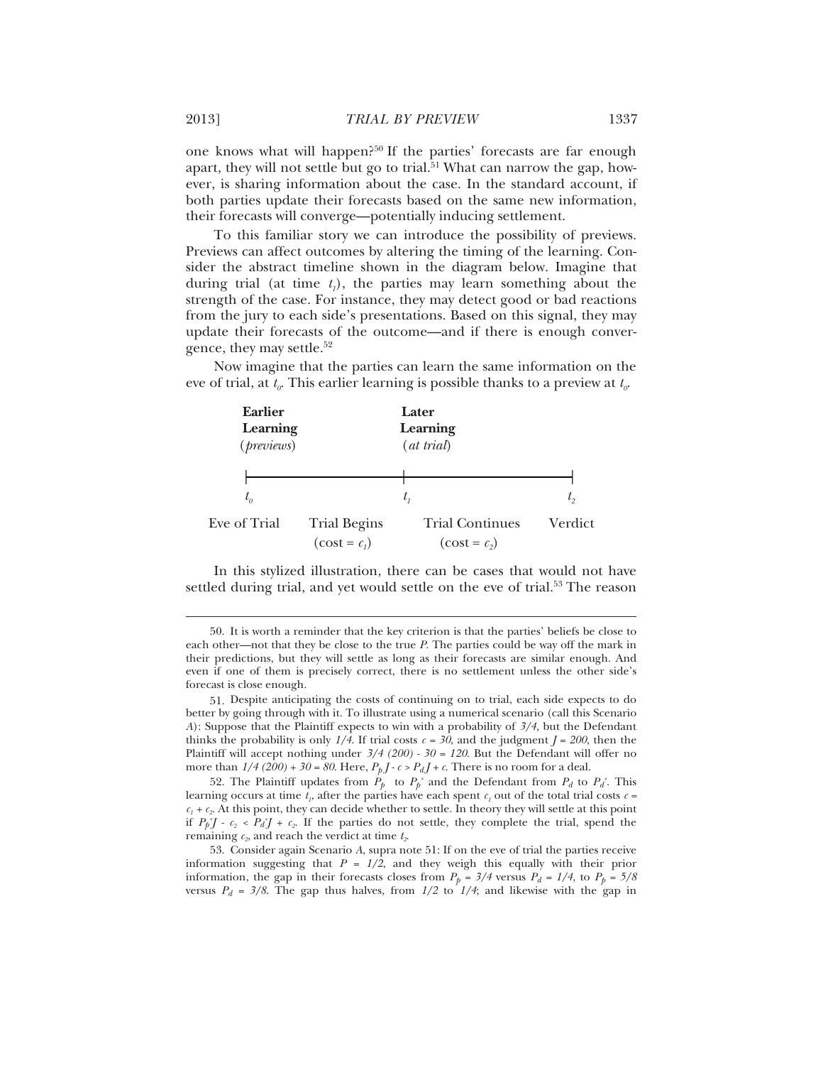one knows what will happen?[50] If the parties' forecasts are far enough apart, they will not settle but go to trial.[51] What can narrow the gap, however, is sharing information about the case. In the standard account, if both parties update their forecasts based on the same new information, their forecasts will converge—potentially inducing settlement.

To this familiar story we can introduce the possibility of previews. Previews can affect outcomes by altering the timing of the learning. Consider the abstract timeline shown in the diagram below. Imagine that during trial (at time $t_1$), the parties may learn something about the strength of the case. For instance, they may detect good or bad reactions from the jury to each side's presentations. Based on this signal, they may update their forecasts of the outcome—and if there is enough convergence, they may settle.[52]

Now imagine that the parties can learn the same information on the eve of trial, at $t_0$. This earlier learning is possible thanks to a preview at $t_0$.

| **Earlier Learning** (*previews*) | | **Later Learning** (*at trial*) | | |
|---|---|---|---|---|
| $t_0$ | | $t_1$ | | $t_2$ |
| Eve of Trial | Trial Begins (cost = $c_1$) | | Trial Continues (cost = $c_2$) | Verdict |

In this stylized illustration, there can be cases that would not have settled during trial, and yet would settle on the eve of trial.[53] The reason

---

50. It is worth a reminder that the key criterion is that the parties' beliefs be close to each other—not that they be close to the true *P*. The parties could be way off the mark in their predictions, but they will settle as long as their forecasts are similar enough. And even if one of them is precisely correct, there is no settlement unless the other side's forecast is close enough.

51. Despite anticipating the costs of continuing on to trial, each side expects to do better by going through with it. To illustrate using a numerical scenario (call this Scenario *A*): Suppose that the Plaintiff expects to win with a probability of *3/4*, but the Defendant thinks the probability is only *1/4*. If trial costs $c = 30$, and the judgment $J = 200$, then the Plaintiff will accept nothing under $3/4\ (200) - 30 = 120$. But the Defendant will offer no more than $1/4\ (200) + 30 = 80$. Here, $P_p J - c > P_d J + c$. There is no room for a deal.

52. The Plaintiff updates from $P_p$ to $P_p^*$ and the Defendant from $P_d$ to $P_d^*$. This learning occurs at time $t_1$, after the parties have each spent $c_1$ out of the total trial costs $c = c_1 + c_2$. At this point, they can decide whether to settle. In theory they will settle at this point if $P_p^* J - c_2 < P_d^* J + c_2$. If the parties do not settle, they complete the trial, spend the remaining $c_2$, and reach the verdict at time $t_2$.

53. Consider again Scenario *A*, supra note 51: If on the eve of trial the parties receive information suggesting that $P = 1/2$, and they weigh this equally with their prior information, the gap in their forecasts closes from $P_p = 3/4$ versus $P_d = 1/4$, to $P_p = 5/8$ versus $P_d = 3/8$. The gap thus halves, from *1/2* to *1/4*; and likewise with the gap in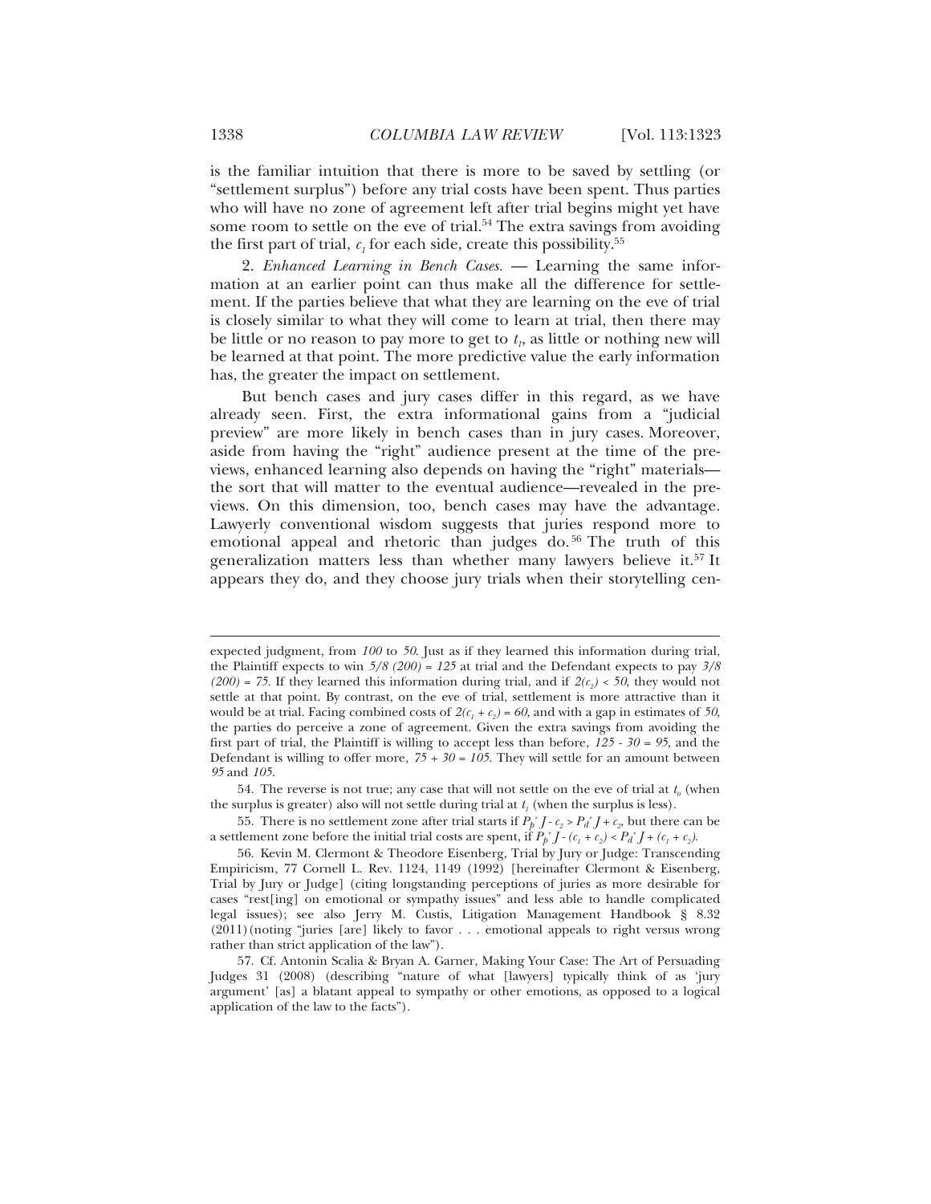is the familiar intuition that there is more to be saved by settling (or "settlement surplus") before any trial costs have been spent. Thus parties who will have no zone of agreement left after trial begins might yet have some room to settle on the eve of trial.[54] The extra savings from avoiding the first part of trial, $c_1$ for each side, create this possibility.[55]

2. *Enhanced Learning in Bench Cases.* — Learning the same information at an earlier point can thus make all the difference for settlement. If the parties believe that what they are learning on the eve of trial is closely similar to what they will come to learn at trial, then there may be little or no reason to pay more to get to $t_1$, as little or nothing new will be learned at that point. The more predictive value the early information has, the greater the impact on settlement.

But bench cases and jury cases differ in this regard, as we have already seen. First, the extra informational gains from a "judicial preview" are more likely in bench cases than in jury cases. Moreover, aside from having the "right" audience present at the time of the previews, enhanced learning also depends on having the "right" materials—the sort that will matter to the eventual audience—revealed in the previews. On this dimension, too, bench cases may have the advantage. Lawyerly conventional wisdom suggests that juries respond more to emotional appeal and rhetoric than judges do.[56] The truth of this generalization matters less than whether many lawyers believe it.[57] It appears they do, and they choose jury trials when their storytelling cen-

---

expected judgment, from *100* to *50*. Just as if they learned this information during trial, the Plaintiff expects to win $5/8\ (200) = 125$ at trial and the Defendant expects to pay $3/8\ (200) = 75$. If they learned this information during trial, and if $2(c_2) < 50$, they would not settle at that point. By contrast, on the eve of trial, settlement is more attractive than it would be at trial. Facing combined costs of $2(c_1 + c_2) = 60$, and with a gap in estimates of *50*, the parties do perceive a zone of agreement. Given the extra savings from avoiding the first part of trial, the Plaintiff is willing to accept less than before, $125 - 30 = 95$, and the Defendant is willing to offer more, $75 + 30 = 105$. They will settle for an amount between *95* and *105*.

54. The reverse is not true; any case that will not settle on the eve of trial at $t_0$ (when the surplus is greater) also will not settle during trial at $t_1$ (when the surplus is less).

55. There is no settlement zone after trial starts if $P_p^* J - c_2 > P_d^* J + c_2$, but there can be a settlement zone before the initial trial costs are spent, if $P_p^* J - (c_1 + c_2) < P_d^* J + (c_1 + c_2)$.

56. Kevin M. Clermont & Theodore Eisenberg, Trial by Jury or Judge: Transcending Empiricism, 77 Cornell L. Rev. 1124, 1149 (1992) [hereinafter Clermont & Eisenberg, Trial by Jury or Judge] (citing longstanding perceptions of juries as more desirable for cases "rest[ing] on emotional or sympathy issues" and less able to handle complicated legal issues); see also Jerry M. Custis, Litigation Management Handbook § 8.32 (2011) (noting "juries [are] likely to favor . . . emotional appeals to right versus wrong rather than strict application of the law").

57. Cf. Antonin Scalia & Bryan A. Garner, Making Your Case: The Art of Persuading Judges 31 (2008) (describing "nature of what [lawyers] typically think of as 'jury argument' [as] a blatant appeal to sympathy or other emotions, as opposed to a logical application of the law to the facts").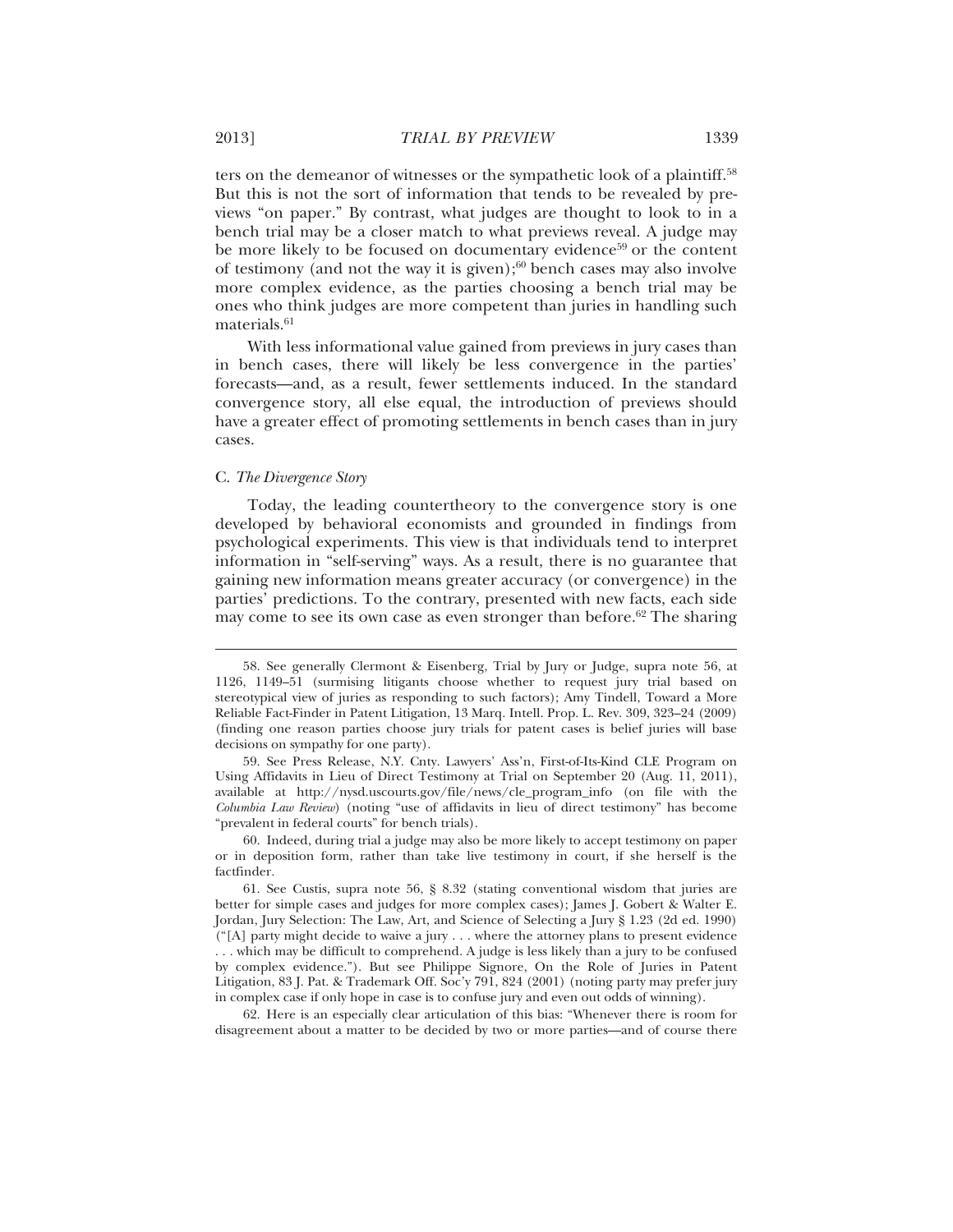ters on the demeanor of witnesses or the sympathetic look of a plaintiff.[58] But this is not the sort of information that tends to be revealed by previews "on paper." By contrast, what judges are thought to look to in a bench trial may be a closer match to what previews reveal. A judge may be more likely to be focused on documentary evidence[59] or the content of testimony (and not the way it is given);[60] bench cases may also involve more complex evidence, as the parties choosing a bench trial may be ones who think judges are more competent than juries in handling such materials.[61]

With less informational value gained from previews in jury cases than in bench cases, there will likely be less convergence in the parties' forecasts—and, as a result, fewer settlements induced. In the standard convergence story, all else equal, the introduction of previews should have a greater effect of promoting settlements in bench cases than in jury cases.

### C. *The Divergence Story*

Today, the leading countertheory to the convergence story is one developed by behavioral economists and grounded in findings from psychological experiments. This view is that individuals tend to interpret information in "self-serving" ways. As a result, there is no guarantee that gaining new information means greater accuracy (or convergence) in the parties' predictions. To the contrary, presented with new facts, each side may come to see its own case as even stronger than before.[62] The sharing

---

58. See generally Clermont & Eisenberg, Trial by Jury or Judge, supra note 56, at 1126, 1149–51 (surmising litigants choose whether to request jury trial based on stereotypical view of juries as responding to such factors); Amy Tindell, Toward a More Reliable Fact-Finder in Patent Litigation, 13 Marq. Intell. Prop. L. Rev. 309, 323–24 (2009) (finding one reason parties choose jury trials for patent cases is belief juries will base decisions on sympathy for one party).

59. See Press Release, N.Y. Cnty. Lawyers' Ass'n, First-of-Its-Kind CLE Program on Using Affidavits in Lieu of Direct Testimony at Trial on September 20 (Aug. 11, 2011), available at http://nysd.uscourts.gov/file/news/cle_program_info (on file with the *Columbia Law Review*) (noting "use of affidavits in lieu of direct testimony" has become "prevalent in federal courts" for bench trials).

60. Indeed, during trial a judge may also be more likely to accept testimony on paper or in deposition form, rather than take live testimony in court, if she herself is the factfinder.

61. See Custis, supra note 56, § 8.32 (stating conventional wisdom that juries are better for simple cases and judges for more complex cases); James J. Gobert & Walter E. Jordan, Jury Selection: The Law, Art, and Science of Selecting a Jury § 1.23 (2d ed. 1990) ("[A] party might decide to waive a jury . . . where the attorney plans to present evidence . . . which may be difficult to comprehend. A judge is less likely than a jury to be confused by complex evidence."). But see Philippe Signore, On the Role of Juries in Patent Litigation, 83 J. Pat. & Trademark Off. Soc'y 791, 824 (2001) (noting party may prefer jury in complex case if only hope in case is to confuse jury and even out odds of winning).

62. Here is an especially clear articulation of this bias: "Whenever there is room for disagreement about a matter to be decided by two or more parties—and of course there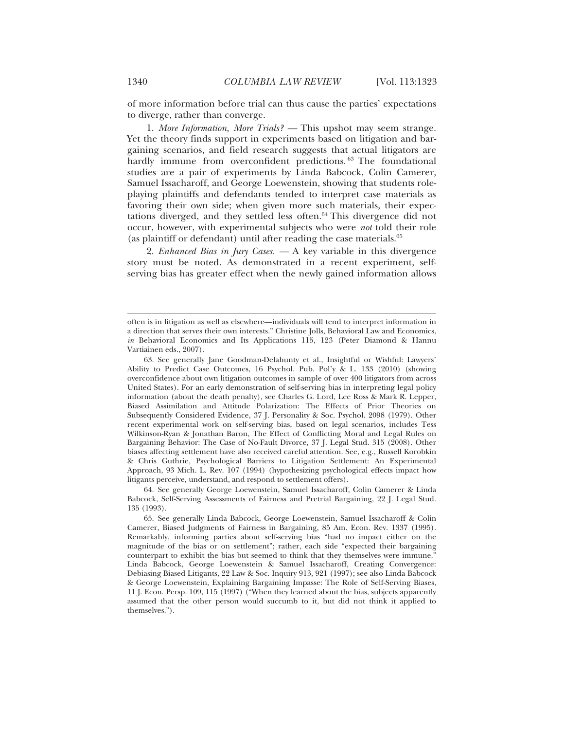of more information before trial can thus cause the parties' expectations to diverge, rather than converge.

1. *More Information, More Trials?* — This upshot may seem strange. Yet the theory finds support in experiments based on litigation and bargaining scenarios, and field research suggests that actual litigators are hardly immune from overconfident predictions.[63] The foundational studies are a pair of experiments by Linda Babcock, Colin Camerer, Samuel Issacharoff, and George Loewenstein, showing that students role-playing plaintiffs and defendants tended to interpret case materials as favoring their own side; when given more such materials, their expectations diverged, and they settled less often.[64] This divergence did not occur, however, with experimental subjects who were *not* told their role (as plaintiff or defendant) until after reading the case materials.[65]

2. *Enhanced Bias in Jury Cases.* — A key variable in this divergence story must be noted. As demonstrated in a recent experiment, self-serving bias has greater effect when the newly gained information allows

---

often is in litigation as well as elsewhere—individuals will tend to interpret information in a direction that serves their own interests." Christine Jolls, Behavioral Law and Economics, *in* Behavioral Economics and Its Applications 115, 123 (Peter Diamond & Hannu Vartiainen eds., 2007).

63. See generally Jane Goodman-Delahunty et al., Insightful or Wishful: Lawyers' Ability to Predict Case Outcomes, 16 Psychol. Pub. Pol'y & L. 133 (2010) (showing overconfidence about own litigation outcomes in sample of over 400 litigators from across United States). For an early demonstration of self-serving bias in interpreting legal policy information (about the death penalty), see Charles G. Lord, Lee Ross & Mark R. Lepper, Biased Assimilation and Attitude Polarization: The Effects of Prior Theories on Subsequently Considered Evidence, 37 J. Personality & Soc. Psychol. 2098 (1979). Other recent experimental work on self-serving bias, based on legal scenarios, includes Tess Wilkinson-Ryan & Jonathan Baron, The Effect of Conflicting Moral and Legal Rules on Bargaining Behavior: The Case of No-Fault Divorce, 37 J. Legal Stud. 315 (2008). Other biases affecting settlement have also received careful attention. See, e.g., Russell Korobkin & Chris Guthrie, Psychological Barriers to Litigation Settlement: An Experimental Approach, 93 Mich. L. Rev. 107 (1994) (hypothesizing psychological effects impact how litigants perceive, understand, and respond to settlement offers).

64. See generally George Loewenstein, Samuel Issacharoff, Colin Camerer & Linda Babcock, Self-Serving Assessments of Fairness and Pretrial Bargaining, 22 J. Legal Stud. 135 (1993).

65. See generally Linda Babcock, George Loewenstein, Samuel Issacharoff & Colin Camerer, Biased Judgments of Fairness in Bargaining, 85 Am. Econ. Rev. 1337 (1995). Remarkably, informing parties about self-serving bias "had no impact either on the magnitude of the bias or on settlement"; rather, each side "expected their bargaining counterpart to exhibit the bias but seemed to think that they themselves were immune." Linda Babcock, George Loewenstein & Samuel Issacharoff, Creating Convergence: Debiasing Biased Litigants, 22 Law & Soc. Inquiry 913, 921 (1997); see also Linda Babcock & George Loewenstein, Explaining Bargaining Impasse: The Role of Self-Serving Biases, 11 J. Econ. Persp. 109, 115 (1997) ("When they learned about the bias, subjects apparently assumed that the other person would succumb to it, but did not think it applied to themselves.").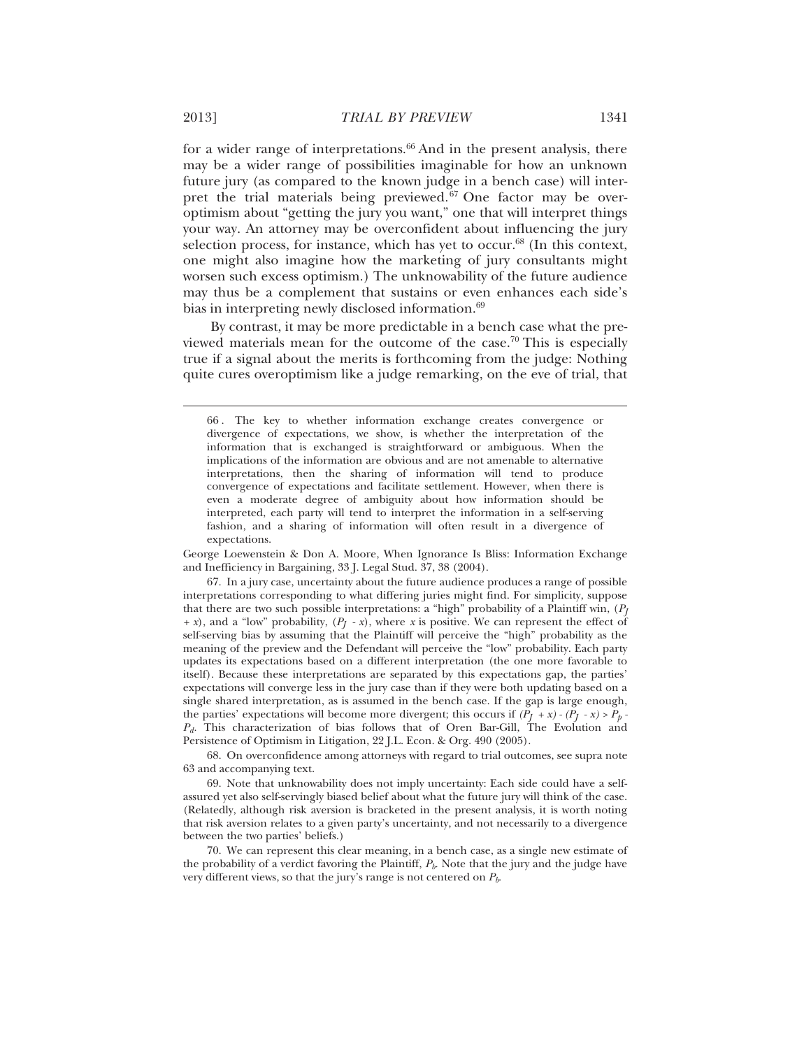for a wider range of interpretations.[66] And in the present analysis, there may be a wider range of possibilities imaginable for how an unknown future jury (as compared to the known judge in a bench case) will interpret the trial materials being previewed.[67] One factor may be overoptimism about "getting the jury you want," one that will interpret things your way. An attorney may be overconfident about influencing the jury selection process, for instance, which has yet to occur.[68] (In this context, one might also imagine how the marketing of jury consultants might worsen such excess optimism.) The unknowability of the future audience may thus be a complement that sustains or even enhances each side's bias in interpreting newly disclosed information.[69]

By contrast, it may be more predictable in a bench case what the previewed materials mean for the outcome of the case.[70] This is especially true if a signal about the merits is forthcoming from the judge: Nothing quite cures overoptimism like a judge remarking, on the eve of trial, that

---

66. The key to whether information exchange creates convergence or divergence of expectations, we show, is whether the interpretation of the information that is exchanged is straightforward or ambiguous. When the implications of the information are obvious and are not amenable to alternative interpretations, then the sharing of information will tend to produce convergence of expectations and facilitate settlement. However, when there is even a moderate degree of ambiguity about how information should be interpreted, each party will tend to interpret the information in a self-serving fashion, and a sharing of information will often result in a divergence of expectations.

George Loewenstein & Don A. Moore, When Ignorance Is Bliss: Information Exchange and Inefficiency in Bargaining, 33 J. Legal Stud. 37, 38 (2004).

67. In a jury case, uncertainty about the future audience produces a range of possible interpretations corresponding to what differing juries might find. For simplicity, suppose that there are two such possible interpretations: a "high" probability of a Plaintiff win, $(P_J + x)$, and a "low" probability, $(P_J - x)$, where $x$ is positive. We can represent the effect of self-serving bias by assuming that the Plaintiff will perceive the "high" probability as the meaning of the preview and the Defendant will perceive the "low" probability. Each party updates its expectations based on a different interpretation (the one more favorable to itself). Because these interpretations are separated by this expectations gap, the parties' expectations will converge less in the jury case than if they were both updating based on a single shared interpretation, as is assumed in the bench case. If the gap is large enough, the parties' expectations will become more divergent; this occurs if $(P_J + x) - (P_J - x) > P_p - P_d$. This characterization of bias follows that of Oren Bar-Gill, The Evolution and Persistence of Optimism in Litigation, 22 J.L. Econ. & Org. 490 (2005).

68. On overconfidence among attorneys with regard to trial outcomes, see supra note 63 and accompanying text.

69. Note that unknowability does not imply uncertainty: Each side could have a self-assured yet also self-servingly biased belief about what the future jury will think of the case. (Relatedly, although risk aversion is bracketed in the present analysis, it is worth noting that risk aversion relates to a given party's uncertainty, and not necessarily to a divergence between the two parties' beliefs.)

70. We can represent this clear meaning, in a bench case, as a single new estimate of the probability of a verdict favoring the Plaintiff, $P_b$. Note that the jury and the judge have very different views, so that the jury's range is not centered on $P_b$.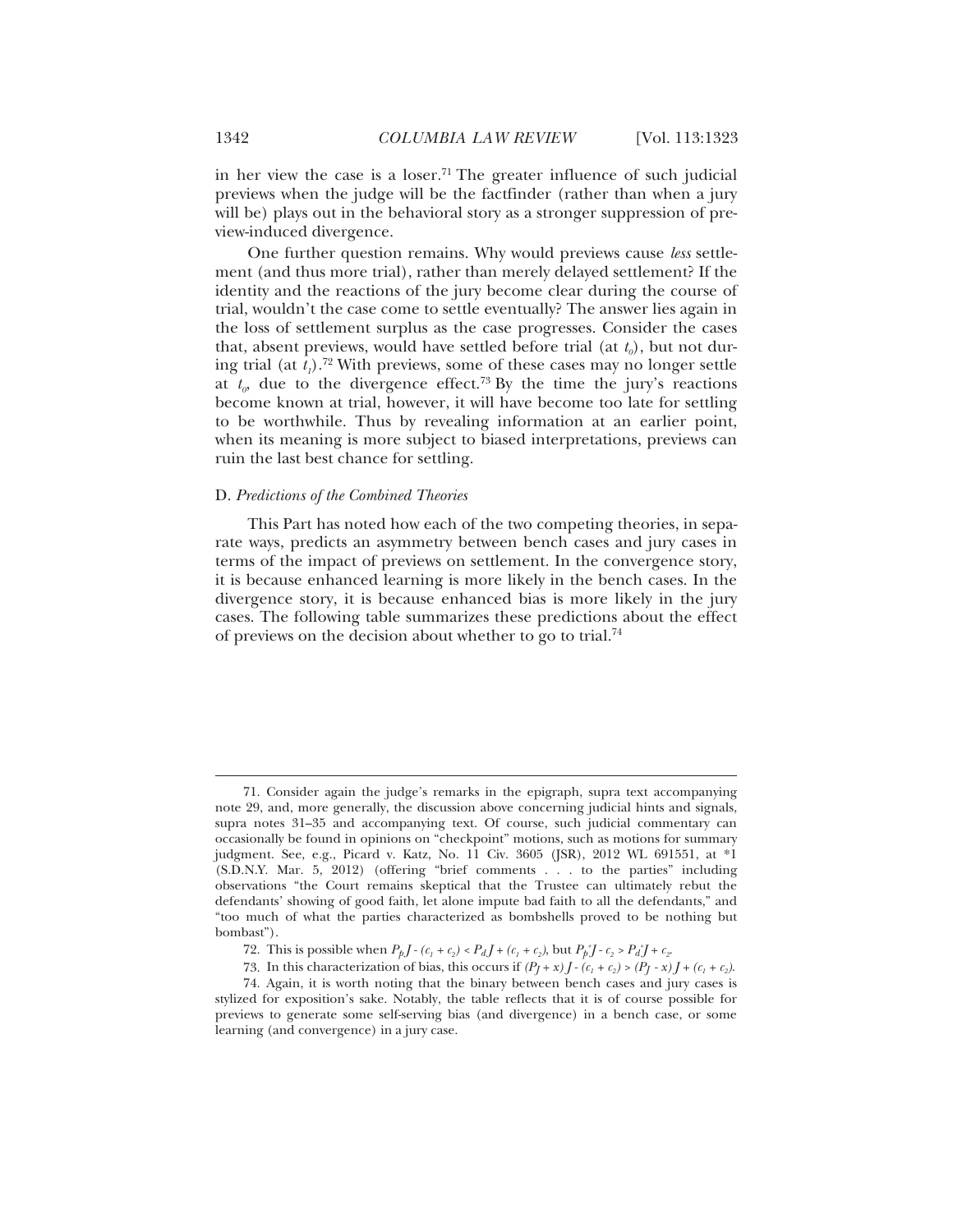in her view the case is a loser.[71] The greater influence of such judicial previews when the judge will be the factfinder (rather than when a jury will be) plays out in the behavioral story as a stronger suppression of preview-induced divergence.

One further question remains. Why would previews cause *less* settlement (and thus more trial), rather than merely delayed settlement? If the identity and the reactions of the jury become clear during the course of trial, wouldn't the case come to settle eventually? The answer lies again in the loss of settlement surplus as the case progresses. Consider the cases that, absent previews, would have settled before trial (at $t_0$), but not during trial (at $t_1$).[72] With previews, some of these cases may no longer settle at $t_0$, due to the divergence effect.[73] By the time the jury's reactions become known at trial, however, it will have become too late for settling to be worthwhile. Thus by revealing information at an earlier point, when its meaning is more subject to biased interpretations, previews can ruin the last best chance for settling.

### D. *Predictions of the Combined Theories*

This Part has noted how each of the two competing theories, in separate ways, predicts an asymmetry between bench cases and jury cases in terms of the impact of previews on settlement. In the convergence story, it is because enhanced learning is more likely in the bench cases. In the divergence story, it is because enhanced bias is more likely in the jury cases. The following table summarizes these predictions about the effect of previews on the decision about whether to go to trial.[74]

---

71. Consider again the judge's remarks in the epigraph, supra text accompanying note 29, and, more generally, the discussion above concerning judicial hints and signals, supra notes 31–35 and accompanying text. Of course, such judicial commentary can occasionally be found in opinions on "checkpoint" motions, such as motions for summary judgment. See, e.g., Picard v. Katz, No. 11 Civ. 3605 (JSR), 2012 WL 691551, at *1 (S.D.N.Y. Mar. 5, 2012) (offering "brief comments . . . to the parties" including observations "the Court remains skeptical that the Trustee can ultimately rebut the defendants' showing of good faith, let alone impute bad faith to all the defendants," and "too much of what the parties characterized as bombshells proved to be nothing but bombast").

72. This is possible when $P_p J - (c_1 + c_2) < P_d J + (c_1 + c_2)$, but $P_p^* J - c_2 > P_d^* J + c_2$.

73. In this characterization of bias, this occurs if $(P_J + x) J - (c_1 + c_2) > (P_J - x) J + (c_1 + c_2)$.

74. Again, it is worth noting that the binary between bench cases and jury cases is stylized for exposition's sake. Notably, the table reflects that it is of course possible for previews to generate some self-serving bias (and divergence) in a bench case, or some learning (and convergence) in a jury case.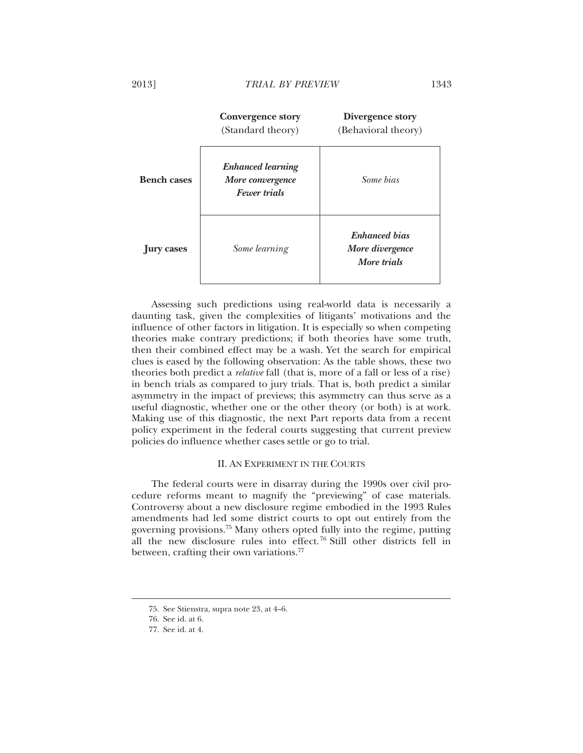| | **Convergence story** (Standard theory) | **Divergence story** (Behavioral theory) |
|---|---|---|
| **Bench cases** | ***Enhanced learning*** ***More convergence*** ***Fewer trials*** | *Some bias* |
| **Jury cases** | *Some learning* | ***Enhanced bias*** ***More divergence*** ***More trials*** |

Assessing such predictions using real-world data is necessarily a daunting task, given the complexities of litigants' motivations and the influence of other factors in litigation. It is especially so when competing theories make contrary predictions; if both theories have some truth, then their combined effect may be a wash. Yet the search for empirical clues is eased by the following observation: As the table shows, these two theories both predict a *relative* fall (that is, more of a fall or less of a rise) in bench trials as compared to jury trials. That is, both predict a similar asymmetry in the impact of previews; this asymmetry can thus serve as a useful diagnostic, whether one or the other theory (or both) is at work. Making use of this diagnostic, the next Part reports data from a recent policy experiment in the federal courts suggesting that current preview policies do influence whether cases settle or go to trial.

## II. AN EXPERIMENT IN THE COURTS

The federal courts were in disarray during the 1990s over civil procedure reforms meant to magnify the "previewing" of case materials. Controversy about a new disclosure regime embodied in the 1993 Rules amendments had led some district courts to opt out entirely from the governing provisions.[75] Many others opted fully into the regime, putting all the new disclosure rules into effect.[76] Still other districts fell in between, crafting their own variations.[77]

---

75. See Stienstra, supra note 23, at 4–6.

76. See id. at 6.

77. See id. at 4.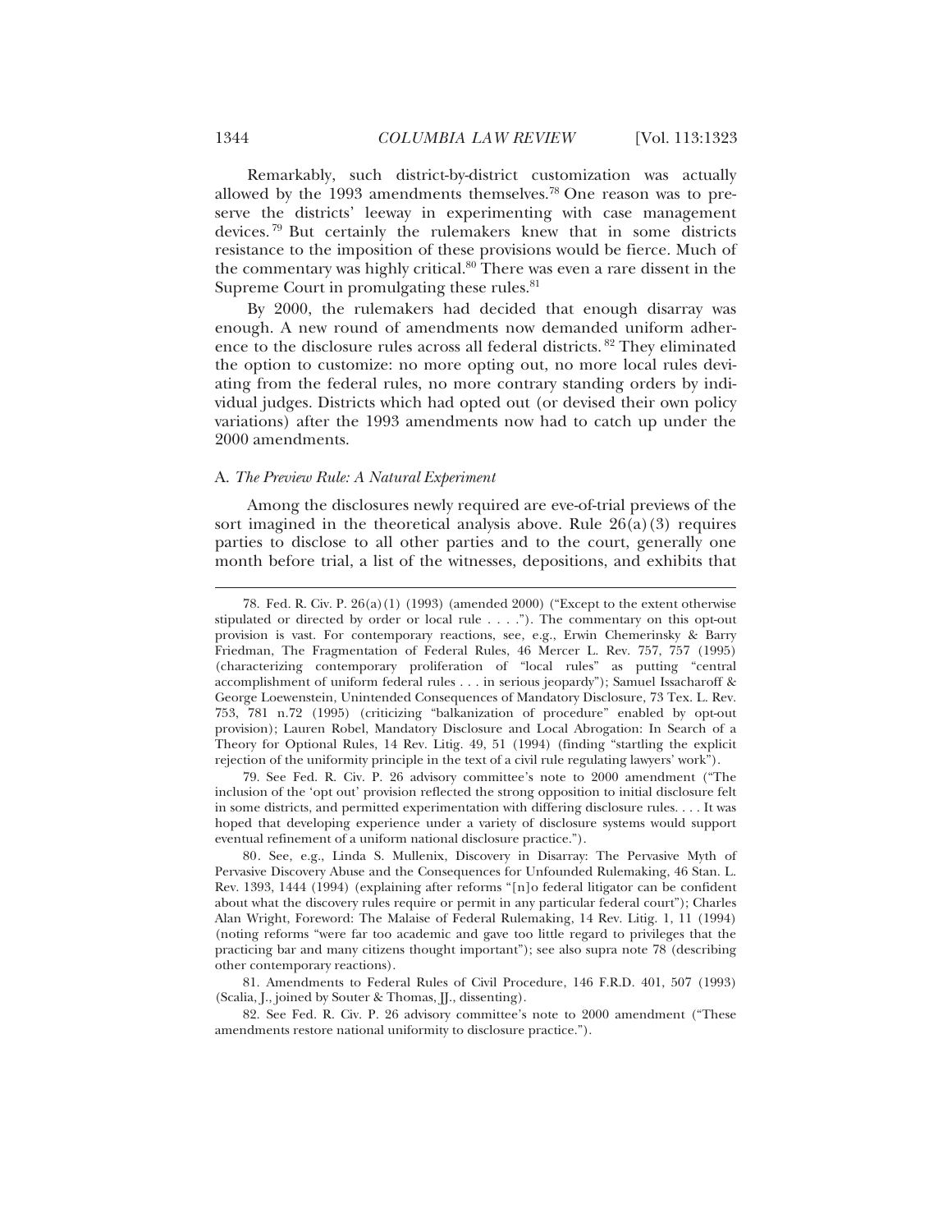Remarkably, such district-by-district customization was actually allowed by the 1993 amendments themselves.[78] One reason was to preserve the districts' leeway in experimenting with case management devices.[79] But certainly the rulemakers knew that in some districts resistance to the imposition of these provisions would be fierce. Much of the commentary was highly critical.[80] There was even a rare dissent in the Supreme Court in promulgating these rules.[81]

By 2000, the rulemakers had decided that enough disarray was enough. A new round of amendments now demanded uniform adherence to the disclosure rules across all federal districts.[82] They eliminated the option to customize: no more opting out, no more local rules deviating from the federal rules, no more contrary standing orders by individual judges. Districts which had opted out (or devised their own policy variations) after the 1993 amendments now had to catch up under the 2000 amendments.

### A. *The Preview Rule: A Natural Experiment*

Among the disclosures newly required are eve-of-trial previews of the sort imagined in the theoretical analysis above. Rule 26(a)(3) requires parties to disclose to all other parties and to the court, generally one month before trial, a list of the witnesses, depositions, and exhibits that

---

78. Fed. R. Civ. P. 26(a)(1) (1993) (amended 2000) ("Except to the extent otherwise stipulated or directed by order or local rule . . . ."). The commentary on this opt-out provision is vast. For contemporary reactions, see, e.g., Erwin Chemerinsky & Barry Friedman, The Fragmentation of Federal Rules, 46 Mercer L. Rev. 757, 757 (1995) (characterizing contemporary proliferation of "local rules" as putting "central accomplishment of uniform federal rules . . . in serious jeopardy"); Samuel Issacharoff & George Loewenstein, Unintended Consequences of Mandatory Disclosure, 73 Tex. L. Rev. 753, 781 n.72 (1995) (criticizing "balkanization of procedure" enabled by opt-out provision); Lauren Robel, Mandatory Disclosure and Local Abrogation: In Search of a Theory for Optional Rules, 14 Rev. Litig. 49, 51 (1994) (finding "startling the explicit rejection of the uniformity principle in the text of a civil rule regulating lawyers' work").

79. See Fed. R. Civ. P. 26 advisory committee's note to 2000 amendment ("The inclusion of the 'opt out' provision reflected the strong opposition to initial disclosure felt in some districts, and permitted experimentation with differing disclosure rules. . . . It was hoped that developing experience under a variety of disclosure systems would support eventual refinement of a uniform national disclosure practice.").

80. See, e.g., Linda S. Mullenix, Discovery in Disarray: The Pervasive Myth of Pervasive Discovery Abuse and the Consequences for Unfounded Rulemaking, 46 Stan. L. Rev. 1393, 1444 (1994) (explaining after reforms "[n]o federal litigator can be confident about what the discovery rules require or permit in any particular federal court"); Charles Alan Wright, Foreword: The Malaise of Federal Rulemaking, 14 Rev. Litig. 1, 11 (1994) (noting reforms "were far too academic and gave too little regard to privileges that the practicing bar and many citizens thought important"); see also supra note 78 (describing other contemporary reactions).

81. Amendments to Federal Rules of Civil Procedure, 146 F.R.D. 401, 507 (1993) (Scalia, J., joined by Souter & Thomas, JJ., dissenting).

82. See Fed. R. Civ. P. 26 advisory committee's note to 2000 amendment ("These amendments restore national uniformity to disclosure practice.").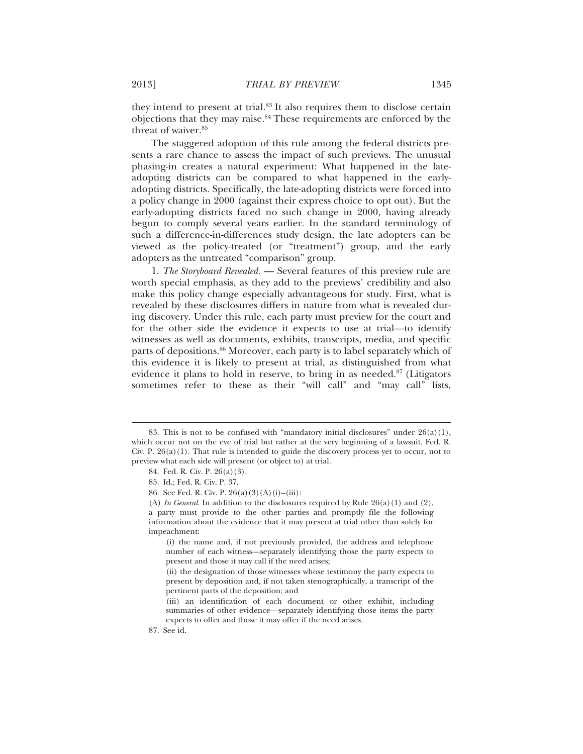they intend to present at trial.[83] It also requires them to disclose certain objections that they may raise.[84] These requirements are enforced by the threat of waiver.[85]

The staggered adoption of this rule among the federal districts presents a rare chance to assess the impact of such previews. The unusual phasing-in creates a natural experiment: What happened in the late-adopting districts can be compared to what happened in the early-adopting districts. Specifically, the late-adopting districts were forced into a policy change in 2000 (against their express choice to opt out). But the early-adopting districts faced no such change in 2000, having already begun to comply several years earlier. In the standard terminology of such a difference-in-differences study design, the late adopters can be viewed as the policy-treated (or "treatment") group, and the early adopters as the untreated "comparison" group.

1. *The Storyboard Revealed.* — Several features of this preview rule are worth special emphasis, as they add to the previews' credibility and also make this policy change especially advantageous for study. First, what is revealed by these disclosures differs in nature from what is revealed during discovery. Under this rule, each party must preview for the court and for the other side the evidence it expects to use at trial—to identify witnesses as well as documents, exhibits, transcripts, media, and specific parts of depositions.[86] Moreover, each party is to label separately which of this evidence it is likely to present at trial, as distinguished from what evidence it plans to hold in reserve, to bring in as needed.[87] (Litigators sometimes refer to these as their "will call" and "may call" lists,

---

83. This is not to be confused with "mandatory initial disclosures" under 26(a)(1), which occur not on the eve of trial but rather at the very beginning of a lawsuit. Fed. R. Civ. P. 26(a)(1). That rule is intended to guide the discovery process yet to occur, not to preview what each side will present (or object to) at trial.

84. Fed. R. Civ. P. 26(a)(3).

85. Id.; Fed. R. Civ. P. 37.

86. See Fed. R. Civ. P. 26(a)(3)(A)(i)–(iii):

> (A) *In General*. In addition to the disclosures required by Rule 26(a)(1) and (2), a party must provide to the other parties and promptly file the following information about the evidence that it may present at trial other than solely for impeachment:
>
> > (i) the name and, if not previously provided, the address and telephone number of each witness—separately identifying those the party expects to present and those it may call if the need arises;
> >
> > (ii) the designation of those witnesses whose testimony the party expects to present by deposition and, if not taken stenographically, a transcript of the pertinent parts of the deposition; and
> >
> > (iii) an identification of each document or other exhibit, including summaries of other evidence—separately identifying those items the party expects to offer and those it may offer if the need arises.

87. See id.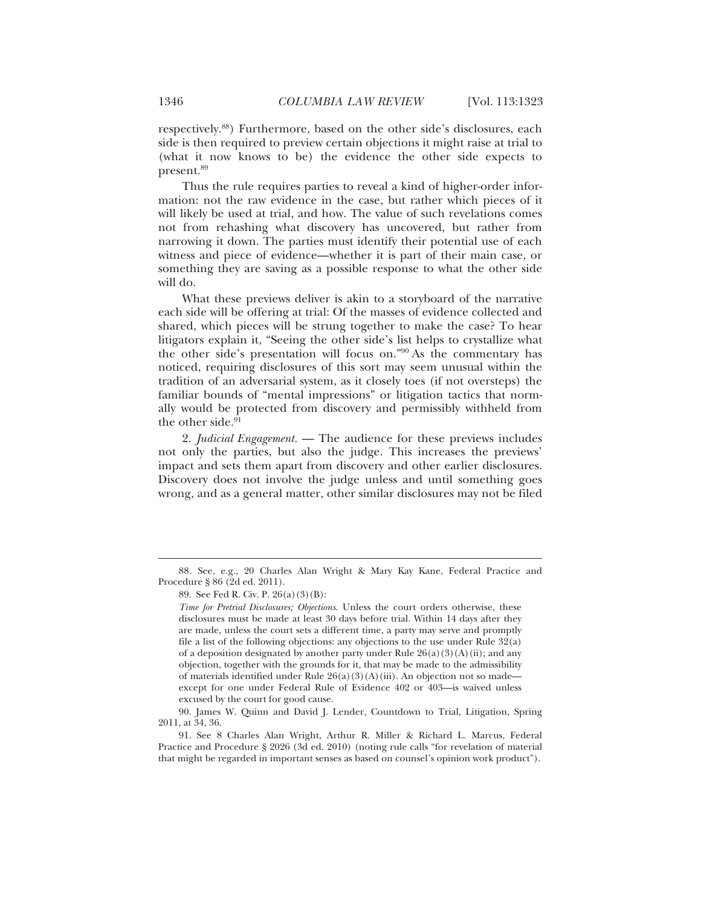respectively.[88]) Furthermore, based on the other side's disclosures, each side is then required to preview certain objections it might raise at trial to (what it now knows to be) the evidence the other side expects to present.[89]

Thus the rule requires parties to reveal a kind of higher-order information: not the raw evidence in the case, but rather which pieces of it will likely be used at trial, and how. The value of such revelations comes not from rehashing what discovery has uncovered, but rather from narrowing it down. The parties must identify their potential use of each witness and piece of evidence—whether it is part of their main case, or something they are saving as a possible response to what the other side will do.

What these previews deliver is akin to a storyboard of the narrative each side will be offering at trial: Of the masses of evidence collected and shared, which pieces will be strung together to make the case? To hear litigators explain it, "Seeing the other side's list helps to crystallize what the other side's presentation will focus on."[90] As the commentary has noticed, requiring disclosures of this sort may seem unusual within the tradition of an adversarial system, as it closely toes (if not oversteps) the familiar bounds of "mental impressions" or litigation tactics that normally would be protected from discovery and permissibly withheld from the other side.[91]

2. *Judicial Engagement.* — The audience for these previews includes not only the parties, but also the judge. This increases the previews' impact and sets them apart from discovery and other earlier disclosures. Discovery does not involve the judge unless and until something goes wrong, and as a general matter, other similar disclosures may not be filed

---

88. See, e.g., 20 Charles Alan Wright & Mary Kay Kane, Federal Practice and Procedure § 86 (2d ed. 2011).

89. See Fed R. Civ. P. 26(a)(3)(B):

*Time for Pretrial Disclosures; Objections*. Unless the court orders otherwise, these disclosures must be made at least 30 days before trial. Within 14 days after they are made, unless the court sets a different time, a party may serve and promptly file a list of the following objections: any objections to the use under Rule 32(a) of a deposition designated by another party under Rule 26(a)(3)(A)(ii); and any objection, together with the grounds for it, that may be made to the admissibility of materials identified under Rule 26(a)(3)(A)(iii). An objection not so made—except for one under Federal Rule of Evidence 402 or 403—is waived unless excused by the court for good cause.

90. James W. Quinn and David J. Lender, Countdown to Trial, Litigation, Spring 2011, at 34, 36.

91. See 8 Charles Alan Wright, Arthur R. Miller & Richard L. Marcus, Federal Practice and Procedure § 2026 (3d ed. 2010) (noting rule calls "for revelation of material that might be regarded in important senses as based on counsel's opinion work product").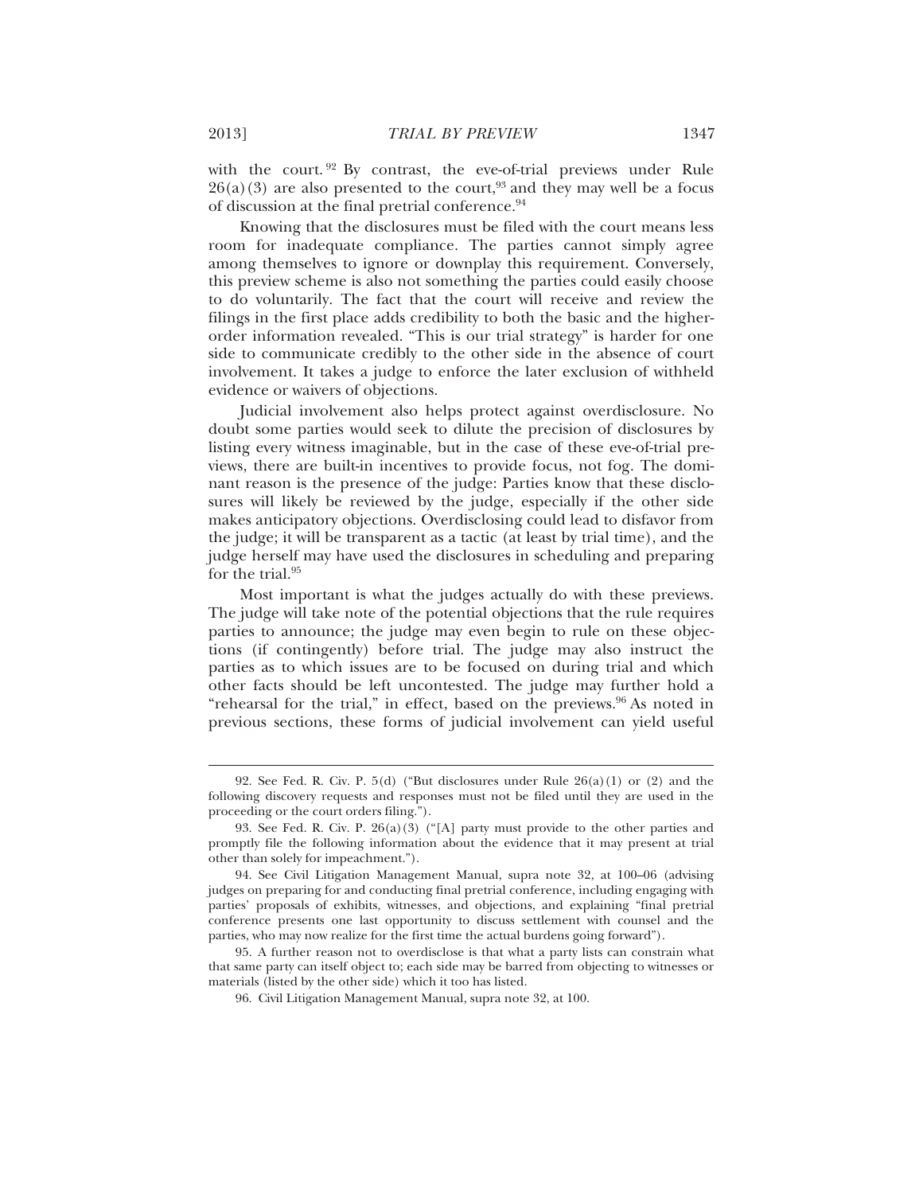with the court.[92] By contrast, the eve-of-trial previews under Rule 26(a)(3) are also presented to the court,[93] and they may well be a focus of discussion at the final pretrial conference.[94]

Knowing that the disclosures must be filed with the court means less room for inadequate compliance. The parties cannot simply agree among themselves to ignore or downplay this requirement. Conversely, this preview scheme is also not something the parties could easily choose to do voluntarily. The fact that the court will receive and review the filings in the first place adds credibility to both the basic and the higher-order information revealed. "This is our trial strategy" is harder for one side to communicate credibly to the other side in the absence of court involvement. It takes a judge to enforce the later exclusion of withheld evidence or waivers of objections.

Judicial involvement also helps protect against overdisclosure. No doubt some parties would seek to dilute the precision of disclosures by listing every witness imaginable, but in the case of these eve-of-trial previews, there are built-in incentives to provide focus, not fog. The dominant reason is the presence of the judge: Parties know that these disclosures will likely be reviewed by the judge, especially if the other side makes anticipatory objections. Overdisclosing could lead to disfavor from the judge; it will be transparent as a tactic (at least by trial time), and the judge herself may have used the disclosures in scheduling and preparing for the trial.[95]

Most important is what the judges actually do with these previews. The judge will take note of the potential objections that the rule requires parties to announce; the judge may even begin to rule on these objections (if contingently) before trial. The judge may also instruct the parties as to which issues are to be focused on during trial and which other facts should be left uncontested. The judge may further hold a "rehearsal for the trial," in effect, based on the previews.[96] As noted in previous sections, these forms of judicial involvement can yield useful

---

92. See Fed. R. Civ. P. 5(d) ("But disclosures under Rule 26(a)(1) or (2) and the following discovery requests and responses must not be filed until they are used in the proceeding or the court orders filing.").

93. See Fed. R. Civ. P. 26(a)(3) ("[A] party must provide to the other parties and promptly file the following information about the evidence that it may present at trial other than solely for impeachment.").

94. See Civil Litigation Management Manual, supra note 32, at 100–06 (advising judges on preparing for and conducting final pretrial conference, including engaging with parties' proposals of exhibits, witnesses, and objections, and explaining "final pretrial conference presents one last opportunity to discuss settlement with counsel and the parties, who may now realize for the first time the actual burdens going forward").

95. A further reason not to overdisclose is that what a party lists can constrain what that same party can itself object to; each side may be barred from objecting to witnesses or materials (listed by the other side) which it too has listed.

96. Civil Litigation Management Manual, supra note 32, at 100.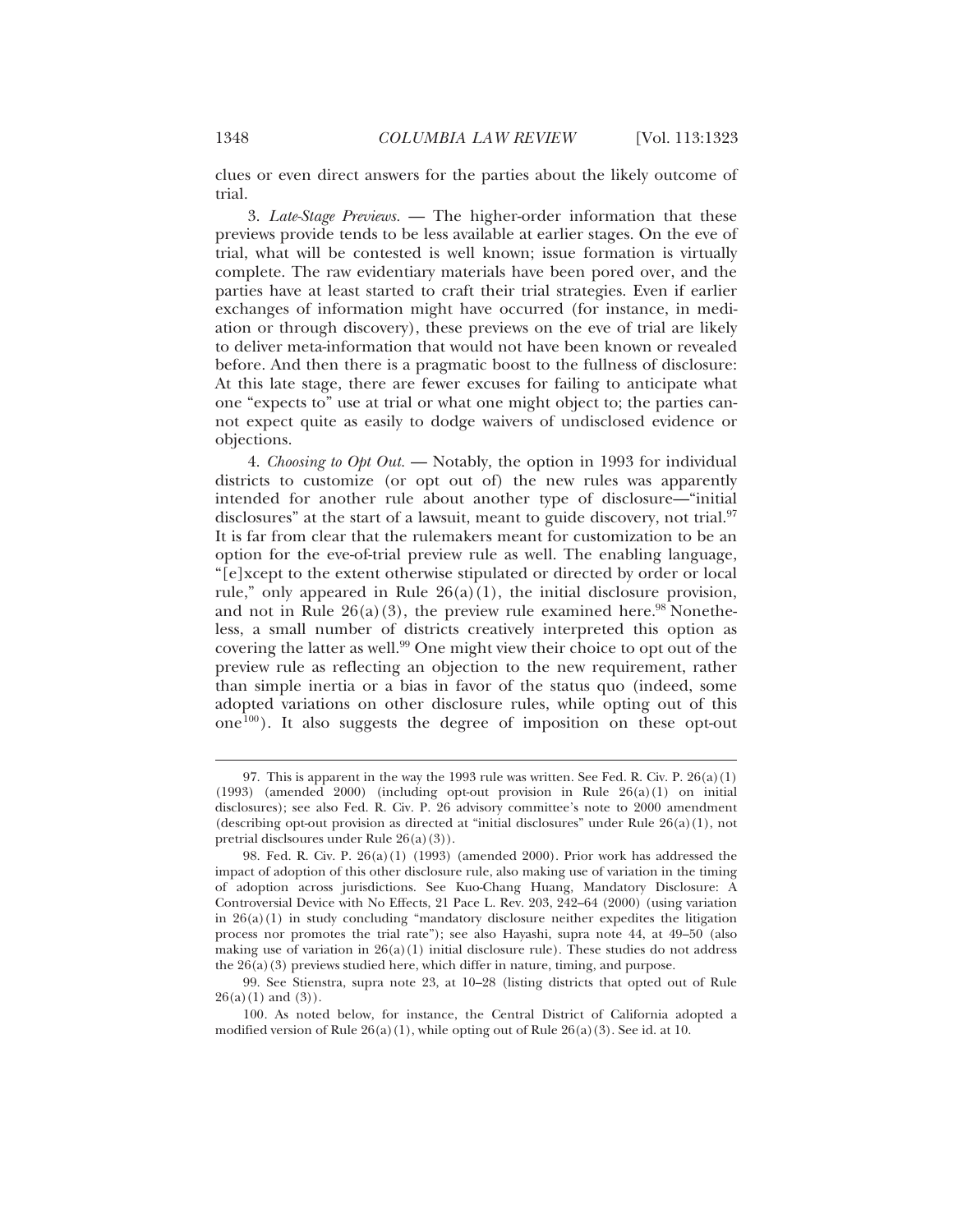clues or even direct answers for the parties about the likely outcome of trial.

3. *Late-Stage Previews.* — The higher-order information that these previews provide tends to be less available at earlier stages. On the eve of trial, what will be contested is well known; issue formation is virtually complete. The raw evidentiary materials have been pored over, and the parties have at least started to craft their trial strategies. Even if earlier exchanges of information might have occurred (for instance, in mediation or through discovery), these previews on the eve of trial are likely to deliver meta-information that would not have been known or revealed before. And then there is a pragmatic boost to the fullness of disclosure: At this late stage, there are fewer excuses for failing to anticipate what one "expects to" use at trial or what one might object to; the parties cannot expect quite as easily to dodge waivers of undisclosed evidence or objections.

4. *Choosing to Opt Out.* — Notably, the option in 1993 for individual districts to customize (or opt out of) the new rules was apparently intended for another rule about another type of disclosure—"initial disclosures" at the start of a lawsuit, meant to guide discovery, not trial.[97] It is far from clear that the rulemakers meant for customization to be an option for the eve-of-trial preview rule as well. The enabling language, "[e]xcept to the extent otherwise stipulated or directed by order or local rule," only appeared in Rule 26(a)(1), the initial disclosure provision, and not in Rule 26(a)(3), the preview rule examined here.[98] Nonetheless, a small number of districts creatively interpreted this option as covering the latter as well.[99] One might view their choice to opt out of the preview rule as reflecting an objection to the new requirement, rather than simple inertia or a bias in favor of the status quo (indeed, some adopted variations on other disclosure rules, while opting out of this one[100]). It also suggests the degree of imposition on these opt-out

---

97. This is apparent in the way the 1993 rule was written. See Fed. R. Civ. P. 26(a)(1) (1993) (amended 2000) (including opt-out provision in Rule 26(a)(1) on initial disclosures); see also Fed. R. Civ. P. 26 advisory committee's note to 2000 amendment (describing opt-out provision as directed at "initial disclosures" under Rule 26(a)(1), not pretrial disclsoures under Rule 26(a)(3)).

98. Fed. R. Civ. P. 26(a)(1) (1993) (amended 2000). Prior work has addressed the impact of adoption of this other disclosure rule, also making use of variation in the timing of adoption across jurisdictions. See Kuo-Chang Huang, Mandatory Disclosure: A Controversial Device with No Effects, 21 Pace L. Rev. 203, 242–64 (2000) (using variation in 26(a)(1) in study concluding "mandatory disclosure neither expedites the litigation process nor promotes the trial rate"); see also Hayashi, supra note 44, at 49–50 (also making use of variation in 26(a)(1) initial disclosure rule). These studies do not address the 26(a)(3) previews studied here, which differ in nature, timing, and purpose.

99. See Stienstra, supra note 23, at 10–28 (listing districts that opted out of Rule 26(a)(1) and (3)).

100. As noted below, for instance, the Central District of California adopted a modified version of Rule 26(a)(1), while opting out of Rule 26(a)(3). See id. at 10.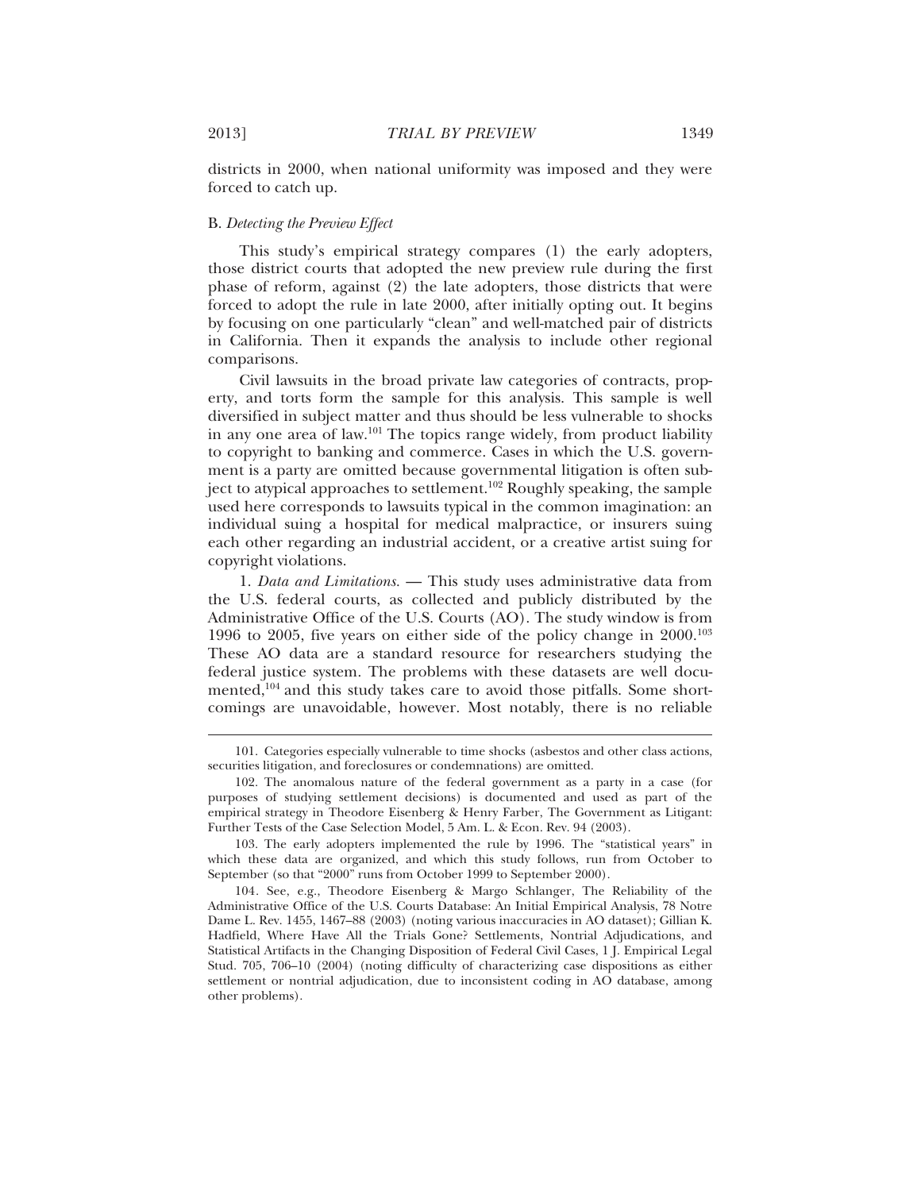districts in 2000, when national uniformity was imposed and they were forced to catch up.

### B. *Detecting the Preview Effect*

This study's empirical strategy compares (1) the early adopters, those district courts that adopted the new preview rule during the first phase of reform, against (2) the late adopters, those districts that were forced to adopt the rule in late 2000, after initially opting out. It begins by focusing on one particularly "clean" and well-matched pair of districts in California. Then it expands the analysis to include other regional comparisons.

Civil lawsuits in the broad private law categories of contracts, property, and torts form the sample for this analysis. This sample is well diversified in subject matter and thus should be less vulnerable to shocks in any one area of law.[101] The topics range widely, from product liability to copyright to banking and commerce. Cases in which the U.S. government is a party are omitted because governmental litigation is often subject to atypical approaches to settlement.[102] Roughly speaking, the sample used here corresponds to lawsuits typical in the common imagination: an individual suing a hospital for medical malpractice, or insurers suing each other regarding an industrial accident, or a creative artist suing for copyright violations.

1. *Data and Limitations.* — This study uses administrative data from the U.S. federal courts, as collected and publicly distributed by the Administrative Office of the U.S. Courts (AO). The study window is from 1996 to 2005, five years on either side of the policy change in 2000.[103] These AO data are a standard resource for researchers studying the federal justice system. The problems with these datasets are well documented,[104] and this study takes care to avoid those pitfalls. Some shortcomings are unavoidable, however. Most notably, there is no reliable

---

101. Categories especially vulnerable to time shocks (asbestos and other class actions, securities litigation, and foreclosures or condemnations) are omitted.

102. The anomalous nature of the federal government as a party in a case (for purposes of studying settlement decisions) is documented and used as part of the empirical strategy in Theodore Eisenberg & Henry Farber, The Government as Litigant: Further Tests of the Case Selection Model, 5 Am. L. & Econ. Rev. 94 (2003).

103. The early adopters implemented the rule by 1996. The "statistical years" in which these data are organized, and which this study follows, run from October to September (so that "2000" runs from October 1999 to September 2000).

104. See, e.g., Theodore Eisenberg & Margo Schlanger, The Reliability of the Administrative Office of the U.S. Courts Database: An Initial Empirical Analysis, 78 Notre Dame L. Rev. 1455, 1467–88 (2003) (noting various inaccuracies in AO dataset); Gillian K. Hadfield, Where Have All the Trials Gone? Settlements, Nontrial Adjudications, and Statistical Artifacts in the Changing Disposition of Federal Civil Cases, 1 J. Empirical Legal Stud. 705, 706–10 (2004) (noting difficulty of characterizing case dispositions as either settlement or nontrial adjudication, due to inconsistent coding in AO database, among other problems).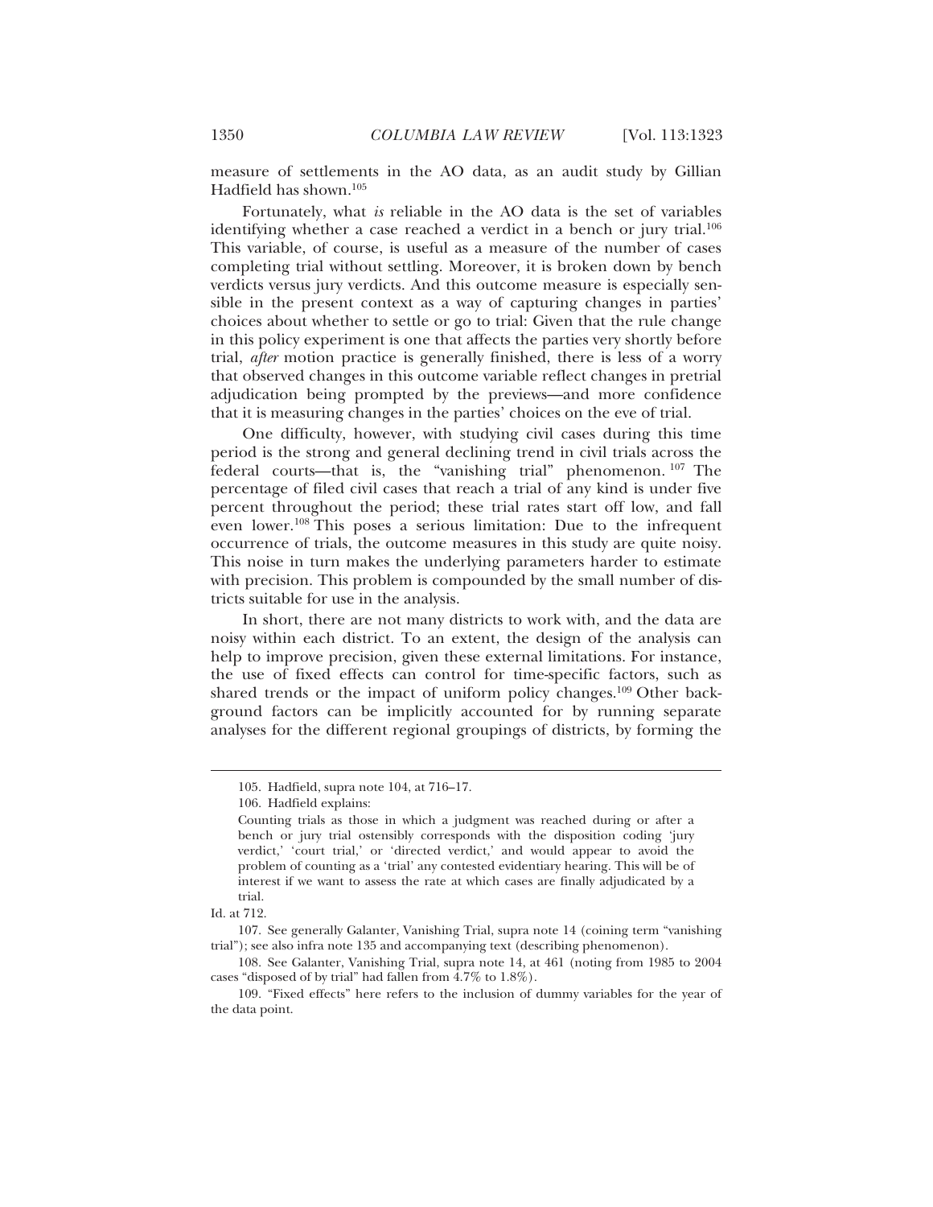measure of settlements in the AO data, as an audit study by Gillian Hadfield has shown.[105]

Fortunately, what *is* reliable in the AO data is the set of variables identifying whether a case reached a verdict in a bench or jury trial.[106] This variable, of course, is useful as a measure of the number of cases completing trial without settling. Moreover, it is broken down by bench verdicts versus jury verdicts. And this outcome measure is especially sensible in the present context as a way of capturing changes in parties' choices about whether to settle or go to trial: Given that the rule change in this policy experiment is one that affects the parties very shortly before trial, *after* motion practice is generally finished, there is less of a worry that observed changes in this outcome variable reflect changes in pretrial adjudication being prompted by the previews—and more confidence that it is measuring changes in the parties' choices on the eve of trial.

One difficulty, however, with studying civil cases during this time period is the strong and general declining trend in civil trials across the federal courts—that is, the "vanishing trial" phenomenon.[107] The percentage of filed civil cases that reach a trial of any kind is under five percent throughout the period; these trial rates start off low, and fall even lower.[108] This poses a serious limitation: Due to the infrequent occurrence of trials, the outcome measures in this study are quite noisy. This noise in turn makes the underlying parameters harder to estimate with precision. This problem is compounded by the small number of districts suitable for use in the analysis.

In short, there are not many districts to work with, and the data are noisy within each district. To an extent, the design of the analysis can help to improve precision, given these external limitations. For instance, the use of fixed effects can control for time-specific factors, such as shared trends or the impact of uniform policy changes.[109] Other background factors can be implicitly accounted for by running separate analyses for the different regional groupings of districts, by forming the

---

105. Hadfield, supra note 104, at 716–17.

106. Hadfield explains:

> Counting trials as those in which a judgment was reached during or after a bench or jury trial ostensibly corresponds with the disposition coding 'jury verdict,' 'court trial,' or 'directed verdict,' and would appear to avoid the problem of counting as a 'trial' any contested evidentiary hearing. This will be of interest if we want to assess the rate at which cases are finally adjudicated by a trial.

Id. at 712.

107. See generally Galanter, Vanishing Trial, supra note 14 (coining term "vanishing trial"); see also infra note 135 and accompanying text (describing phenomenon).

108. See Galanter, Vanishing Trial, supra note 14, at 461 (noting from 1985 to 2004 cases "disposed of by trial" had fallen from 4.7% to 1.8%).

109. "Fixed effects" here refers to the inclusion of dummy variables for the year of the data point.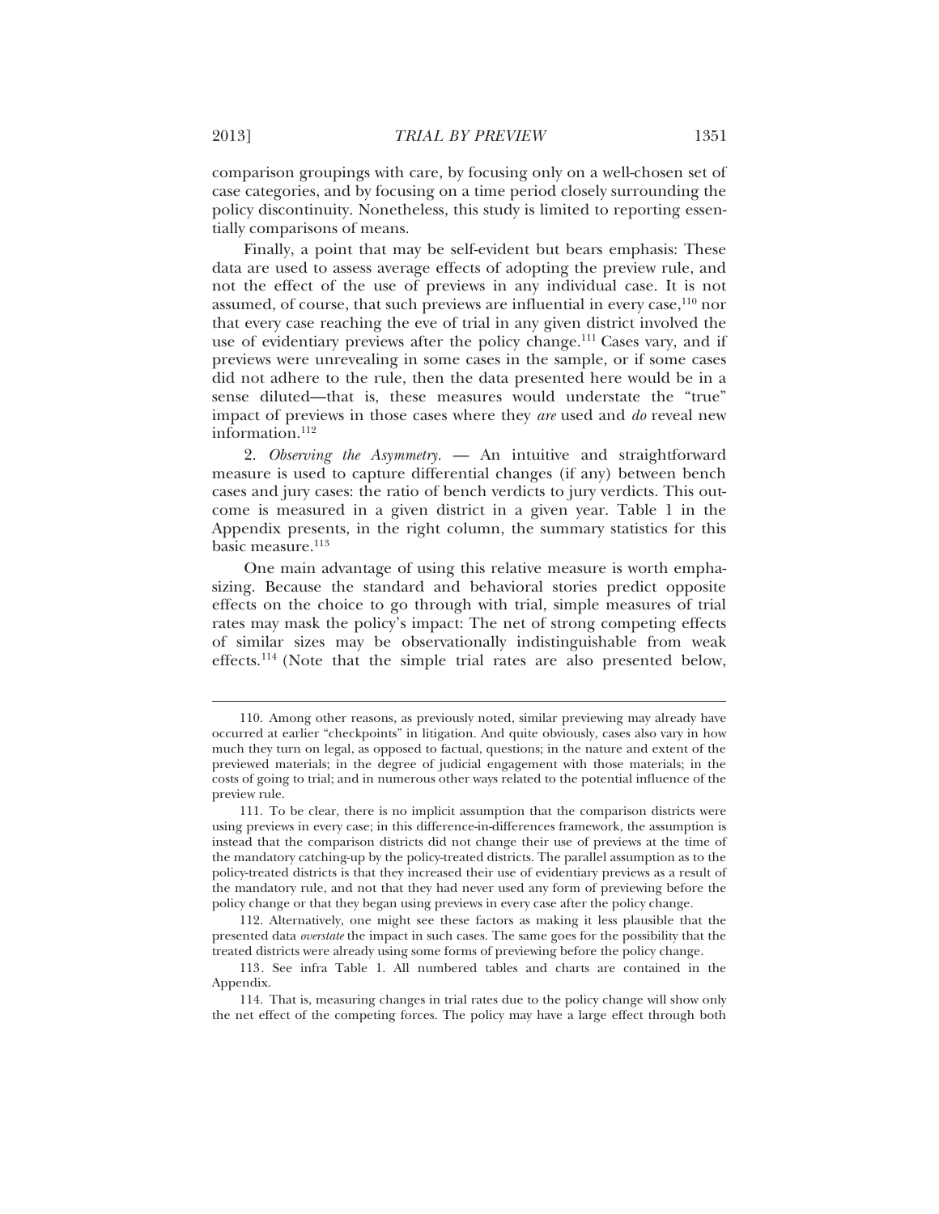comparison groupings with care, by focusing only on a well-chosen set of case categories, and by focusing on a time period closely surrounding the policy discontinuity. Nonetheless, this study is limited to reporting essentially comparisons of means.

Finally, a point that may be self-evident but bears emphasis: These data are used to assess average effects of adopting the preview rule, and not the effect of the use of previews in any individual case. It is not assumed, of course, that such previews are influential in every case,[110] nor that every case reaching the eve of trial in any given district involved the use of evidentiary previews after the policy change.[111] Cases vary, and if previews were unrevealing in some cases in the sample, or if some cases did not adhere to the rule, then the data presented here would be in a sense diluted—that is, these measures would understate the "true" impact of previews in those cases where they *are* used and *do* reveal new information.[112]

2. *Observing the Asymmetry.* — An intuitive and straightforward measure is used to capture differential changes (if any) between bench cases and jury cases: the ratio of bench verdicts to jury verdicts. This outcome is measured in a given district in a given year. Table 1 in the Appendix presents, in the right column, the summary statistics for this basic measure.[113]

One main advantage of using this relative measure is worth emphasizing. Because the standard and behavioral stories predict opposite effects on the choice to go through with trial, simple measures of trial rates may mask the policy's impact: The net of strong competing effects of similar sizes may be observationally indistinguishable from weak effects.[114] (Note that the simple trial rates are also presented below,

---

110. Among other reasons, as previously noted, similar previewing may already have occurred at earlier "checkpoints" in litigation. And quite obviously, cases also vary in how much they turn on legal, as opposed to factual, questions; in the nature and extent of the previewed materials; in the degree of judicial engagement with those materials; in the costs of going to trial; and in numerous other ways related to the potential influence of the preview rule.

111. To be clear, there is no implicit assumption that the comparison districts were using previews in every case; in this difference-in-differences framework, the assumption is instead that the comparison districts did not change their use of previews at the time of the mandatory catching-up by the policy-treated districts. The parallel assumption as to the policy-treated districts is that they increased their use of evidentiary previews as a result of the mandatory rule, and not that they had never used any form of previewing before the policy change or that they began using previews in every case after the policy change.

112. Alternatively, one might see these factors as making it less plausible that the presented data *overstate* the impact in such cases. The same goes for the possibility that the treated districts were already using some forms of previewing before the policy change.

113. See infra Table 1. All numbered tables and charts are contained in the Appendix.

114. That is, measuring changes in trial rates due to the policy change will show only the net effect of the competing forces. The policy may have a large effect through both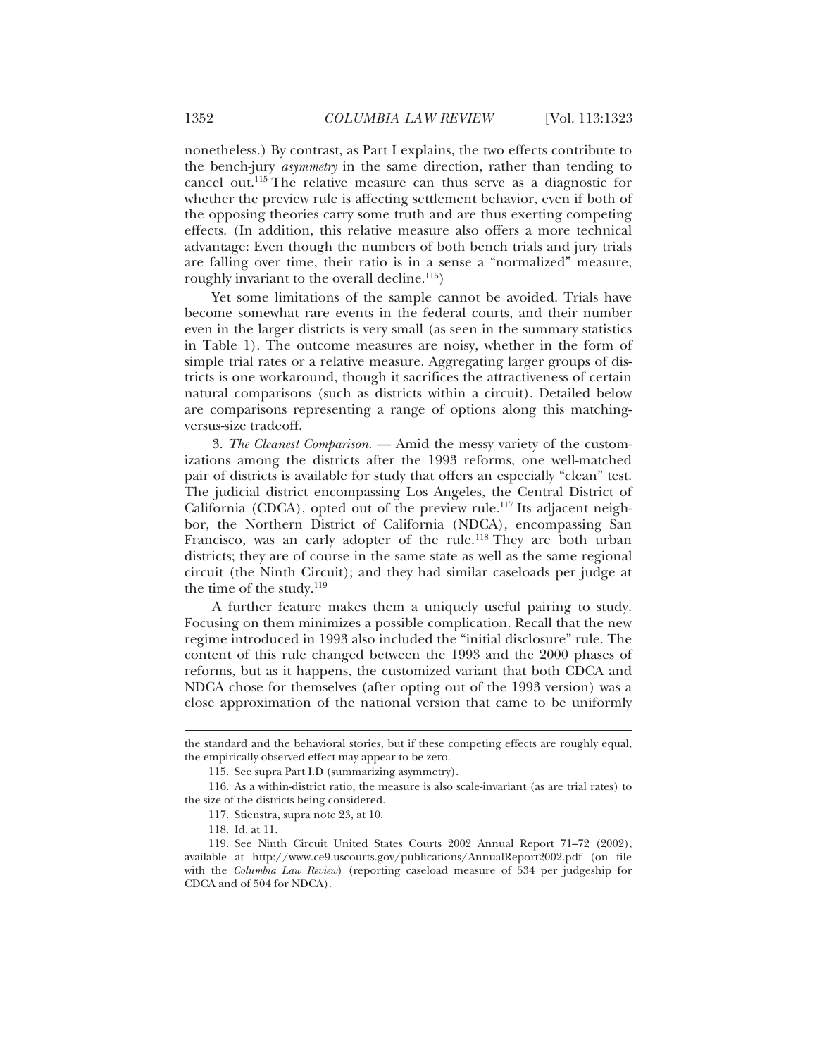nonetheless.) By contrast, as Part I explains, the two effects contribute to the bench-jury *asymmetry* in the same direction, rather than tending to cancel out.[115] The relative measure can thus serve as a diagnostic for whether the preview rule is affecting settlement behavior, even if both of the opposing theories carry some truth and are thus exerting competing effects. (In addition, this relative measure also offers a more technical advantage: Even though the numbers of both bench trials and jury trials are falling over time, their ratio is in a sense a "normalized" measure, roughly invariant to the overall decline.[116])

Yet some limitations of the sample cannot be avoided. Trials have become somewhat rare events in the federal courts, and their number even in the larger districts is very small (as seen in the summary statistics in Table 1). The outcome measures are noisy, whether in the form of simple trial rates or a relative measure. Aggregating larger groups of districts is one workaround, though it sacrifices the attractiveness of certain natural comparisons (such as districts within a circuit). Detailed below are comparisons representing a range of options along this matching-versus-size tradeoff.

3. *The Cleanest Comparison.* — Amid the messy variety of the customizations among the districts after the 1993 reforms, one well-matched pair of districts is available for study that offers an especially "clean" test. The judicial district encompassing Los Angeles, the Central District of California (CDCA), opted out of the preview rule.[117] Its adjacent neighbor, the Northern District of California (NDCA), encompassing San Francisco, was an early adopter of the rule.[118] They are both urban districts; they are of course in the same state as well as the same regional circuit (the Ninth Circuit); and they had similar caseloads per judge at the time of the study.[119]

A further feature makes them a uniquely useful pairing to study. Focusing on them minimizes a possible complication. Recall that the new regime introduced in 1993 also included the "initial disclosure" rule. The content of this rule changed between the 1993 and the 2000 phases of reforms, but as it happens, the customized variant that both CDCA and NDCA chose for themselves (after opting out of the 1993 version) was a close approximation of the national version that came to be uniformly

---

the standard and the behavioral stories, but if these competing effects are roughly equal, the empirically observed effect may appear to be zero.

115. See supra Part I.D (summarizing asymmetry).

116. As a within-district ratio, the measure is also scale-invariant (as are trial rates) to the size of the districts being considered.

117. Stienstra, supra note 23, at 10.

118. Id. at 11.

119. See Ninth Circuit United States Courts 2002 Annual Report 71–72 (2002), available at http://www.ce9.uscourts.gov/publications/AnnualReport2002.pdf (on file with the *Columbia Law Review*) (reporting caseload measure of 534 per judgeship for CDCA and of 504 for NDCA).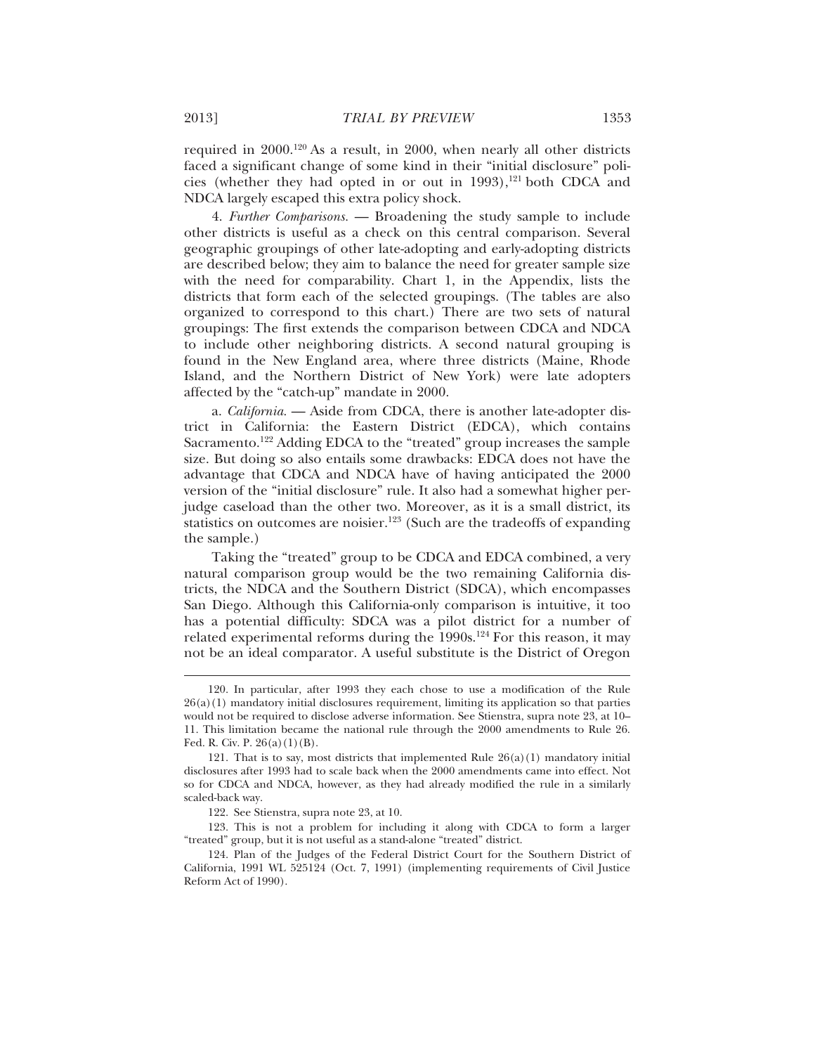required in 2000.[120] As a result, in 2000, when nearly all other districts faced a significant change of some kind in their "initial disclosure" policies (whether they had opted in or out in 1993),[121] both CDCA and NDCA largely escaped this extra policy shock.

4. *Further Comparisons.* — Broadening the study sample to include other districts is useful as a check on this central comparison. Several geographic groupings of other late-adopting and early-adopting districts are described below; they aim to balance the need for greater sample size with the need for comparability. Chart 1, in the Appendix, lists the districts that form each of the selected groupings. (The tables are also organized to correspond to this chart.) There are two sets of natural groupings: The first extends the comparison between CDCA and NDCA to include other neighboring districts. A second natural grouping is found in the New England area, where three districts (Maine, Rhode Island, and the Northern District of New York) were late adopters affected by the "catch-up" mandate in 2000.

a. *California.* — Aside from CDCA, there is another late-adopter district in California: the Eastern District (EDCA), which contains Sacramento.[122] Adding EDCA to the "treated" group increases the sample size. But doing so also entails some drawbacks: EDCA does not have the advantage that CDCA and NDCA have of having anticipated the 2000 version of the "initial disclosure" rule. It also had a somewhat higher per-judge caseload than the other two. Moreover, as it is a small district, its statistics on outcomes are noisier.[123] (Such are the tradeoffs of expanding the sample.)

Taking the "treated" group to be CDCA and EDCA combined, a very natural comparison group would be the two remaining California districts, the NDCA and the Southern District (SDCA), which encompasses San Diego. Although this California-only comparison is intuitive, it too has a potential difficulty: SDCA was a pilot district for a number of related experimental reforms during the 1990s.[124] For this reason, it may not be an ideal comparator. A useful substitute is the District of Oregon

---

120. In particular, after 1993 they each chose to use a modification of the Rule 26(a)(1) mandatory initial disclosures requirement, limiting its application so that parties would not be required to disclose adverse information. See Stienstra, supra note 23, at 10–11. This limitation became the national rule through the 2000 amendments to Rule 26. Fed. R. Civ. P. 26(a)(1)(B).

121. That is to say, most districts that implemented Rule 26(a)(1) mandatory initial disclosures after 1993 had to scale back when the 2000 amendments came into effect. Not so for CDCA and NDCA, however, as they had already modified the rule in a similarly scaled-back way.

122. See Stienstra, supra note 23, at 10.

123. This is not a problem for including it along with CDCA to form a larger "treated" group, but it is not useful as a stand-alone "treated" district.

124. Plan of the Judges of the Federal District Court for the Southern District of California, 1991 WL 525124 (Oct. 7, 1991) (implementing requirements of Civil Justice Reform Act of 1990).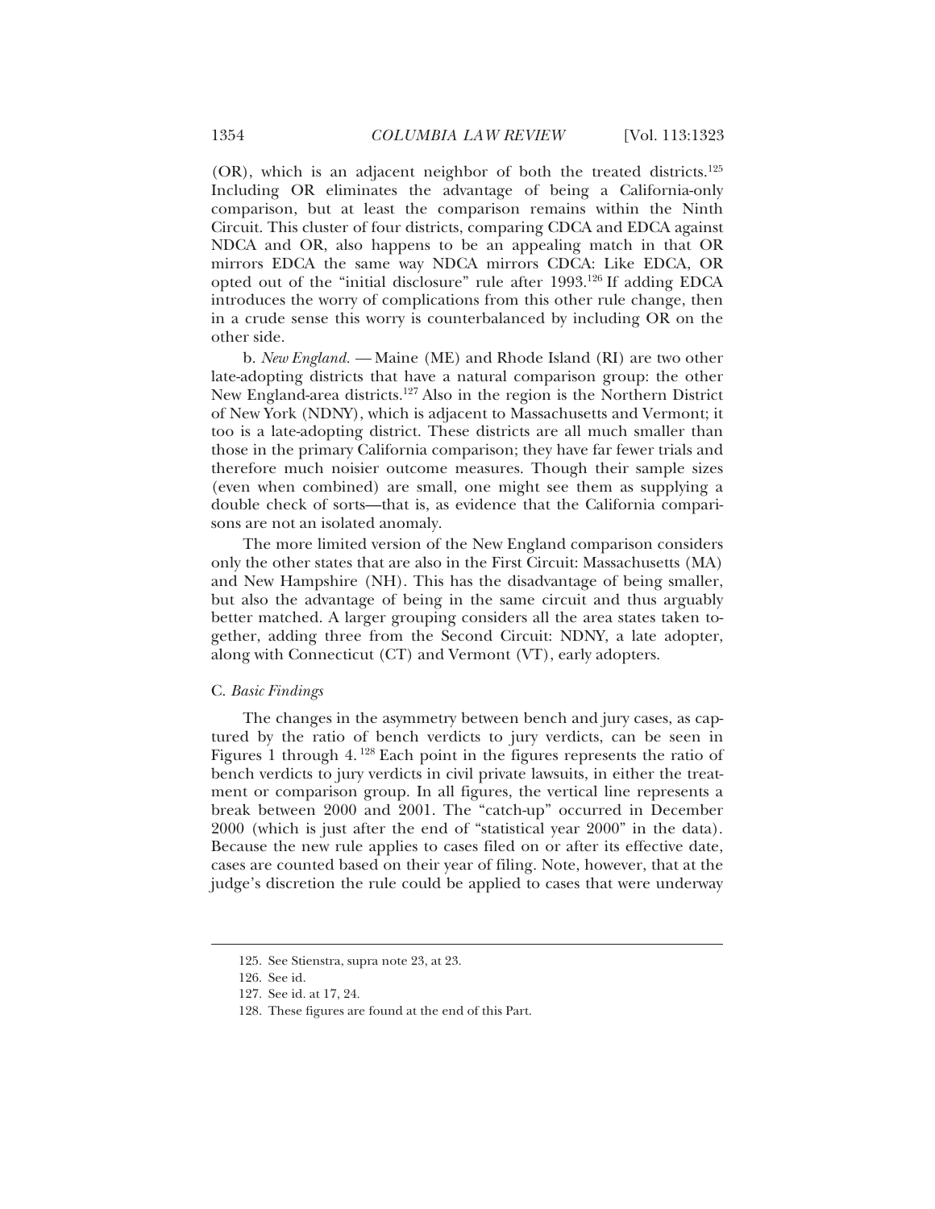(OR), which is an adjacent neighbor of both the treated districts.[125] Including OR eliminates the advantage of being a California-only comparison, but at least the comparison remains within the Ninth Circuit. This cluster of four districts, comparing CDCA and EDCA against NDCA and OR, also happens to be an appealing match in that OR mirrors EDCA the same way NDCA mirrors CDCA: Like EDCA, OR opted out of the "initial disclosure" rule after 1993.[126] If adding EDCA introduces the worry of complications from this other rule change, then in a crude sense this worry is counterbalanced by including OR on the other side.

b. *New England.* — Maine (ME) and Rhode Island (RI) are two other late-adopting districts that have a natural comparison group: the other New England-area districts.[127] Also in the region is the Northern District of New York (NDNY), which is adjacent to Massachusetts and Vermont; it too is a late-adopting district. These districts are all much smaller than those in the primary California comparison; they have far fewer trials and therefore much noisier outcome measures. Though their sample sizes (even when combined) are small, one might see them as supplying a double check of sorts—that is, as evidence that the California comparisons are not an isolated anomaly.

The more limited version of the New England comparison considers only the other states that are also in the First Circuit: Massachusetts (MA) and New Hampshire (NH). This has the disadvantage of being smaller, but also the advantage of being in the same circuit and thus arguably better matched. A larger grouping considers all the area states taken together, adding three from the Second Circuit: NDNY, a late adopter, along with Connecticut (CT) and Vermont (VT), early adopters.

### C. *Basic Findings*

The changes in the asymmetry between bench and jury cases, as captured by the ratio of bench verdicts to jury verdicts, can be seen in Figures 1 through 4.[128] Each point in the figures represents the ratio of bench verdicts to jury verdicts in civil private lawsuits, in either the treatment or comparison group. In all figures, the vertical line represents a break between 2000 and 2001. The "catch-up" occurred in December 2000 (which is just after the end of "statistical year 2000" in the data). Because the new rule applies to cases filed on or after its effective date, cases are counted based on their year of filing. Note, however, that at the judge's discretion the rule could be applied to cases that were underway

---

125. See Stienstra, supra note 23, at 23.

126. See id.

127. See id. at 17, 24.

128. These figures are found at the end of this Part.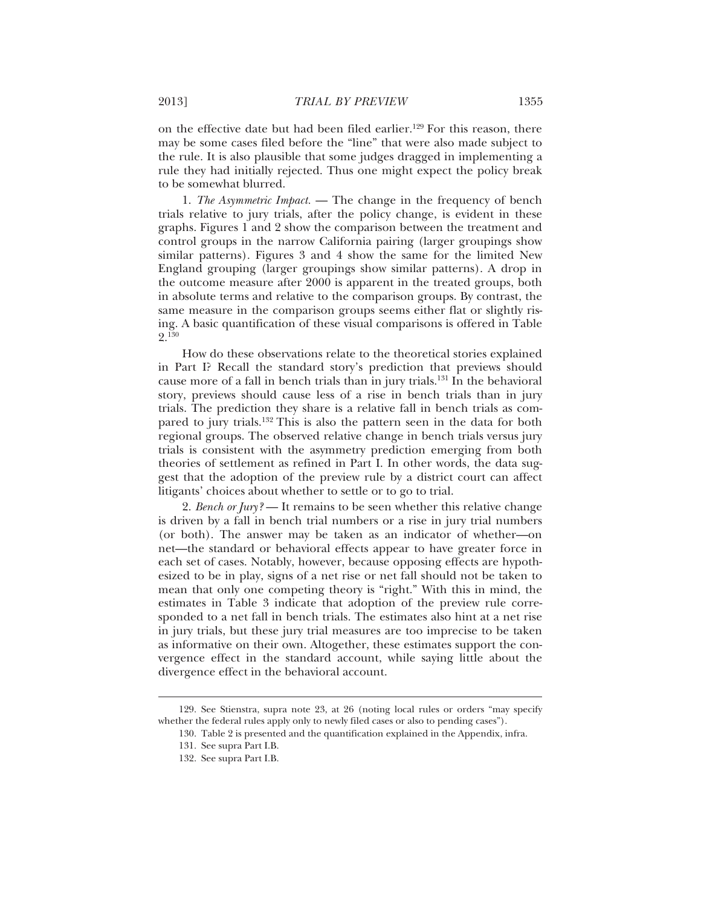on the effective date but had been filed earlier.[129] For this reason, there may be some cases filed before the "line" that were also made subject to the rule. It is also plausible that some judges dragged in implementing a rule they had initially rejected. Thus one might expect the policy break to be somewhat blurred.

1. *The Asymmetric Impact.* — The change in the frequency of bench trials relative to jury trials, after the policy change, is evident in these graphs. Figures 1 and 2 show the comparison between the treatment and control groups in the narrow California pairing (larger groupings show similar patterns). Figures 3 and 4 show the same for the limited New England grouping (larger groupings show similar patterns). A drop in the outcome measure after 2000 is apparent in the treated groups, both in absolute terms and relative to the comparison groups. By contrast, the same measure in the comparison groups seems either flat or slightly rising. A basic quantification of these visual comparisons is offered in Table 2.[130]

How do these observations relate to the theoretical stories explained in Part I? Recall the standard story's prediction that previews should cause more of a fall in bench trials than in jury trials.[131] In the behavioral story, previews should cause less of a rise in bench trials than in jury trials. The prediction they share is a relative fall in bench trials as compared to jury trials.[132] This is also the pattern seen in the data for both regional groups. The observed relative change in bench trials versus jury trials is consistent with the asymmetry prediction emerging from both theories of settlement as refined in Part I. In other words, the data suggest that the adoption of the preview rule by a district court can affect litigants' choices about whether to settle or to go to trial.

2. *Bench or Jury?* — It remains to be seen whether this relative change is driven by a fall in bench trial numbers or a rise in jury trial numbers (or both). The answer may be taken as an indicator of whether—on net—the standard or behavioral effects appear to have greater force in each set of cases. Notably, however, because opposing effects are hypothesized to be in play, signs of a net rise or net fall should not be taken to mean that only one competing theory is "right." With this in mind, the estimates in Table 3 indicate that adoption of the preview rule corresponded to a net fall in bench trials. The estimates also hint at a net rise in jury trials, but these jury trial measures are too imprecise to be taken as informative on their own. Altogether, these estimates support the convergence effect in the standard account, while saying little about the divergence effect in the behavioral account.

---

129. See Stienstra, supra note 23, at 26 (noting local rules or orders "may specify whether the federal rules apply only to newly filed cases or also to pending cases").

130. Table 2 is presented and the quantification explained in the Appendix, infra.

131. See supra Part I.B.

132. See supra Part I.B.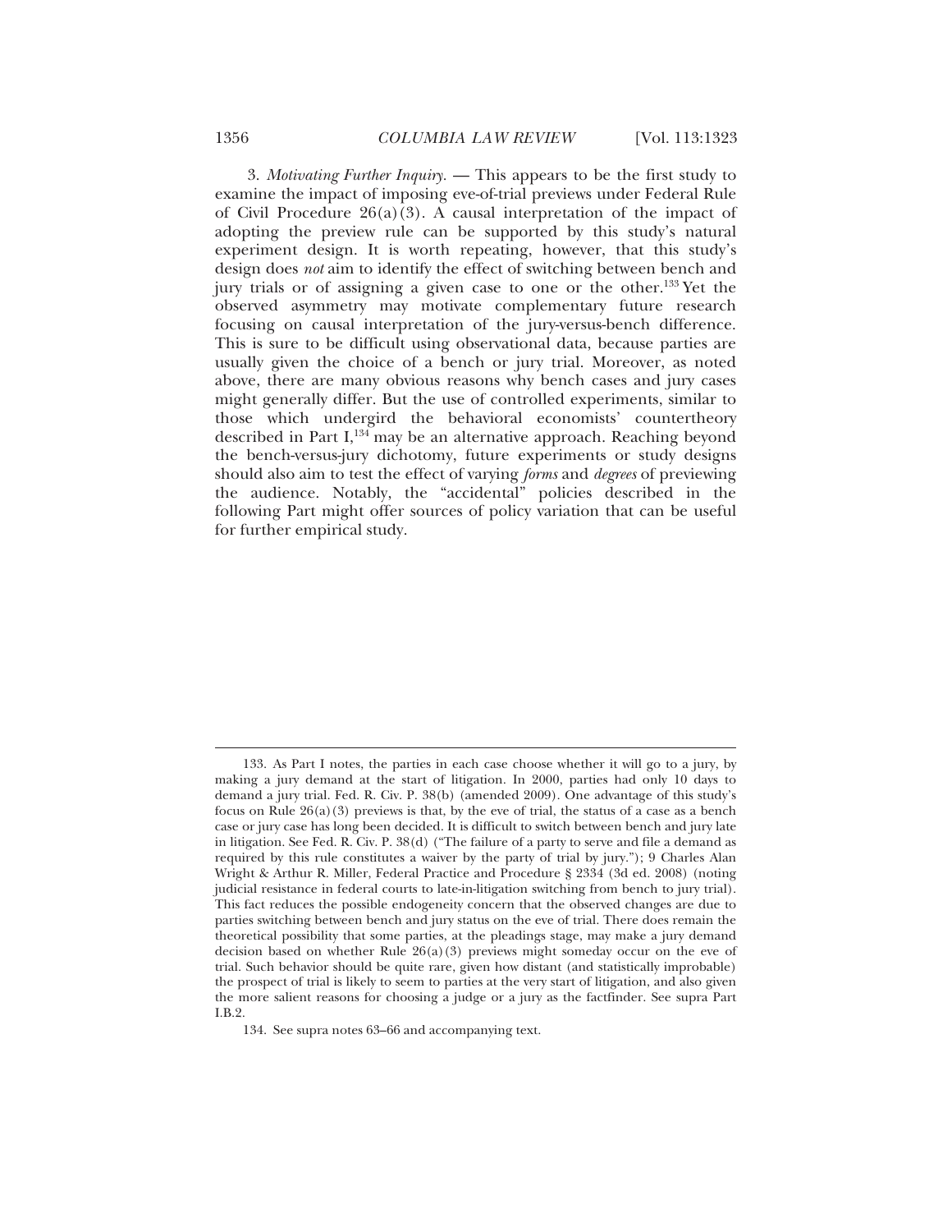3. *Motivating Further Inquiry.* — This appears to be the first study to examine the impact of imposing eve-of-trial previews under Federal Rule of Civil Procedure 26(a)(3). A causal interpretation of the impact of adopting the preview rule can be supported by this study's natural experiment design. It is worth repeating, however, that this study's design does *not* aim to identify the effect of switching between bench and jury trials or of assigning a given case to one or the other.[133] Yet the observed asymmetry may motivate complementary future research focusing on causal interpretation of the jury-versus-bench difference. This is sure to be difficult using observational data, because parties are usually given the choice of a bench or jury trial. Moreover, as noted above, there are many obvious reasons why bench cases and jury cases might generally differ. But the use of controlled experiments, similar to those which undergird the behavioral economists' countertheory described in Part I,[134] may be an alternative approach. Reaching beyond the bench-versus-jury dichotomy, future experiments or study designs should also aim to test the effect of varying *forms* and *degrees* of previewing the audience. Notably, the "accidental" policies described in the following Part might offer sources of policy variation that can be useful for further empirical study.

---

133. As Part I notes, the parties in each case choose whether it will go to a jury, by making a jury demand at the start of litigation. In 2000, parties had only 10 days to demand a jury trial. Fed. R. Civ. P. 38(b) (amended 2009). One advantage of this study's focus on Rule 26(a)(3) previews is that, by the eve of trial, the status of a case as a bench case or jury case has long been decided. It is difficult to switch between bench and jury late in litigation. See Fed. R. Civ. P. 38(d) ("The failure of a party to serve and file a demand as required by this rule constitutes a waiver by the party of trial by jury."); 9 Charles Alan Wright & Arthur R. Miller, Federal Practice and Procedure § 2334 (3d ed. 2008) (noting judicial resistance in federal courts to late-in-litigation switching from bench to jury trial). This fact reduces the possible endogeneity concern that the observed changes are due to parties switching between bench and jury status on the eve of trial. There does remain the theoretical possibility that some parties, at the pleadings stage, may make a jury demand decision based on whether Rule 26(a)(3) previews might someday occur on the eve of trial. Such behavior should be quite rare, given how distant (and statistically improbable) the prospect of trial is likely to seem to parties at the very start of litigation, and also given the more salient reasons for choosing a judge or a jury as the factfinder. See supra Part I.B.2.

134. See supra notes 63–66 and accompanying text.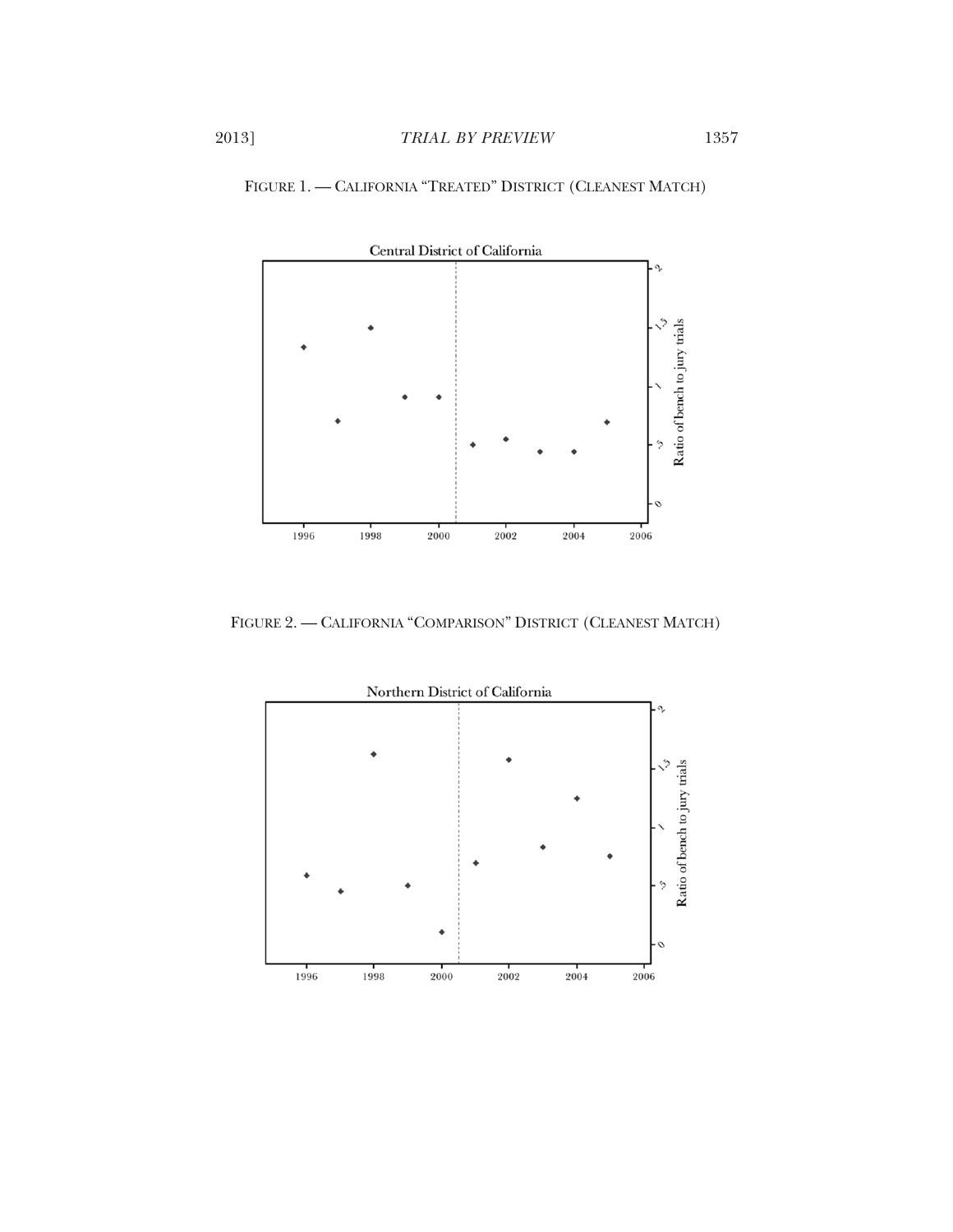FIGURE 1. — CALIFORNIA "TREATED" DISTRICT (CLEANEST MATCH)

FIGURE 2. — CALIFORNIA "COMPARISON" DISTRICT (CLEANEST MATCH)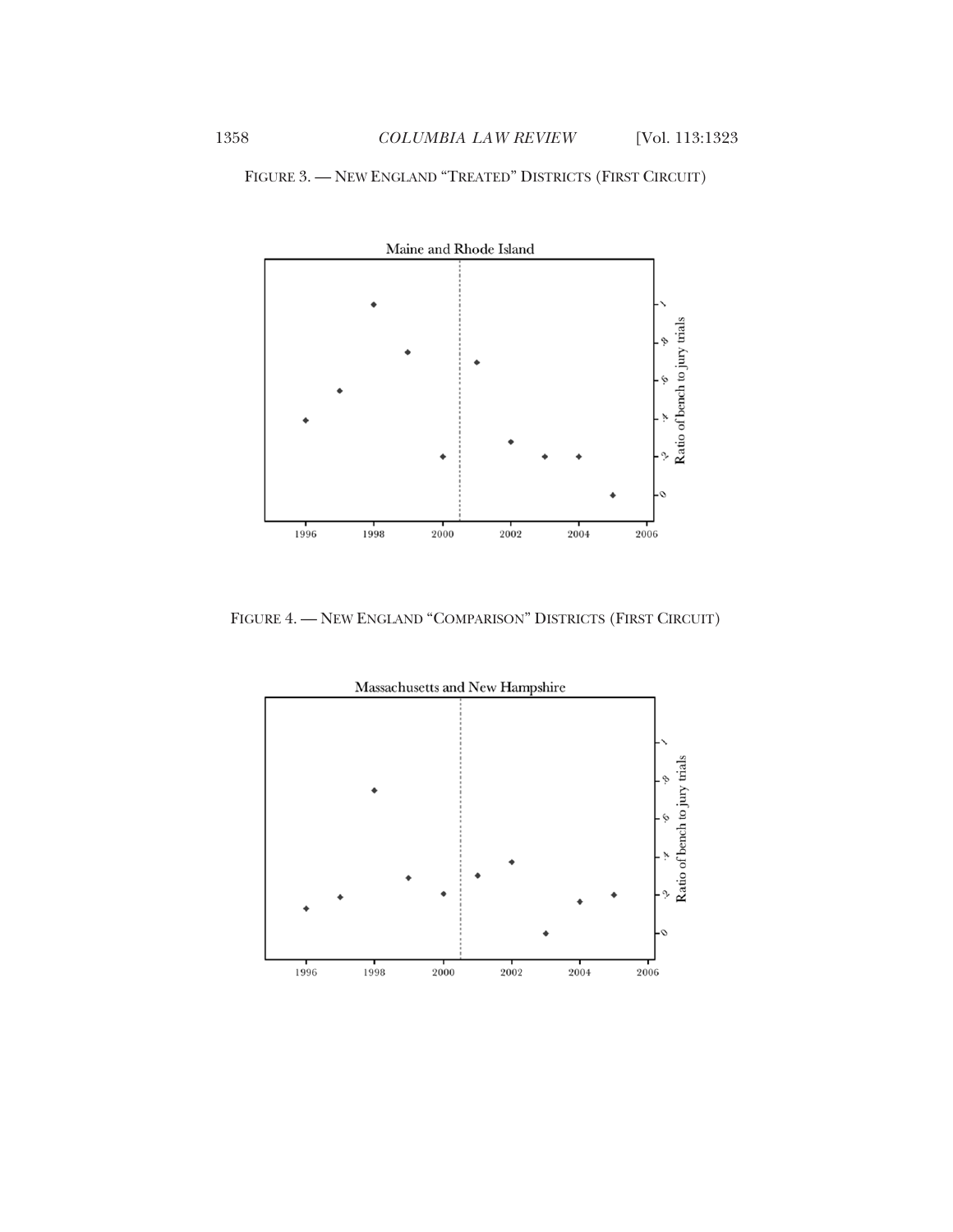FIGURE 3. — NEW ENGLAND "TREATED" DISTRICTS (FIRST CIRCUIT)

FIGURE 4. — NEW ENGLAND "COMPARISON" DISTRICTS (FIRST CIRCUIT)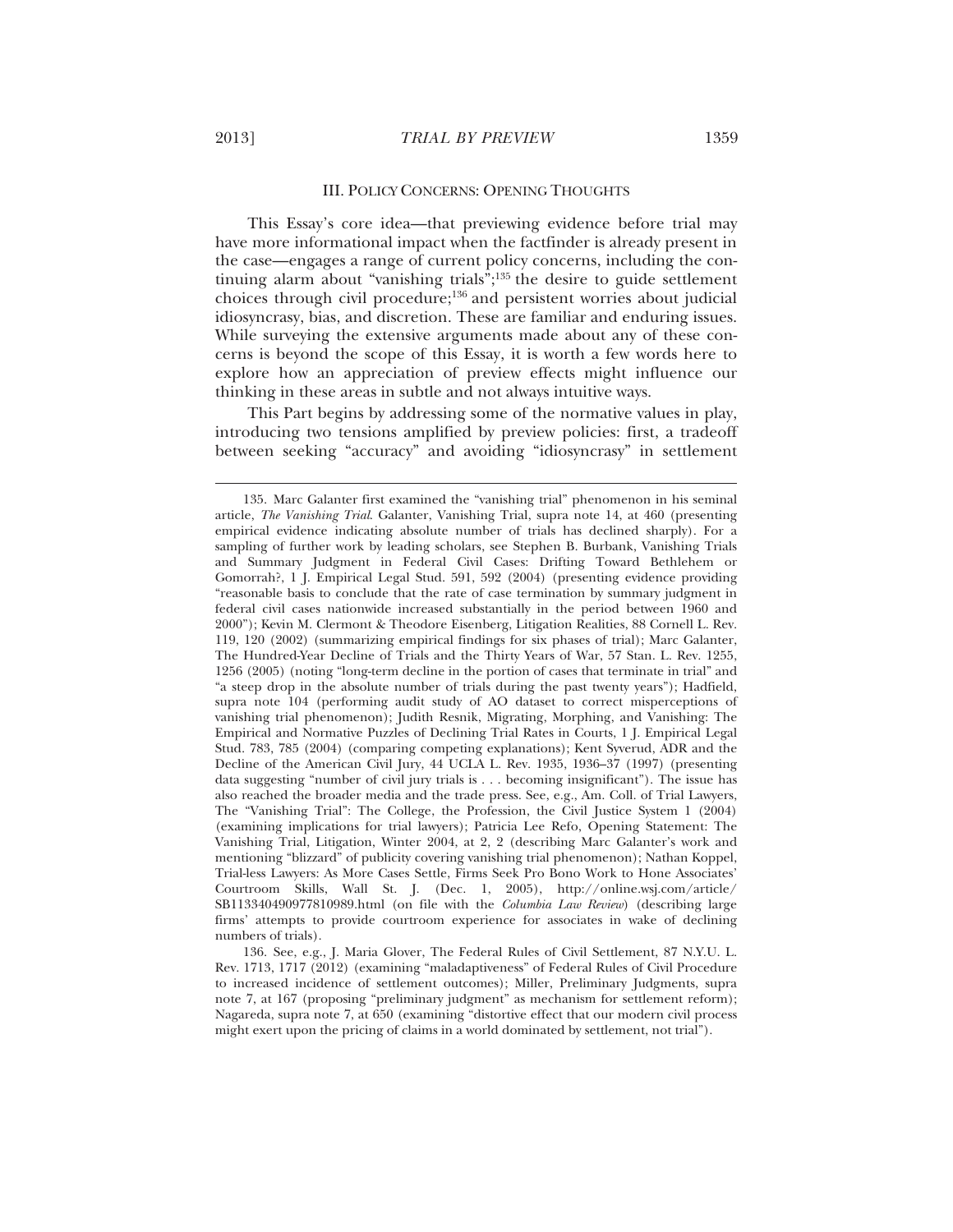## III. POLICY CONCERNS: OPENING THOUGHTS

This Essay's core idea—that previewing evidence before trial may have more informational impact when the factfinder is already present in the case—engages a range of current policy concerns, including the continuing alarm about "vanishing trials";[135] the desire to guide settlement choices through civil procedure;[136] and persistent worries about judicial idiosyncrasy, bias, and discretion. These are familiar and enduring issues. While surveying the extensive arguments made about any of these concerns is beyond the scope of this Essay, it is worth a few words here to explore how an appreciation of preview effects might influence our thinking in these areas in subtle and not always intuitive ways.

This Part begins by addressing some of the normative values in play, introducing two tensions amplified by preview policies: first, a tradeoff between seeking "accuracy" and avoiding "idiosyncrasy" in settlement

---

135. Marc Galanter first examined the "vanishing trial" phenomenon in his seminal article, *The Vanishing Trial*. Galanter, Vanishing Trial, supra note 14, at 460 (presenting empirical evidence indicating absolute number of trials has declined sharply). For a sampling of further work by leading scholars, see Stephen B. Burbank, Vanishing Trials and Summary Judgment in Federal Civil Cases: Drifting Toward Bethlehem or Gomorrah?, 1 J. Empirical Legal Stud. 591, 592 (2004) (presenting evidence providing "reasonable basis to conclude that the rate of case termination by summary judgment in federal civil cases nationwide increased substantially in the period between 1960 and 2000"); Kevin M. Clermont & Theodore Eisenberg, Litigation Realities, 88 Cornell L. Rev. 119, 120 (2002) (summarizing empirical findings for six phases of trial); Marc Galanter, The Hundred-Year Decline of Trials and the Thirty Years of War, 57 Stan. L. Rev. 1255, 1256 (2005) (noting "long-term decline in the portion of cases that terminate in trial" and "a steep drop in the absolute number of trials during the past twenty years"); Hadfield, supra note 104 (performing audit study of AO dataset to correct misperceptions of vanishing trial phenomenon); Judith Resnik, Migrating, Morphing, and Vanishing: The Empirical and Normative Puzzles of Declining Trial Rates in Courts, 1 J. Empirical Legal Stud. 783, 785 (2004) (comparing competing explanations); Kent Syverud, ADR and the Decline of the American Civil Jury, 44 UCLA L. Rev. 1935, 1936–37 (1997) (presenting data suggesting "number of civil jury trials is . . . becoming insignificant"). The issue has also reached the broader media and the trade press. See, e.g., Am. Coll. of Trial Lawyers, The "Vanishing Trial": The College, the Profession, the Civil Justice System 1 (2004) (examining implications for trial lawyers); Patricia Lee Refo, Opening Statement: The Vanishing Trial, Litigation, Winter 2004, at 2, 2 (describing Marc Galanter's work and mentioning "blizzard" of publicity covering vanishing trial phenomenon); Nathan Koppel, Trial-less Lawyers: As More Cases Settle, Firms Seek Pro Bono Work to Hone Associates' Courtroom Skills, Wall St. J. (Dec. 1, 2005), http://online.wsj.com/article/SB113340490977810989.html (on file with the *Columbia Law Review*) (describing large firms' attempts to provide courtroom experience for associates in wake of declining numbers of trials).

136. See, e.g., J. Maria Glover, The Federal Rules of Civil Settlement, 87 N.Y.U. L. Rev. 1713, 1717 (2012) (examining "maladaptiveness" of Federal Rules of Civil Procedure to increased incidence of settlement outcomes); Miller, Preliminary Judgments, supra note 7, at 167 (proposing "preliminary judgment" as mechanism for settlement reform); Nagareda, supra note 7, at 650 (examining "distortive effect that our modern civil process might exert upon the pricing of claims in a world dominated by settlement, not trial").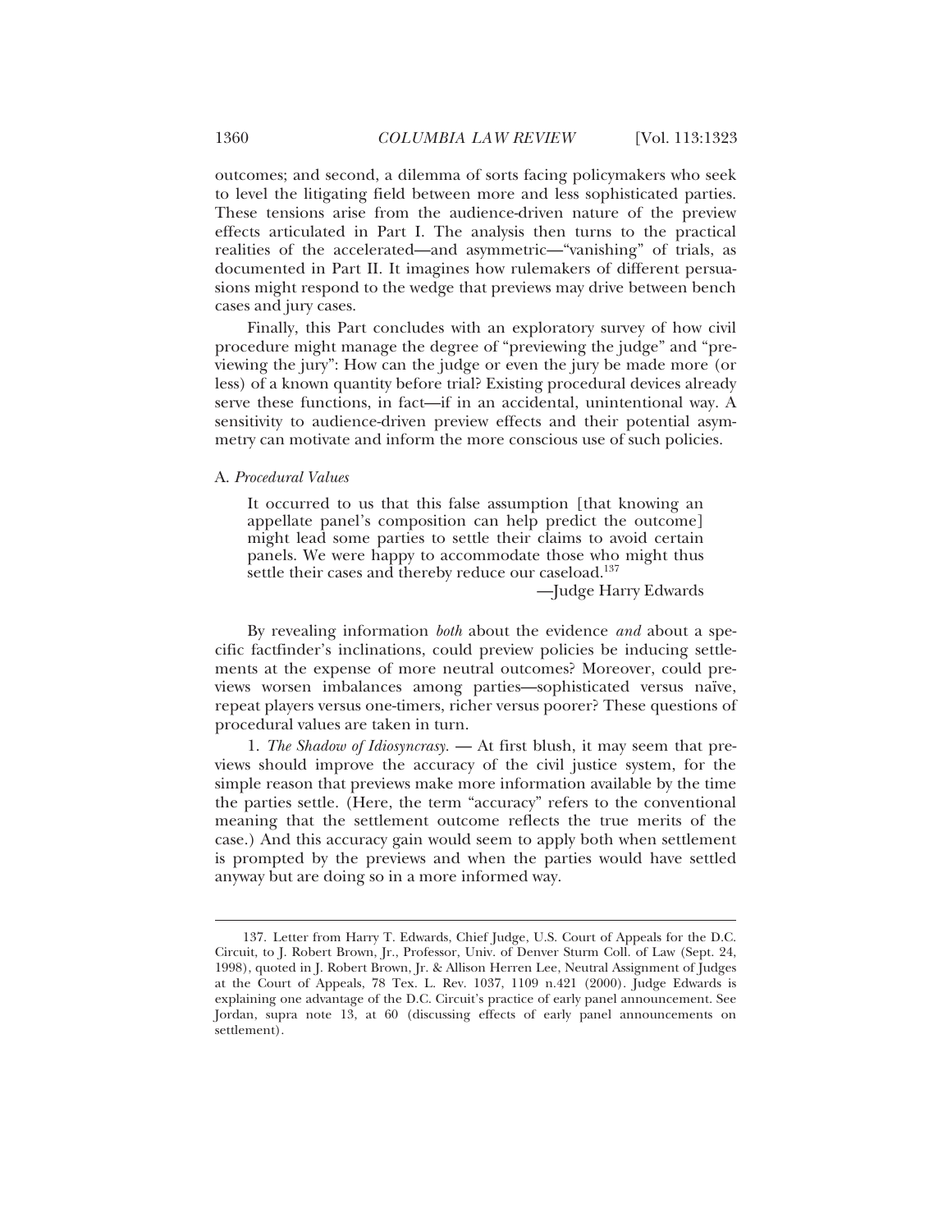outcomes; and second, a dilemma of sorts facing policymakers who seek to level the litigating field between more and less sophisticated parties. These tensions arise from the audience-driven nature of the preview effects articulated in Part I. The analysis then turns to the practical realities of the accelerated—and asymmetric—"vanishing" of trials, as documented in Part II. It imagines how rulemakers of different persuasions might respond to the wedge that previews may drive between bench cases and jury cases.

Finally, this Part concludes with an exploratory survey of how civil procedure might manage the degree of "previewing the judge" and "previewing the jury": How can the judge or even the jury be made more (or less) of a known quantity before trial? Existing procedural devices already serve these functions, in fact—if in an accidental, unintentional way. A sensitivity to audience-driven preview effects and their potential asymmetry can motivate and inform the more conscious use of such policies.

### A. *Procedural Values*

> It occurred to us that this false assumption [that knowing an appellate panel's composition can help predict the outcome] might lead some parties to settle their claims to avoid certain panels. We were happy to accommodate those who might thus settle their cases and thereby reduce our caseload.[137]
>
> —Judge Harry Edwards

By revealing information *both* about the evidence *and* about a specific factfinder's inclinations, could preview policies be inducing settlements at the expense of more neutral outcomes? Moreover, could previews worsen imbalances among parties—sophisticated versus naïve, repeat players versus one-timers, richer versus poorer? These questions of procedural values are taken in turn.

1. *The Shadow of Idiosyncrasy.* — At first blush, it may seem that previews should improve the accuracy of the civil justice system, for the simple reason that previews make more information available by the time the parties settle. (Here, the term "accuracy" refers to the conventional meaning that the settlement outcome reflects the true merits of the case.) And this accuracy gain would seem to apply both when settlement is prompted by the previews and when the parties would have settled anyway but are doing so in a more informed way.

---

137. Letter from Harry T. Edwards, Chief Judge, U.S. Court of Appeals for the D.C. Circuit, to J. Robert Brown, Jr., Professor, Univ. of Denver Sturm Coll. of Law (Sept. 24, 1998), quoted in J. Robert Brown, Jr. & Allison Herren Lee, Neutral Assignment of Judges at the Court of Appeals, 78 Tex. L. Rev. 1037, 1109 n.421 (2000). Judge Edwards is explaining one advantage of the D.C. Circuit's practice of early panel announcement. See Jordan, supra note 13, at 60 (discussing effects of early panel announcements on settlement).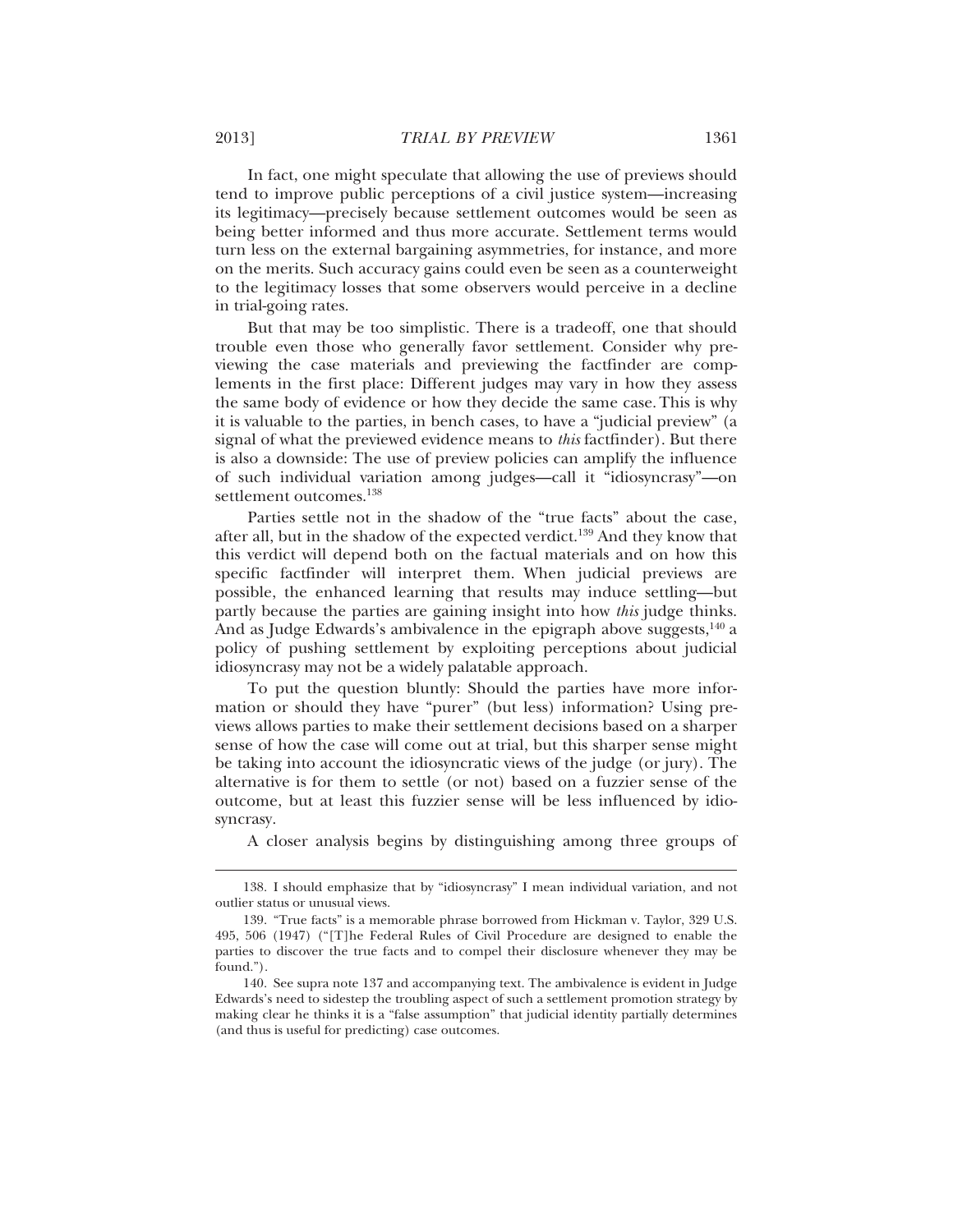In fact, one might speculate that allowing the use of previews should tend to improve public perceptions of a civil justice system—increasing its legitimacy—precisely because settlement outcomes would be seen as being better informed and thus more accurate. Settlement terms would turn less on the external bargaining asymmetries, for instance, and more on the merits. Such accuracy gains could even be seen as a counterweight to the legitimacy losses that some observers would perceive in a decline in trial-going rates.

But that may be too simplistic. There is a tradeoff, one that should trouble even those who generally favor settlement. Consider why previewing the case materials and previewing the factfinder are complements in the first place: Different judges may vary in how they assess the same body of evidence or how they decide the same case. This is why it is valuable to the parties, in bench cases, to have a "judicial preview" (a signal of what the previewed evidence means to *this* factfinder). But there is also a downside: The use of preview policies can amplify the influence of such individual variation among judges—call it "idiosyncrasy"—on settlement outcomes.[138]

Parties settle not in the shadow of the "true facts" about the case, after all, but in the shadow of the expected verdict.[139] And they know that this verdict will depend both on the factual materials and on how this specific factfinder will interpret them. When judicial previews are possible, the enhanced learning that results may induce settling—but partly because the parties are gaining insight into how *this* judge thinks. And as Judge Edwards's ambivalence in the epigraph above suggests,[140] a policy of pushing settlement by exploiting perceptions about judicial idiosyncrasy may not be a widely palatable approach.

To put the question bluntly: Should the parties have more information or should they have "purer" (but less) information? Using previews allows parties to make their settlement decisions based on a sharper sense of how the case will come out at trial, but this sharper sense might be taking into account the idiosyncratic views of the judge (or jury). The alternative is for them to settle (or not) based on a fuzzier sense of the outcome, but at least this fuzzier sense will be less influenced by idiosyncrasy.

A closer analysis begins by distinguishing among three groups of

---

138. I should emphasize that by "idiosyncrasy" I mean individual variation, and not outlier status or unusual views.

139. "True facts" is a memorable phrase borrowed from Hickman v. Taylor, 329 U.S. 495, 506 (1947) ("[T]he Federal Rules of Civil Procedure are designed to enable the parties to discover the true facts and to compel their disclosure whenever they may be found.").

140. See supra note 137 and accompanying text. The ambivalence is evident in Judge Edwards's need to sidestep the troubling aspect of such a settlement promotion strategy by making clear he thinks it is a "false assumption" that judicial identity partially determines (and thus is useful for predicting) case outcomes.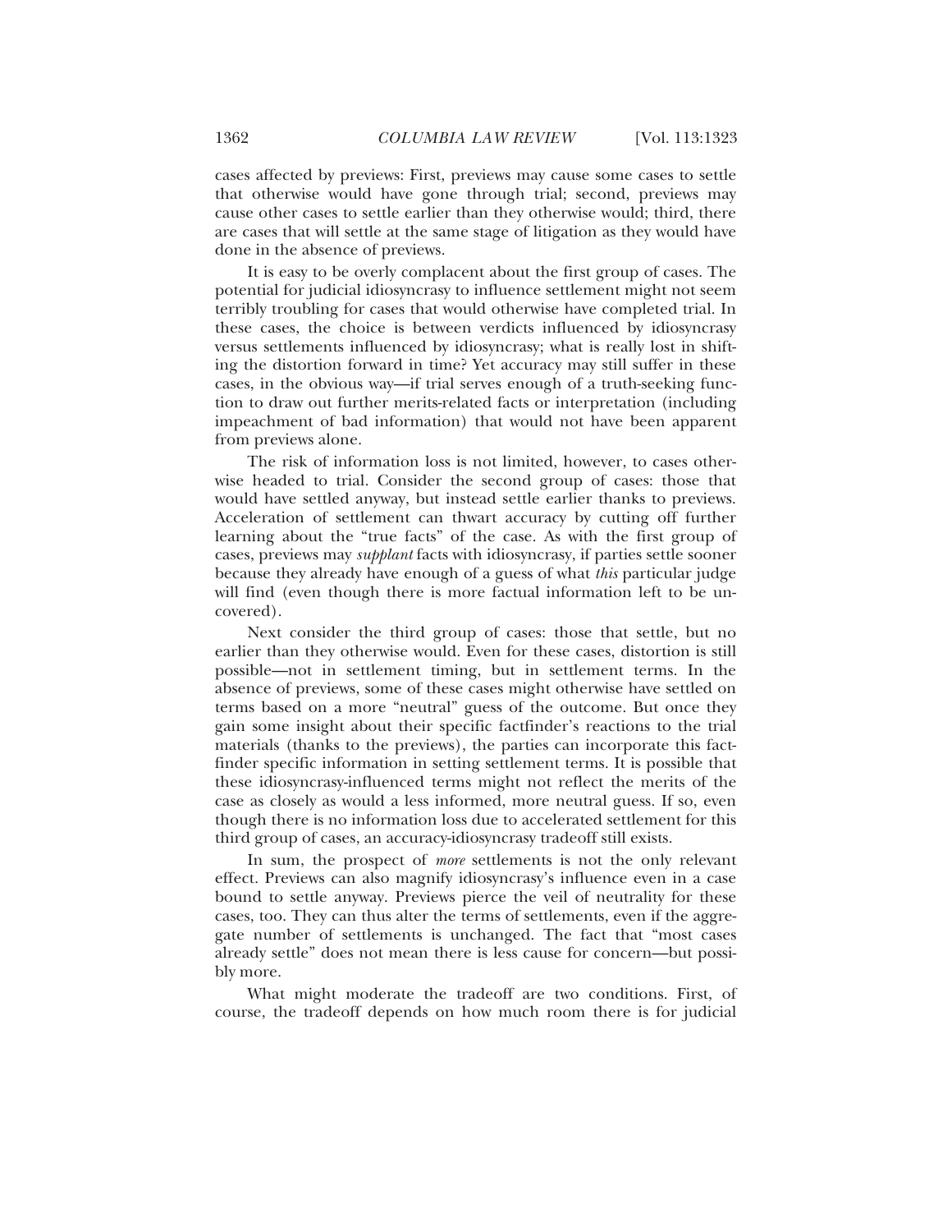cases affected by previews: First, previews may cause some cases to settle that otherwise would have gone through trial; second, previews may cause other cases to settle earlier than they otherwise would; third, there are cases that will settle at the same stage of litigation as they would have done in the absence of previews.

It is easy to be overly complacent about the first group of cases. The potential for judicial idiosyncrasy to influence settlement might not seem terribly troubling for cases that would otherwise have completed trial. In these cases, the choice is between verdicts influenced by idiosyncrasy versus settlements influenced by idiosyncrasy; what is really lost in shifting the distortion forward in time? Yet accuracy may still suffer in these cases, in the obvious way—if trial serves enough of a truth-seeking function to draw out further merits-related facts or interpretation (including impeachment of bad information) that would not have been apparent from previews alone.

The risk of information loss is not limited, however, to cases otherwise headed to trial. Consider the second group of cases: those that would have settled anyway, but instead settle earlier thanks to previews. Acceleration of settlement can thwart accuracy by cutting off further learning about the "true facts" of the case. As with the first group of cases, previews may *supplant* facts with idiosyncrasy, if parties settle sooner because they already have enough of a guess of what *this* particular judge will find (even though there is more factual information left to be uncovered).

Next consider the third group of cases: those that settle, but no earlier than they otherwise would. Even for these cases, distortion is still possible—not in settlement timing, but in settlement terms. In the absence of previews, some of these cases might otherwise have settled on terms based on a more "neutral" guess of the outcome. But once they gain some insight about their specific factfinder's reactions to the trial materials (thanks to the previews), the parties can incorporate this factfinder specific information in setting settlement terms. It is possible that these idiosyncrasy-influenced terms might not reflect the merits of the case as closely as would a less informed, more neutral guess. If so, even though there is no information loss due to accelerated settlement for this third group of cases, an accuracy-idiosyncrasy tradeoff still exists.

In sum, the prospect of *more* settlements is not the only relevant effect. Previews can also magnify idiosyncrasy's influence even in a case bound to settle anyway. Previews pierce the veil of neutrality for these cases, too. They can thus alter the terms of settlements, even if the aggregate number of settlements is unchanged. The fact that "most cases already settle" does not mean there is less cause for concern—but possibly more.

What might moderate the tradeoff are two conditions. First, of course, the tradeoff depends on how much room there is for judicial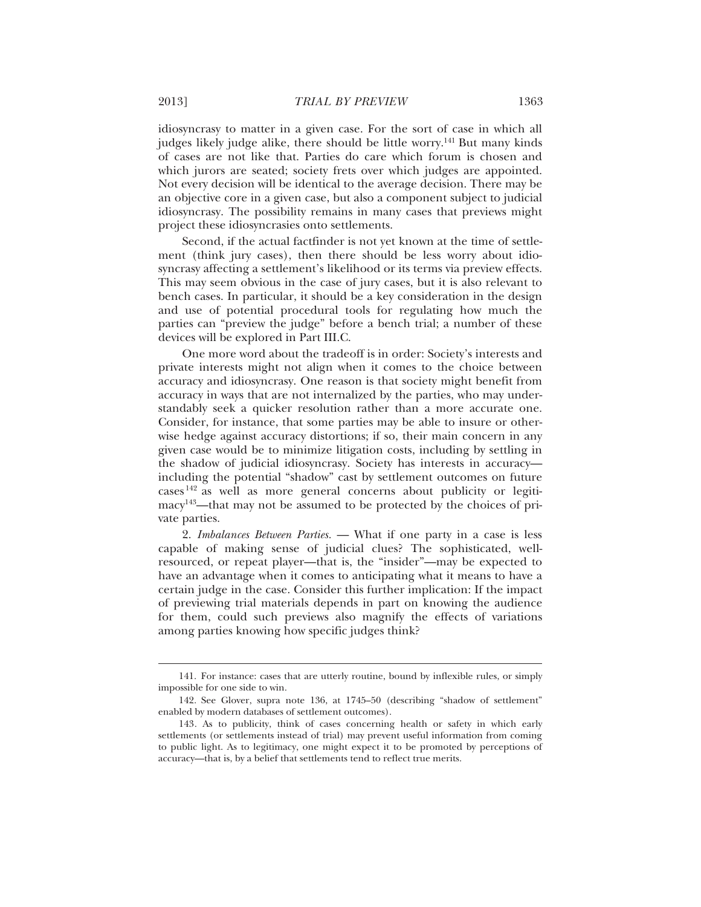idiosyncrasy to matter in a given case. For the sort of case in which all judges likely judge alike, there should be little worry.[141] But many kinds of cases are not like that. Parties do care which forum is chosen and which jurors are seated; society frets over which judges are appointed. Not every decision will be identical to the average decision. There may be an objective core in a given case, but also a component subject to judicial idiosyncrasy. The possibility remains in many cases that previews might project these idiosyncrasies onto settlements.

Second, if the actual factfinder is not yet known at the time of settlement (think jury cases), then there should be less worry about idiosyncrasy affecting a settlement's likelihood or its terms via preview effects. This may seem obvious in the case of jury cases, but it is also relevant to bench cases. In particular, it should be a key consideration in the design and use of potential procedural tools for regulating how much the parties can "preview the judge" before a bench trial; a number of these devices will be explored in Part III.C.

One more word about the tradeoff is in order: Society's interests and private interests might not align when it comes to the choice between accuracy and idiosyncrasy. One reason is that society might benefit from accuracy in ways that are not internalized by the parties, who may understandably seek a quicker resolution rather than a more accurate one. Consider, for instance, that some parties may be able to insure or otherwise hedge against accuracy distortions; if so, their main concern in any given case would be to minimize litigation costs, including by settling in the shadow of judicial idiosyncrasy. Society has interests in accuracy—including the potential "shadow" cast by settlement outcomes on future cases[142] as well as more general concerns about publicity or legitimacy[143]—that may not be assumed to be protected by the choices of private parties.

2. *Imbalances Between Parties.* — What if one party in a case is less capable of making sense of judicial clues? The sophisticated, well-resourced, or repeat player—that is, the "insider"—may be expected to have an advantage when it comes to anticipating what it means to have a certain judge in the case. Consider this further implication: If the impact of previewing trial materials depends in part on knowing the audience for them, could such previews also magnify the effects of variations among parties knowing how specific judges think?

---

141. For instance: cases that are utterly routine, bound by inflexible rules, or simply impossible for one side to win.

142. See Glover, supra note 136, at 1745–50 (describing "shadow of settlement" enabled by modern databases of settlement outcomes).

143. As to publicity, think of cases concerning health or safety in which early settlements (or settlements instead of trial) may prevent useful information from coming to public light. As to legitimacy, one might expect it to be promoted by perceptions of accuracy—that is, by a belief that settlements tend to reflect true merits.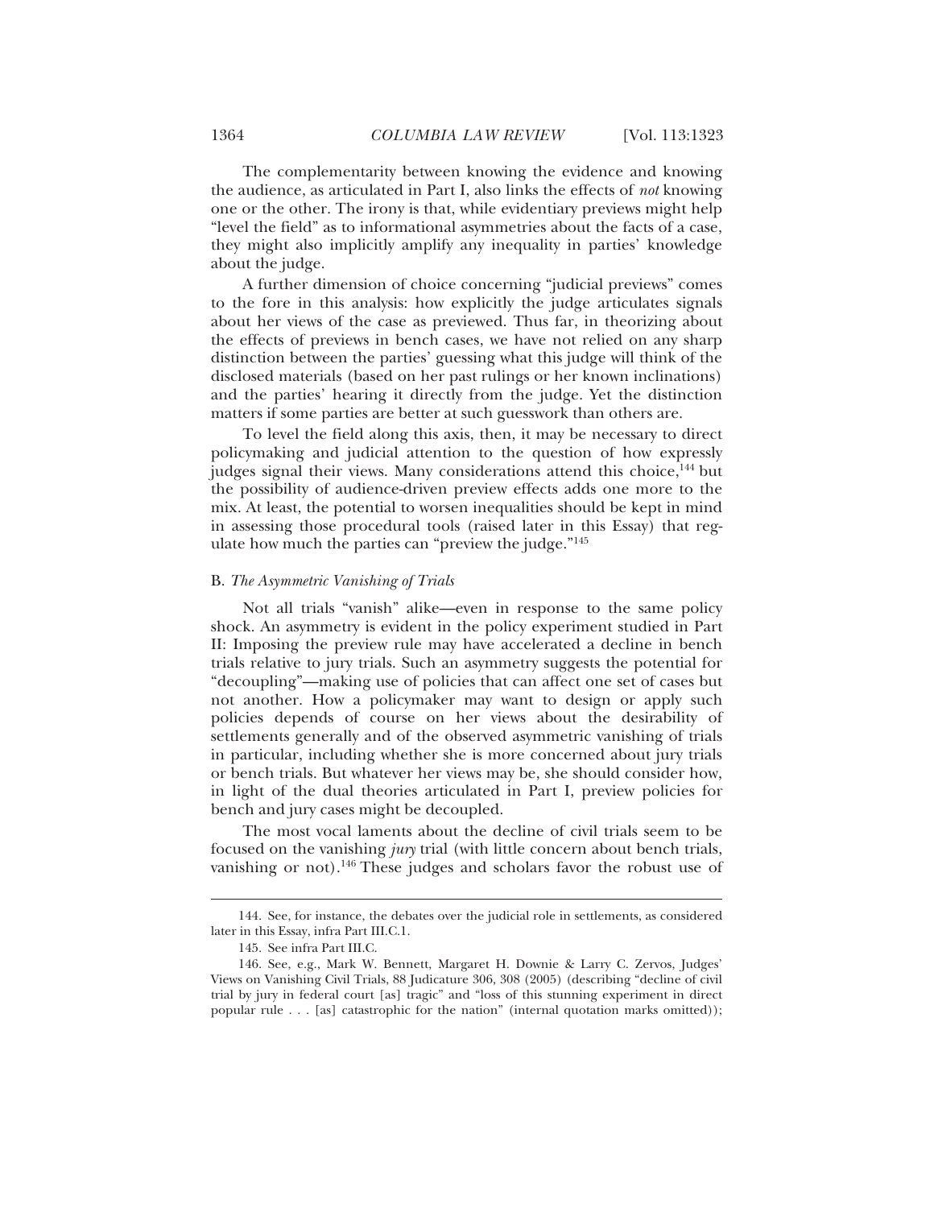The complementarity between knowing the evidence and knowing the audience, as articulated in Part I, also links the effects of *not* knowing one or the other. The irony is that, while evidentiary previews might help "level the field" as to informational asymmetries about the facts of a case, they might also implicitly amplify any inequality in parties' knowledge about the judge.

A further dimension of choice concerning "judicial previews" comes to the fore in this analysis: how explicitly the judge articulates signals about her views of the case as previewed. Thus far, in theorizing about the effects of previews in bench cases, we have not relied on any sharp distinction between the parties' guessing what this judge will think of the disclosed materials (based on her past rulings or her known inclinations) and the parties' hearing it directly from the judge. Yet the distinction matters if some parties are better at such guesswork than others are.

To level the field along this axis, then, it may be necessary to direct policymaking and judicial attention to the question of how expressly judges signal their views. Many considerations attend this choice,[144] but the possibility of audience-driven preview effects adds one more to the mix. At least, the potential to worsen inequalities should be kept in mind in assessing those procedural tools (raised later in this Essay) that regulate how much the parties can "preview the judge."[145]

### B. *The Asymmetric Vanishing of Trials*

Not all trials "vanish" alike—even in response to the same policy shock. An asymmetry is evident in the policy experiment studied in Part II: Imposing the preview rule may have accelerated a decline in bench trials relative to jury trials. Such an asymmetry suggests the potential for "decoupling"—making use of policies that can affect one set of cases but not another. How a policymaker may want to design or apply such policies depends of course on her views about the desirability of settlements generally and of the observed asymmetric vanishing of trials in particular, including whether she is more concerned about jury trials or bench trials. But whatever her views may be, she should consider how, in light of the dual theories articulated in Part I, preview policies for bench and jury cases might be decoupled.

The most vocal laments about the decline of civil trials seem to be focused on the vanishing *jury* trial (with little concern about bench trials, vanishing or not).[146] These judges and scholars favor the robust use of

---

144. See, for instance, the debates over the judicial role in settlements, as considered later in this Essay, infra Part III.C.1.

145. See infra Part III.C.

146. See, e.g., Mark W. Bennett, Margaret H. Downie & Larry C. Zervos, Judges' Views on Vanishing Civil Trials, 88 Judicature 306, 308 (2005) (describing "decline of civil trial by jury in federal court [as] tragic" and "loss of this stunning experiment in direct popular rule . . . [as] catastrophic for the nation" (internal quotation marks omitted));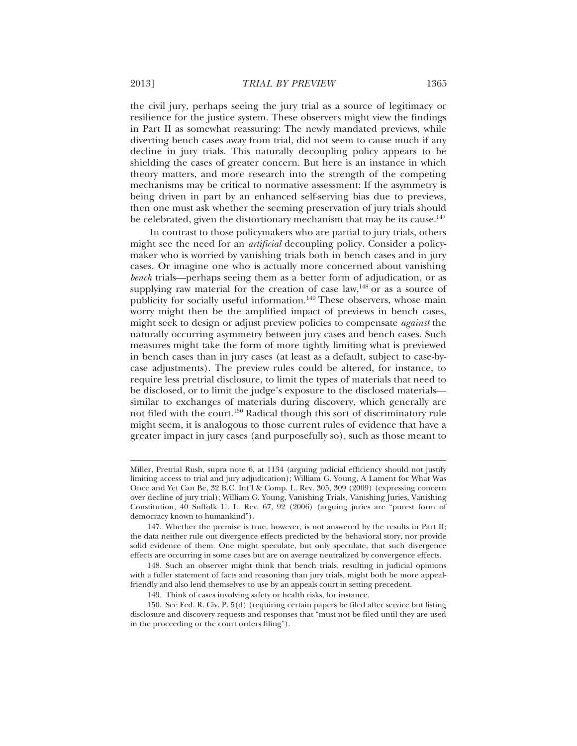the civil jury, perhaps seeing the jury trial as a source of legitimacy or resilience for the justice system. These observers might view the findings in Part II as somewhat reassuring: The newly mandated previews, while diverting bench cases away from trial, did not seem to cause much if any decline in jury trials. This naturally decoupling policy appears to be shielding the cases of greater concern. But here is an instance in which theory matters, and more research into the strength of the competing mechanisms may be critical to normative assessment: If the asymmetry is being driven in part by an enhanced self-serving bias due to previews, then one must ask whether the seeming preservation of jury trials should be celebrated, given the distortionary mechanism that may be its cause.[147]

In contrast to those policymakers who are partial to jury trials, others might see the need for an *artificial* decoupling policy. Consider a policymaker who is worried by vanishing trials both in bench cases and in jury cases. Or imagine one who is actually more concerned about vanishing *bench* trials—perhaps seeing them as a better form of adjudication, or as supplying raw material for the creation of case law,[148] or as a source of publicity for socially useful information.[149] These observers, whose main worry might then be the amplified impact of previews in bench cases, might seek to design or adjust preview policies to compensate *against* the naturally occurring asymmetry between jury cases and bench cases. Such measures might take the form of more tightly limiting what is previewed in bench cases than in jury cases (at least as a default, subject to case-by-case adjustments). The preview rules could be altered, for instance, to require less pretrial disclosure, to limit the types of materials that need to be disclosed, or to limit the judge's exposure to the disclosed materials—similar to exchanges of materials during discovery, which generally are not filed with the court.[150] Radical though this sort of discriminatory rule might seem, it is analogous to those current rules of evidence that have a greater impact in jury cases (and purposefully so), such as those meant to

---

Miller, Pretrial Rush, supra note 6, at 1134 (arguing judicial efficiency should not justify limiting access to trial and jury adjudication); William G. Young, A Lament for What Was Once and Yet Can Be, 32 B.C. Int'l & Comp. L. Rev. 305, 309 (2009) (expressing concern over decline of jury trial); William G. Young, Vanishing Trials, Vanishing Juries, Vanishing Constitution, 40 Suffolk U. L. Rev. 67, 92 (2006) (arguing juries are "purest form of democracy known to humankind").

147. Whether the premise is true, however, is not answered by the results in Part II; the data neither rule out divergence effects predicted by the behavioral story, nor provide solid evidence of them. One might speculate, but only speculate, that such divergence effects are occurring in some cases but are on average neutralized by convergence effects.

148. Such an observer might think that bench trials, resulting in judicial opinions with a fuller statement of facts and reasoning than jury trials, might both be more appeal-friendly and also lend themselves to use by an appeals court in setting precedent.

149. Think of cases involving safety or health risks, for instance.

150. See Fed. R. Civ. P. 5(d) (requiring certain papers be filed after service but listing disclosure and discovery requests and responses that "must not be filed until they are used in the proceeding or the court orders filing").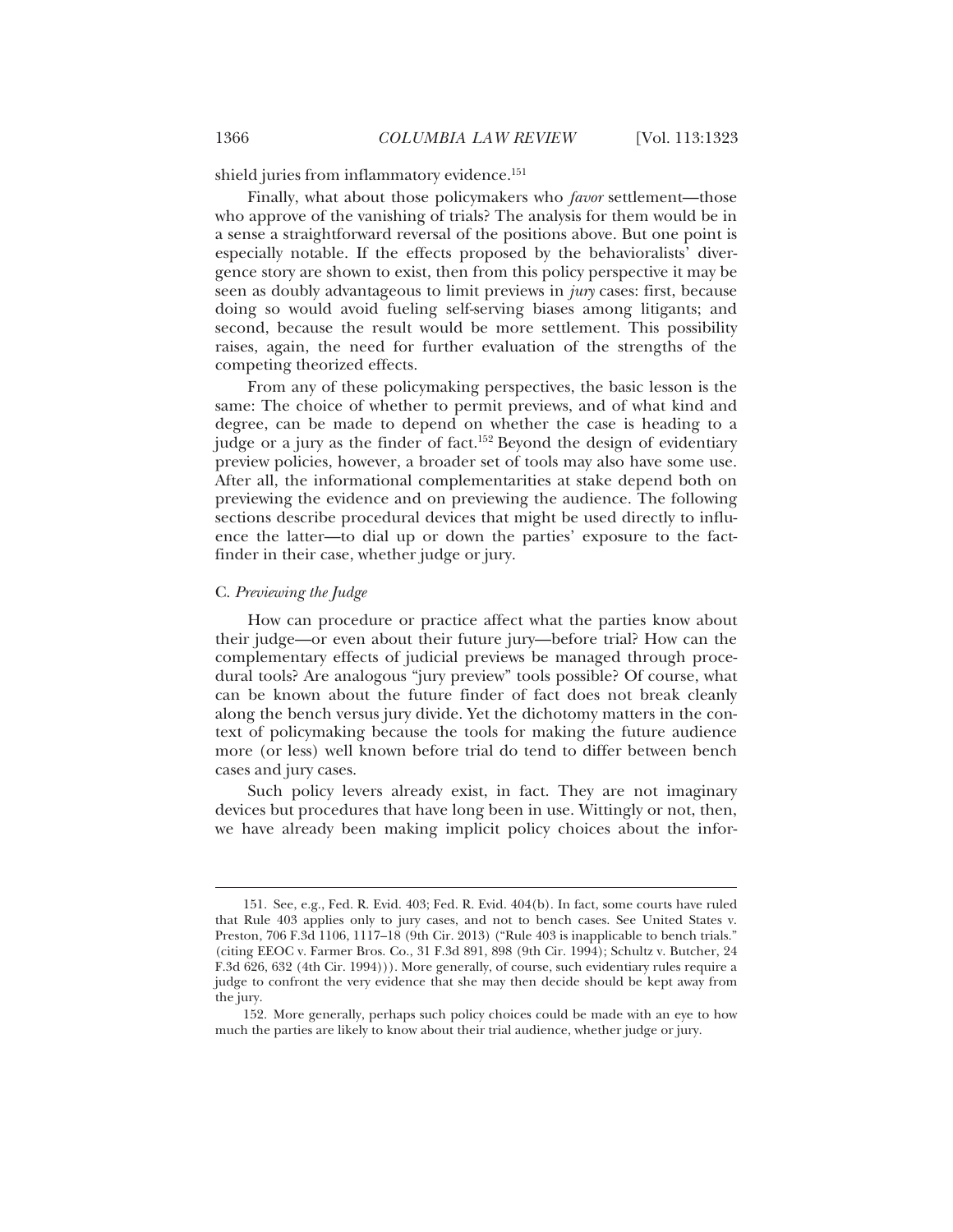shield juries from inflammatory evidence.[151]

Finally, what about those policymakers who *favor* settlement—those who approve of the vanishing of trials? The analysis for them would be in a sense a straightforward reversal of the positions above. But one point is especially notable. If the effects proposed by the behavioralists' divergence story are shown to exist, then from this policy perspective it may be seen as doubly advantageous to limit previews in *jury* cases: first, because doing so would avoid fueling self-serving biases among litigants; and second, because the result would be more settlement. This possibility raises, again, the need for further evaluation of the strengths of the competing theorized effects.

From any of these policymaking perspectives, the basic lesson is the same: The choice of whether to permit previews, and of what kind and degree, can be made to depend on whether the case is heading to a judge or a jury as the finder of fact.[152] Beyond the design of evidentiary preview policies, however, a broader set of tools may also have some use. After all, the informational complementarities at stake depend both on previewing the evidence and on previewing the audience. The following sections describe procedural devices that might be used directly to influence the latter—to dial up or down the parties' exposure to the fact-finder in their case, whether judge or jury.

### C. *Previewing the Judge*

How can procedure or practice affect what the parties know about their judge—or even about their future jury—before trial? How can the complementary effects of judicial previews be managed through procedural tools? Are analogous "jury preview" tools possible? Of course, what can be known about the future finder of fact does not break cleanly along the bench versus jury divide. Yet the dichotomy matters in the context of policymaking because the tools for making the future audience more (or less) well known before trial do tend to differ between bench cases and jury cases.

Such policy levers already exist, in fact. They are not imaginary devices but procedures that have long been in use. Wittingly or not, then, we have already been making implicit policy choices about the infor-

---

151. See, e.g., Fed. R. Evid. 403; Fed. R. Evid. 404(b). In fact, some courts have ruled that Rule 403 applies only to jury cases, and not to bench cases. See United States v. Preston, 706 F.3d 1106, 1117–18 (9th Cir. 2013) ("Rule 403 is inapplicable to bench trials." (citing EEOC v. Farmer Bros. Co., 31 F.3d 891, 898 (9th Cir. 1994); Schultz v. Butcher, 24 F.3d 626, 632 (4th Cir. 1994))). More generally, of course, such evidentiary rules require a judge to confront the very evidence that she may then decide should be kept away from the jury.

152. More generally, perhaps such policy choices could be made with an eye to how much the parties are likely to know about their trial audience, whether judge or jury.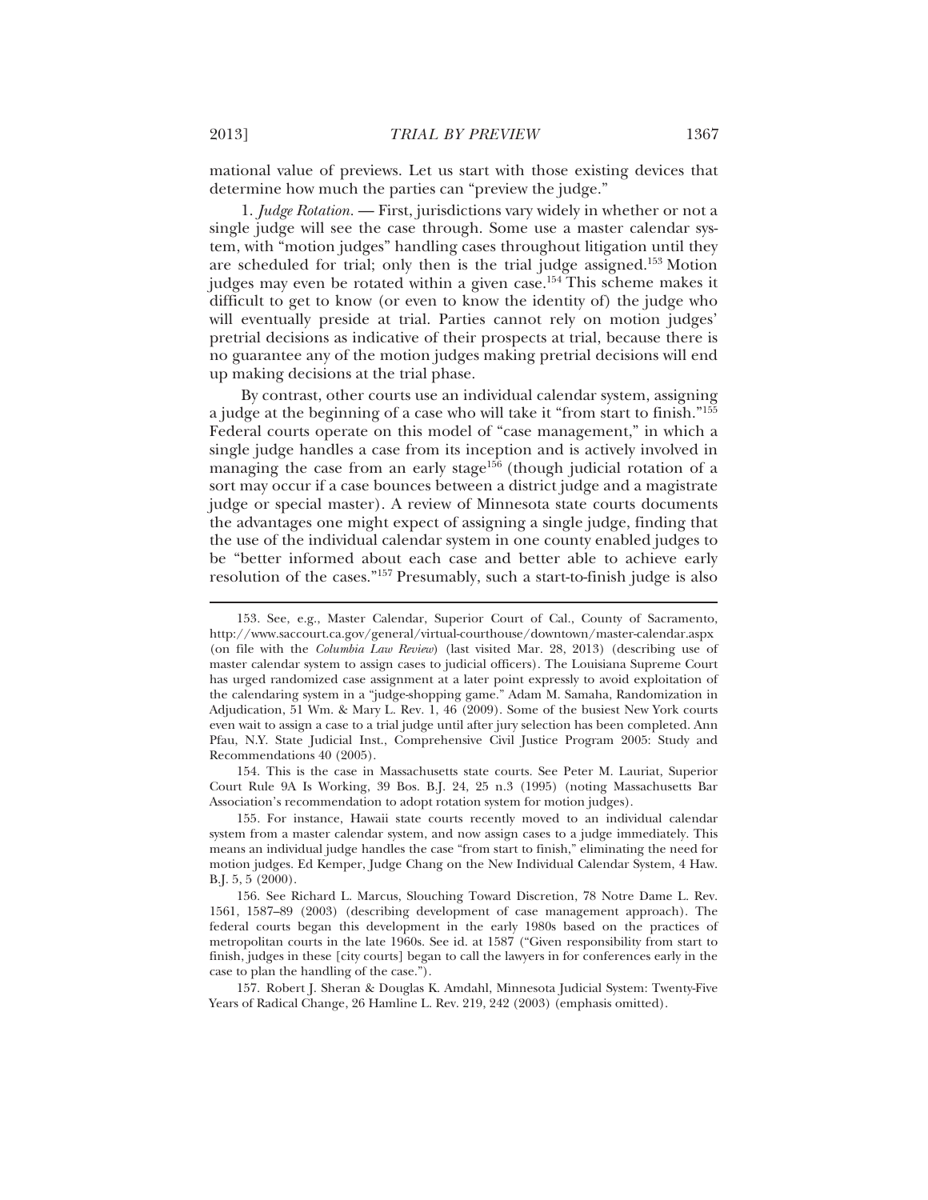mational value of previews. Let us start with those existing devices that determine how much the parties can "preview the judge."

1. *Judge Rotation*. — First, jurisdictions vary widely in whether or not a single judge will see the case through. Some use a master calendar system, with "motion judges" handling cases throughout litigation until they are scheduled for trial; only then is the trial judge assigned.[153] Motion judges may even be rotated within a given case.[154] This scheme makes it difficult to get to know (or even to know the identity of) the judge who will eventually preside at trial. Parties cannot rely on motion judges' pretrial decisions as indicative of their prospects at trial, because there is no guarantee any of the motion judges making pretrial decisions will end up making decisions at the trial phase.

By contrast, other courts use an individual calendar system, assigning a judge at the beginning of a case who will take it "from start to finish."[155] Federal courts operate on this model of "case management," in which a single judge handles a case from its inception and is actively involved in managing the case from an early stage[156] (though judicial rotation of a sort may occur if a case bounces between a district judge and a magistrate judge or special master). A review of Minnesota state courts documents the advantages one might expect of assigning a single judge, finding that the use of the individual calendar system in one county enabled judges to be "better informed about each case and better able to achieve early resolution of the cases."[157] Presumably, such a start-to-finish judge is also

---

153. See, e.g., Master Calendar, Superior Court of Cal., County of Sacramento, http://www.saccourt.ca.gov/general/virtual-courthouse/downtown/master-calendar.aspx (on file with the *Columbia Law Review*) (last visited Mar. 28, 2013) (describing use of master calendar system to assign cases to judicial officers). The Louisiana Supreme Court has urged randomized case assignment at a later point expressly to avoid exploitation of the calendaring system in a "judge-shopping game." Adam M. Samaha, Randomization in Adjudication, 51 Wm. & Mary L. Rev. 1, 46 (2009). Some of the busiest New York courts even wait to assign a case to a trial judge until after jury selection has been completed. Ann Pfau, N.Y. State Judicial Inst., Comprehensive Civil Justice Program 2005: Study and Recommendations 40 (2005).

154. This is the case in Massachusetts state courts. See Peter M. Lauriat, Superior Court Rule 9A Is Working, 39 Bos. B.J. 24, 25 n.3 (1995) (noting Massachusetts Bar Association's recommendation to adopt rotation system for motion judges).

155. For instance, Hawaii state courts recently moved to an individual calendar system from a master calendar system, and now assign cases to a judge immediately. This means an individual judge handles the case "from start to finish," eliminating the need for motion judges. Ed Kemper, Judge Chang on the New Individual Calendar System, 4 Haw. B.J. 5, 5 (2000).

156. See Richard L. Marcus, Slouching Toward Discretion, 78 Notre Dame L. Rev. 1561, 1587–89 (2003) (describing development of case management approach). The federal courts began this development in the early 1980s based on the practices of metropolitan courts in the late 1960s. See id. at 1587 ("Given responsibility from start to finish, judges in these [city courts] began to call the lawyers in for conferences early in the case to plan the handling of the case.").

157. Robert J. Sheran & Douglas K. Amdahl, Minnesota Judicial System: Twenty-Five Years of Radical Change, 26 Hamline L. Rev. 219, 242 (2003) (emphasis omitted).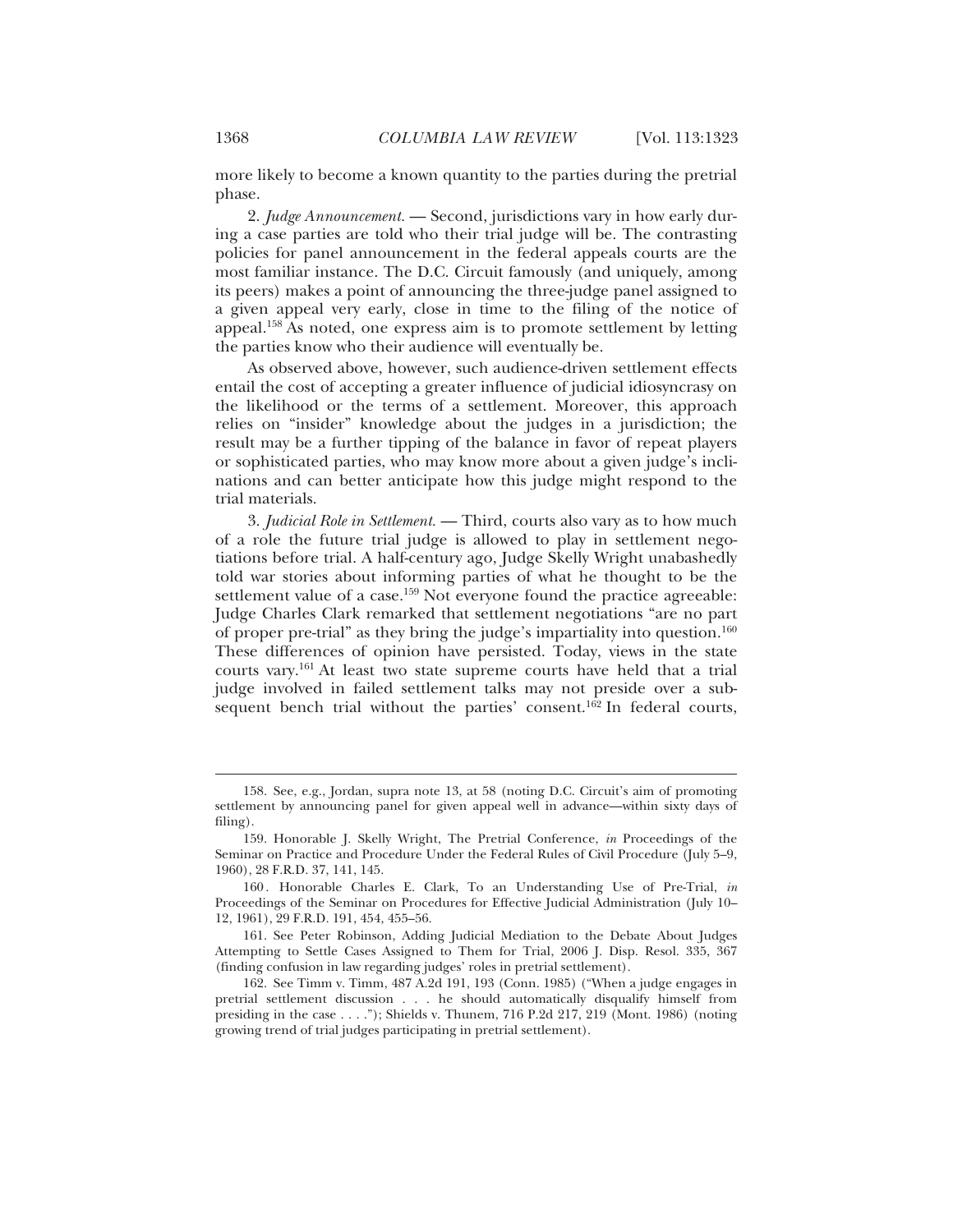more likely to become a known quantity to the parties during the pretrial phase.

2. *Judge Announcement.* — Second, jurisdictions vary in how early during a case parties are told who their trial judge will be. The contrasting policies for panel announcement in the federal appeals courts are the most familiar instance. The D.C. Circuit famously (and uniquely, among its peers) makes a point of announcing the three-judge panel assigned to a given appeal very early, close in time to the filing of the notice of appeal.[158] As noted, one express aim is to promote settlement by letting the parties know who their audience will eventually be.

As observed above, however, such audience-driven settlement effects entail the cost of accepting a greater influence of judicial idiosyncrasy on the likelihood or the terms of a settlement. Moreover, this approach relies on "insider" knowledge about the judges in a jurisdiction; the result may be a further tipping of the balance in favor of repeat players or sophisticated parties, who may know more about a given judge's inclinations and can better anticipate how this judge might respond to the trial materials.

3. *Judicial Role in Settlement.* — Third, courts also vary as to how much of a role the future trial judge is allowed to play in settlement negotiations before trial. A half-century ago, Judge Skelly Wright unabashedly told war stories about informing parties of what he thought to be the settlement value of a case.[159] Not everyone found the practice agreeable: Judge Charles Clark remarked that settlement negotiations "are no part of proper pre-trial" as they bring the judge's impartiality into question.[160] These differences of opinion have persisted. Today, views in the state courts vary.[161] At least two state supreme courts have held that a trial judge involved in failed settlement talks may not preside over a subsequent bench trial without the parties' consent.[162] In federal courts,

---

158. See, e.g., Jordan, supra note 13, at 58 (noting D.C. Circuit's aim of promoting settlement by announcing panel for given appeal well in advance—within sixty days of filing).

159. Honorable J. Skelly Wright, The Pretrial Conference, *in* Proceedings of the Seminar on Practice and Procedure Under the Federal Rules of Civil Procedure (July 5–9, 1960), 28 F.R.D. 37, 141, 145.

160. Honorable Charles E. Clark, To an Understanding Use of Pre-Trial, *in* Proceedings of the Seminar on Procedures for Effective Judicial Administration (July 10–12, 1961), 29 F.R.D. 191, 454, 455–56.

161. See Peter Robinson, Adding Judicial Mediation to the Debate About Judges Attempting to Settle Cases Assigned to Them for Trial, 2006 J. Disp. Resol. 335, 367 (finding confusion in law regarding judges' roles in pretrial settlement).

162. See Timm v. Timm, 487 A.2d 191, 193 (Conn. 1985) ("When a judge engages in pretrial settlement discussion . . . he should automatically disqualify himself from presiding in the case . . . ."); Shields v. Thunem, 716 P.2d 217, 219 (Mont. 1986) (noting growing trend of trial judges participating in pretrial settlement).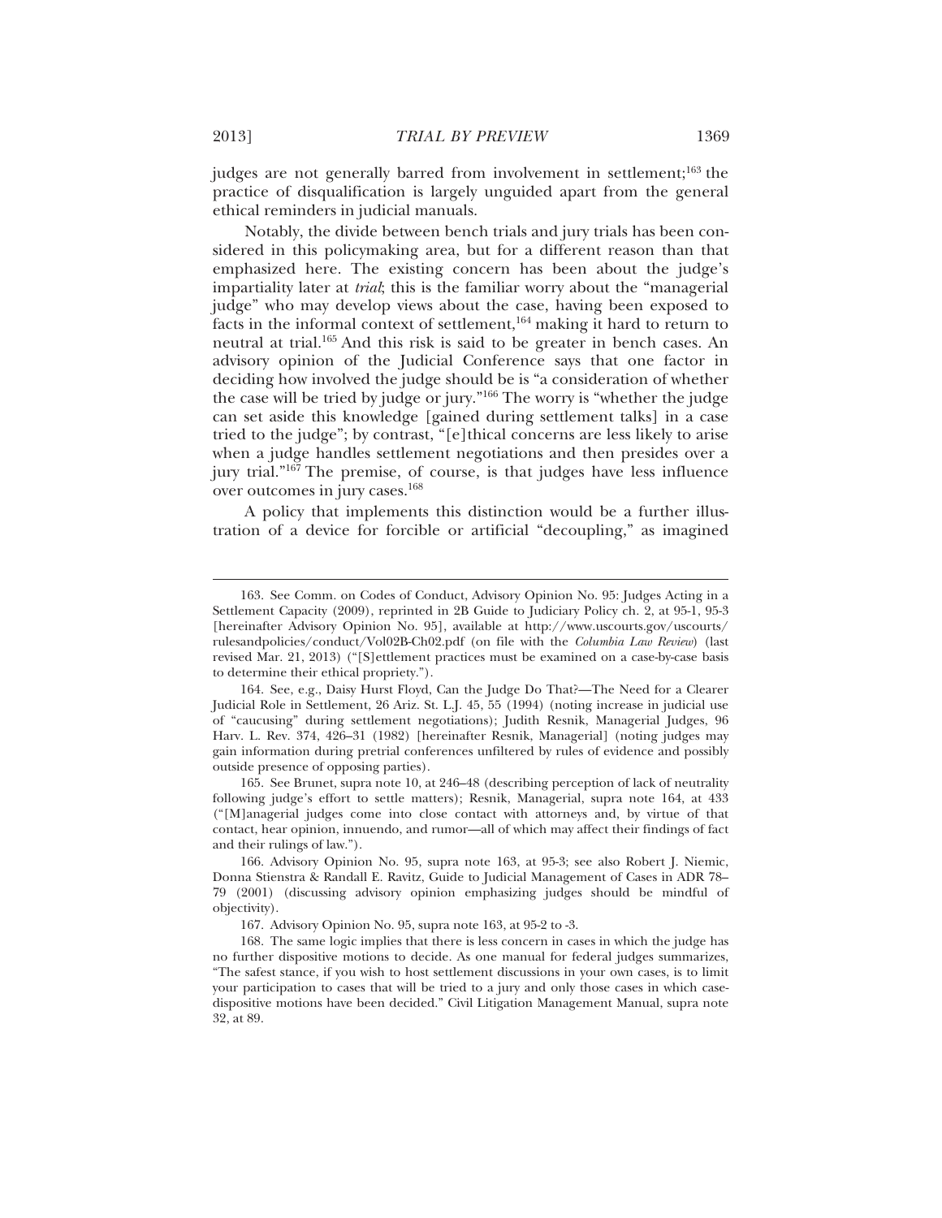judges are not generally barred from involvement in settlement;[163] the practice of disqualification is largely unguided apart from the general ethical reminders in judicial manuals.

Notably, the divide between bench trials and jury trials has been considered in this policymaking area, but for a different reason than that emphasized here. The existing concern has been about the judge's impartiality later at *trial*; this is the familiar worry about the "managerial judge" who may develop views about the case, having been exposed to facts in the informal context of settlement,[164] making it hard to return to neutral at trial.[165] And this risk is said to be greater in bench cases. An advisory opinion of the Judicial Conference says that one factor in deciding how involved the judge should be is "a consideration of whether the case will be tried by judge or jury."[166] The worry is "whether the judge can set aside this knowledge [gained during settlement talks] in a case tried to the judge"; by contrast, "[e]thical concerns are less likely to arise when a judge handles settlement negotiations and then presides over a jury trial."[167] The premise, of course, is that judges have less influence over outcomes in jury cases.[168]

A policy that implements this distinction would be a further illustration of a device for forcible or artificial "decoupling," as imagined

---

163. See Comm. on Codes of Conduct, Advisory Opinion No. 95: Judges Acting in a Settlement Capacity (2009), reprinted in 2B Guide to Judiciary Policy ch. 2, at 95-1, 95-3 [hereinafter Advisory Opinion No. 95], available at http://www.uscourts.gov/uscourts/rulesandpolicies/conduct/Vol02B-Ch02.pdf (on file with the *Columbia Law Review*) (last revised Mar. 21, 2013) ("[S]ettlement practices must be examined on a case-by-case basis to determine their ethical propriety.").

164. See, e.g., Daisy Hurst Floyd, Can the Judge Do That?—The Need for a Clearer Judicial Role in Settlement, 26 Ariz. St. L.J. 45, 55 (1994) (noting increase in judicial use of "caucusing" during settlement negotiations); Judith Resnik, Managerial Judges, 96 Harv. L. Rev. 374, 426–31 (1982) [hereinafter Resnik, Managerial] (noting judges may gain information during pretrial conferences unfiltered by rules of evidence and possibly outside presence of opposing parties).

165. See Brunet, supra note 10, at 246–48 (describing perception of lack of neutrality following judge's effort to settle matters); Resnik, Managerial, supra note 164, at 433 ("[M]anagerial judges come into close contact with attorneys and, by virtue of that contact, hear opinion, innuendo, and rumor—all of which may affect their findings of fact and their rulings of law.").

166. Advisory Opinion No. 95, supra note 163, at 95-3; see also Robert J. Niemic, Donna Stienstra & Randall E. Ravitz, Guide to Judicial Management of Cases in ADR 78–79 (2001) (discussing advisory opinion emphasizing judges should be mindful of objectivity).

167. Advisory Opinion No. 95, supra note 163, at 95-2 to -3.

168. The same logic implies that there is less concern in cases in which the judge has no further dispositive motions to decide. As one manual for federal judges summarizes, "The safest stance, if you wish to host settlement discussions in your own cases, is to limit your participation to cases that will be tried to a jury and only those cases in which case-dispositive motions have been decided." Civil Litigation Management Manual, supra note 32, at 89.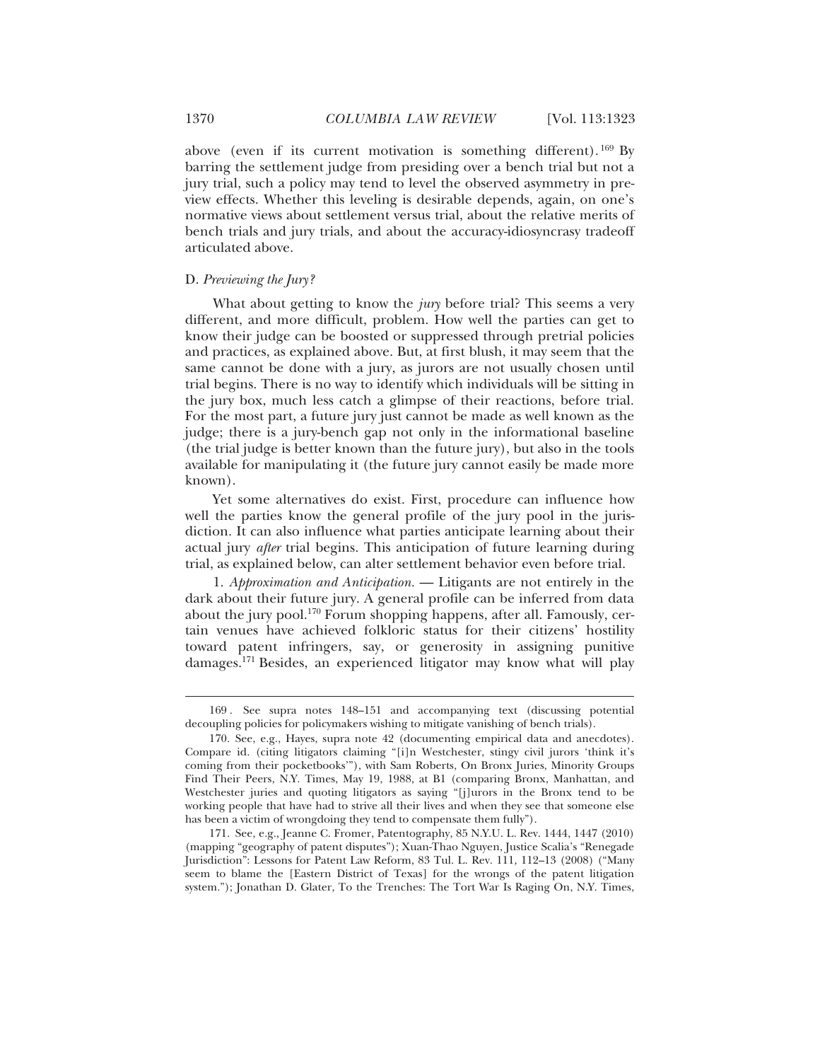above (even if its current motivation is something different).[169] By barring the settlement judge from presiding over a bench trial but not a jury trial, such a policy may tend to level the observed asymmetry in preview effects. Whether this leveling is desirable depends, again, on one's normative views about settlement versus trial, about the relative merits of bench trials and jury trials, and about the accuracy-idiosyncrasy tradeoff articulated above.

### D. *Previewing the Jury?*

What about getting to know the *jury* before trial? This seems a very different, and more difficult, problem. How well the parties can get to know their judge can be boosted or suppressed through pretrial policies and practices, as explained above. But, at first blush, it may seem that the same cannot be done with a jury, as jurors are not usually chosen until trial begins. There is no way to identify which individuals will be sitting in the jury box, much less catch a glimpse of their reactions, before trial. For the most part, a future jury just cannot be made as well known as the judge; there is a jury-bench gap not only in the informational baseline (the trial judge is better known than the future jury), but also in the tools available for manipulating it (the future jury cannot easily be made more known).

Yet some alternatives do exist. First, procedure can influence how well the parties know the general profile of the jury pool in the jurisdiction. It can also influence what parties anticipate learning about their actual jury *after* trial begins. This anticipation of future learning during trial, as explained below, can alter settlement behavior even before trial.

1. *Approximation and Anticipation.* — Litigants are not entirely in the dark about their future jury. A general profile can be inferred from data about the jury pool.[170] Forum shopping happens, after all. Famously, certain venues have achieved folkloric status for their citizens' hostility toward patent infringers, say, or generosity in assigning punitive damages.[171] Besides, an experienced litigator may know what will play

---

169. See supra notes 148–151 and accompanying text (discussing potential decoupling policies for policymakers wishing to mitigate vanishing of bench trials).

170. See, e.g., Hayes, supra note 42 (documenting empirical data and anecdotes). Compare id. (citing litigators claiming "[i]n Westchester, stingy civil jurors 'think it's coming from their pocketbooks'"), with Sam Roberts, On Bronx Juries, Minority Groups Find Their Peers, N.Y. Times, May 19, 1988, at B1 (comparing Bronx, Manhattan, and Westchester juries and quoting litigators as saying "[j]urors in the Bronx tend to be working people that have had to strive all their lives and when they see that someone else has been a victim of wrongdoing they tend to compensate them fully").

171. See, e.g., Jeanne C. Fromer, Patentography, 85 N.Y.U. L. Rev. 1444, 1447 (2010) (mapping "geography of patent disputes"); Xuan-Thao Nguyen, Justice Scalia's "Renegade Jurisdiction": Lessons for Patent Law Reform, 83 Tul. L. Rev. 111, 112–13 (2008) ("Many seem to blame the [Eastern District of Texas] for the wrongs of the patent litigation system."); Jonathan D. Glater, To the Trenches: The Tort War Is Raging On, N.Y. Times,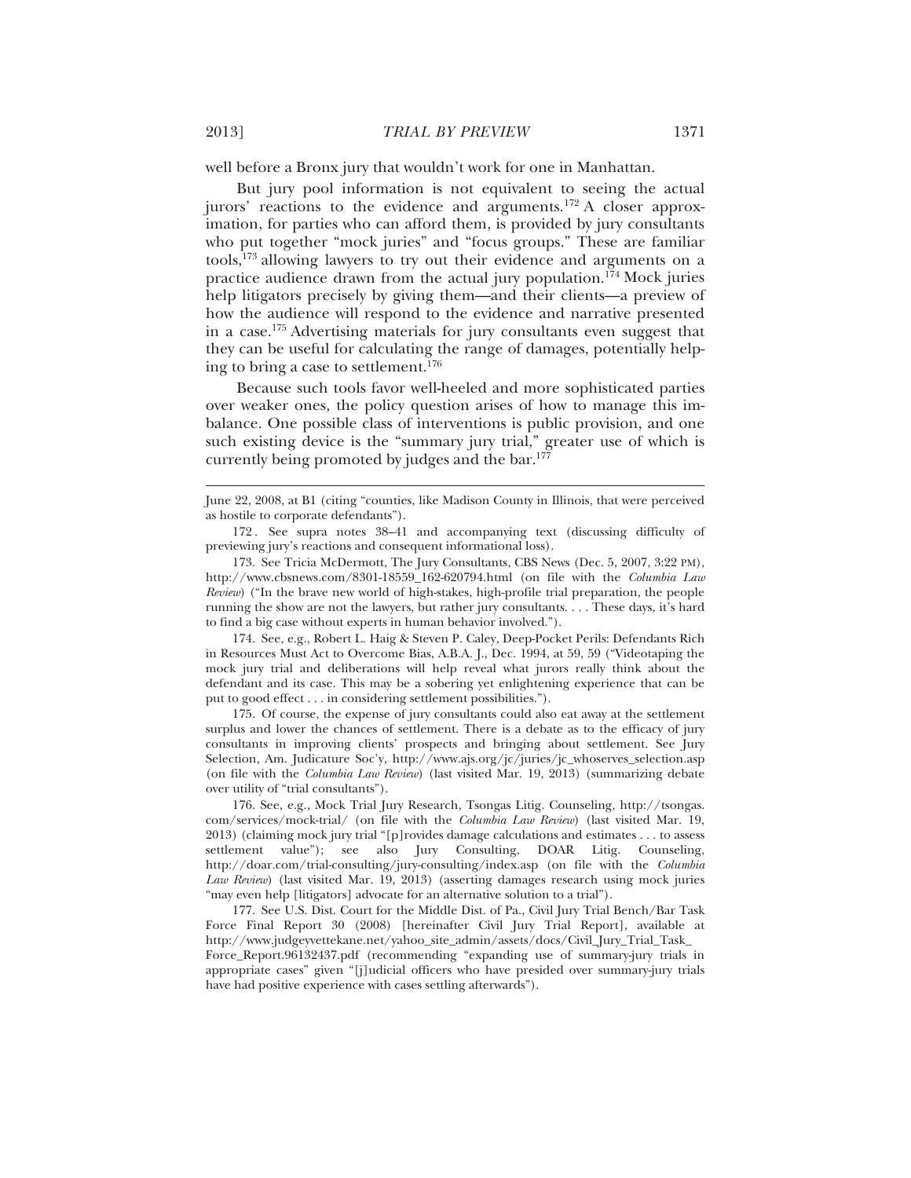well before a Bronx jury that wouldn't work for one in Manhattan.

But jury pool information is not equivalent to seeing the actual jurors' reactions to the evidence and arguments.[172] A closer approximation, for parties who can afford them, is provided by jury consultants who put together "mock juries" and "focus groups." These are familiar tools,[173] allowing lawyers to try out their evidence and arguments on a practice audience drawn from the actual jury population.[174] Mock juries help litigators precisely by giving them—and their clients—a preview of how the audience will respond to the evidence and narrative presented in a case.[175] Advertising materials for jury consultants even suggest that they can be useful for calculating the range of damages, potentially helping to bring a case to settlement.[176]

Because such tools favor well-heeled and more sophisticated parties over weaker ones, the policy question arises of how to manage this imbalance. One possible class of interventions is public provision, and one such existing device is the "summary jury trial," greater use of which is currently being promoted by judges and the bar.[177]

---

June 22, 2008, at B1 (citing "counties, like Madison County in Illinois, that were perceived as hostile to corporate defendants").

172. See supra notes 38–41 and accompanying text (discussing difficulty of previewing jury's reactions and consequent informational loss).

173. See Tricia McDermott, The Jury Consultants, CBS News (Dec. 5, 2007, 3:22 PM), http://www.cbsnews.com/8301-18559_162-620794.html (on file with the *Columbia Law Review*) ("In the brave new world of high-stakes, high-profile trial preparation, the people running the show are not the lawyers, but rather jury consultants. . . . These days, it's hard to find a big case without experts in human behavior involved.").

174. See, e.g., Robert L. Haig & Steven P. Caley, Deep-Pocket Perils: Defendants Rich in Resources Must Act to Overcome Bias, A.B.A. J., Dec. 1994, at 59, 59 ("Videotaping the mock jury trial and deliberations will help reveal what jurors really think about the defendant and its case. This may be a sobering yet enlightening experience that can be put to good effect . . . in considering settlement possibilities.").

175. Of course, the expense of jury consultants could also eat away at the settlement surplus and lower the chances of settlement. There is a debate as to the efficacy of jury consultants in improving clients' prospects and bringing about settlement. See Jury Selection, Am. Judicature Soc'y, http://www.ajs.org/jc/juries/jc_whoserves_selection.asp (on file with the *Columbia Law Review*) (last visited Mar. 19, 2013) (summarizing debate over utility of "trial consultants").

176. See, e.g., Mock Trial Jury Research, Tsongas Litig. Counseling, http://tsongas.com/services/mock-trial/ (on file with the *Columbia Law Review*) (last visited Mar. 19, 2013) (claiming mock jury trial "[p]rovides damage calculations and estimates . . . to assess settlement value"); see also Jury Consulting, DOAR Litig. Counseling, http://doar.com/trial-consulting/jury-consulting/index.asp (on file with the *Columbia Law Review*) (last visited Mar. 19, 2013) (asserting damages research using mock juries "may even help [litigators] advocate for an alternative solution to a trial").

177. See U.S. Dist. Court for the Middle Dist. of Pa., Civil Jury Trial Bench/Bar Task Force Final Report 30 (2008) [hereinafter Civil Jury Trial Report], available at http://www.judgeyvettekane.net/yahoo_site_admin/assets/docs/Civil_Jury_Trial_Task_Force_Report.96132437.pdf (recommending "expanding use of summary-jury trials in appropriate cases" given "[j]udicial officers who have presided over summary-jury trials have had positive experience with cases settling afterwards").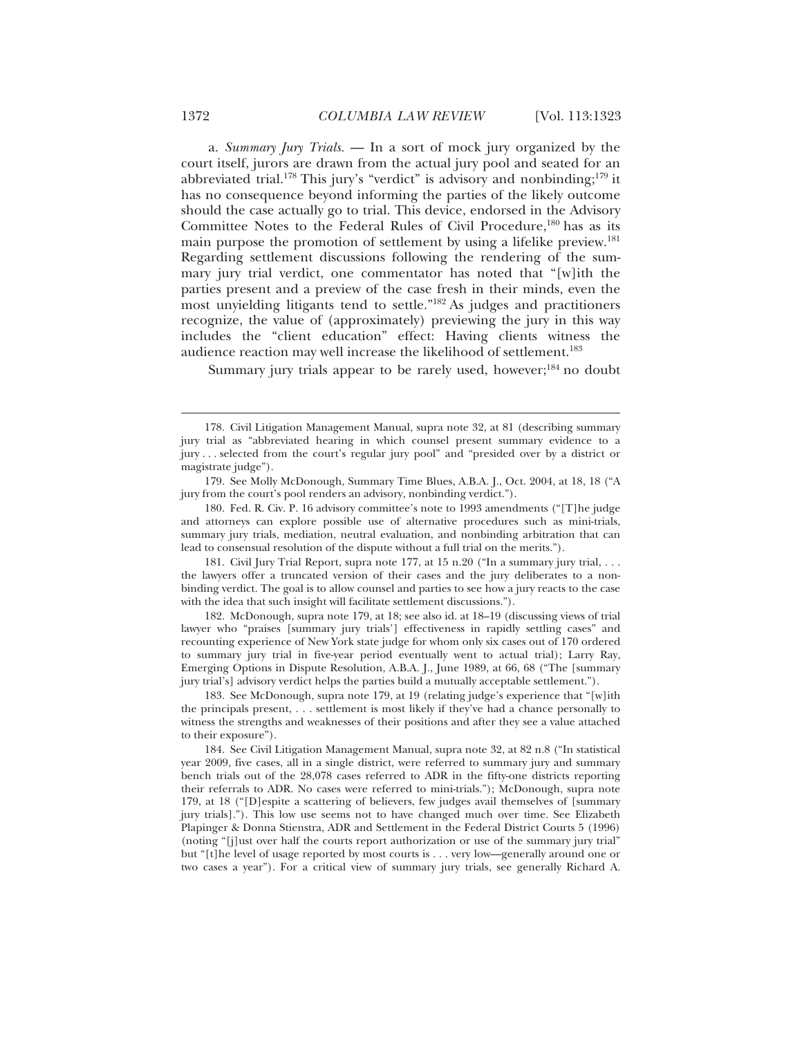a. *Summary Jury Trials.* — In a sort of mock jury organized by the court itself, jurors are drawn from the actual jury pool and seated for an abbreviated trial.[178] This jury's "verdict" is advisory and nonbinding;[179] it has no consequence beyond informing the parties of the likely outcome should the case actually go to trial. This device, endorsed in the Advisory Committee Notes to the Federal Rules of Civil Procedure,[180] has as its main purpose the promotion of settlement by using a lifelike preview.[181] Regarding settlement discussions following the rendering of the summary jury trial verdict, one commentator has noted that "[w]ith the parties present and a preview of the case fresh in their minds, even the most unyielding litigants tend to settle."[182] As judges and practitioners recognize, the value of (approximately) previewing the jury in this way includes the "client education" effect: Having clients witness the audience reaction may well increase the likelihood of settlement.[183]

Summary jury trials appear to be rarely used, however;[184] no doubt

---

178. Civil Litigation Management Manual, supra note 32, at 81 (describing summary jury trial as "abbreviated hearing in which counsel present summary evidence to a jury . . . selected from the court's regular jury pool" and "presided over by a district or magistrate judge").

179. See Molly McDonough, Summary Time Blues, A.B.A. J., Oct. 2004, at 18, 18 ("A jury from the court's pool renders an advisory, nonbinding verdict.").

180. Fed. R. Civ. P. 16 advisory committee's note to 1993 amendments ("[T]he judge and attorneys can explore possible use of alternative procedures such as mini-trials, summary jury trials, mediation, neutral evaluation, and nonbinding arbitration that can lead to consensual resolution of the dispute without a full trial on the merits.").

181. Civil Jury Trial Report, supra note 177, at 15 n.20 ("In a summary jury trial, . . . the lawyers offer a truncated version of their cases and the jury deliberates to a nonbinding verdict. The goal is to allow counsel and parties to see how a jury reacts to the case with the idea that such insight will facilitate settlement discussions.").

182. McDonough, supra note 179, at 18; see also id. at 18–19 (discussing views of trial lawyer who "praises [summary jury trials'] effectiveness in rapidly settling cases" and recounting experience of New York state judge for whom only six cases out of 170 ordered to summary jury trial in five-year period eventually went to actual trial); Larry Ray, Emerging Options in Dispute Resolution, A.B.A. J., June 1989, at 66, 68 ("The [summary jury trial's] advisory verdict helps the parties build a mutually acceptable settlement.").

183. See McDonough, supra note 179, at 19 (relating judge's experience that "[w]ith the principals present, . . . settlement is most likely if they've had a chance personally to witness the strengths and weaknesses of their positions and after they see a value attached to their exposure").

184. See Civil Litigation Management Manual, supra note 32, at 82 n.8 ("In statistical year 2009, five cases, all in a single district, were referred to summary jury and summary bench trials out of the 28,078 cases referred to ADR in the fifty-one districts reporting their referrals to ADR. No cases were referred to mini-trials."); McDonough, supra note 179, at 18 ("[D]espite a scattering of believers, few judges avail themselves of [summary jury trials]."). This low use seems not to have changed much over time. See Elizabeth Plapinger & Donna Stienstra, ADR and Settlement in the Federal District Courts 5 (1996) (noting "[j]ust over half the courts report authorization or use of the summary jury trial" but "[t]he level of usage reported by most courts is . . . very low—generally around one or two cases a year"). For a critical view of summary jury trials, see generally Richard A.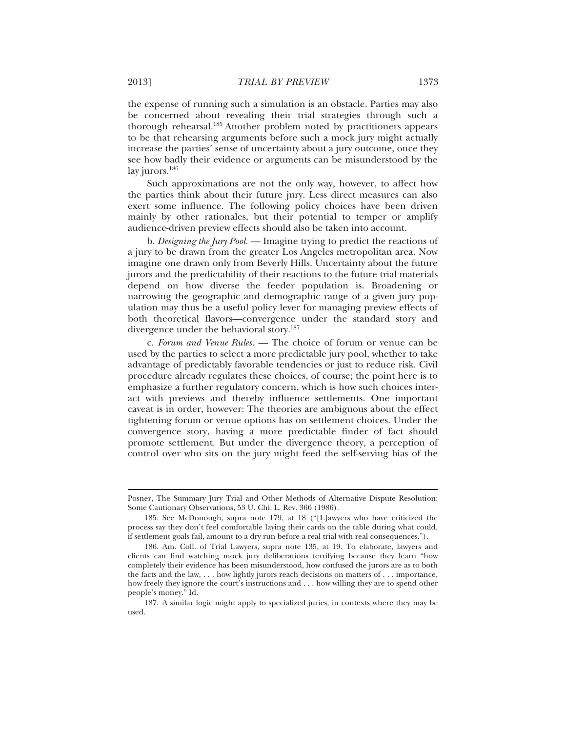the expense of running such a simulation is an obstacle. Parties may also be concerned about revealing their trial strategies through such a thorough rehearsal.[185] Another problem noted by practitioners appears to be that rehearsing arguments before such a mock jury might actually increase the parties' sense of uncertainty about a jury outcome, once they see how badly their evidence or arguments can be misunderstood by the lay jurors.[186]

Such approximations are not the only way, however, to affect how the parties think about their future jury. Less direct measures can also exert some influence. The following policy choices have been driven mainly by other rationales, but their potential to temper or amplify audience-driven preview effects should also be taken into account.

b. *Designing the Jury Pool.* — Imagine trying to predict the reactions of a jury to be drawn from the greater Los Angeles metropolitan area. Now imagine one drawn only from Beverly Hills. Uncertainty about the future jurors and the predictability of their reactions to the future trial materials depend on how diverse the feeder population is. Broadening or narrowing the geographic and demographic range of a given jury population may thus be a useful policy lever for managing preview effects of both theoretical flavors—convergence under the standard story and divergence under the behavioral story.[187]

c. *Forum and Venue Rules.* — The choice of forum or venue can be used by the parties to select a more predictable jury pool, whether to take advantage of predictably favorable tendencies or just to reduce risk. Civil procedure already regulates these choices, of course; the point here is to emphasize a further regulatory concern, which is how such choices interact with previews and thereby influence settlements. One important caveat is in order, however: The theories are ambiguous about the effect tightening forum or venue options has on settlement choices. Under the convergence story, having a more predictable finder of fact should promote settlement. But under the divergence theory, a perception of control over who sits on the jury might feed the self-serving bias of the

---

Posner, The Summary Jury Trial and Other Methods of Alternative Dispute Resolution: Some Cautionary Observations, 53 U. Chi. L. Rev. 366 (1986).

185. See McDonough, supra note 179, at 18 ("[L]awyers who have criticized the process say they don't feel comfortable laying their cards on the table during what could, if settlement goals fail, amount to a dry run before a real trial with real consequences.").

186. Am. Coll. of Trial Lawyers, supra note 135, at 19. To elaborate, lawyers and clients can find watching mock jury deliberations terrifying because they learn "how completely their evidence has been misunderstood, how confused the jurors are as to both the facts and the law, . . . how lightly jurors reach decisions on matters of . . . importance, how freely they ignore the court's instructions and . . . how willing they are to spend other people's money." Id.

187. A similar logic might apply to specialized juries, in contexts where they may be used.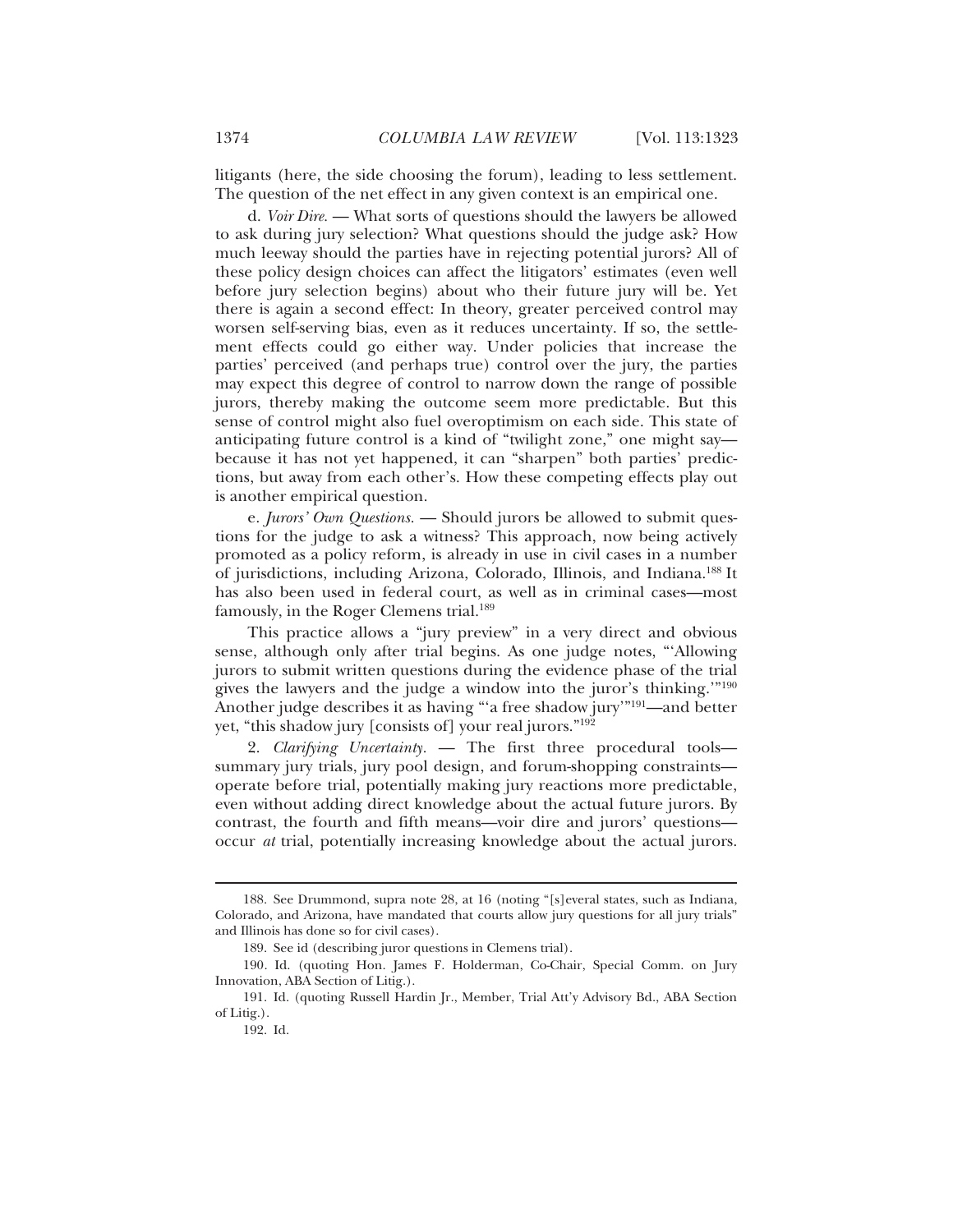litigants (here, the side choosing the forum), leading to less settlement. The question of the net effect in any given context is an empirical one.

d. *Voir Dire.* — What sorts of questions should the lawyers be allowed to ask during jury selection? What questions should the judge ask? How much leeway should the parties have in rejecting potential jurors? All of these policy design choices can affect the litigators' estimates (even well before jury selection begins) about who their future jury will be. Yet there is again a second effect: In theory, greater perceived control may worsen self-serving bias, even as it reduces uncertainty. If so, the settlement effects could go either way. Under policies that increase the parties' perceived (and perhaps true) control over the jury, the parties may expect this degree of control to narrow down the range of possible jurors, thereby making the outcome seem more predictable. But this sense of control might also fuel overoptimism on each side. This state of anticipating future control is a kind of "twilight zone," one might say—because it has not yet happened, it can "sharpen" both parties' predictions, but away from each other's. How these competing effects play out is another empirical question.

e. *Jurors' Own Questions.* — Should jurors be allowed to submit questions for the judge to ask a witness? This approach, now being actively promoted as a policy reform, is already in use in civil cases in a number of jurisdictions, including Arizona, Colorado, Illinois, and Indiana.[188] It has also been used in federal court, as well as in criminal cases—most famously, in the Roger Clemens trial.[189]

This practice allows a "jury preview" in a very direct and obvious sense, although only after trial begins. As one judge notes, "'Allowing jurors to submit written questions during the evidence phase of the trial gives the lawyers and the judge a window into the juror's thinking.'"[190] Another judge describes it as having "'a free shadow jury'"[191]—and better yet, "this shadow jury [consists of] your real jurors."[192]

2. *Clarifying Uncertainty.* — The first three procedural tools—summary jury trials, jury pool design, and forum-shopping constraints—operate before trial, potentially making jury reactions more predictable, even without adding direct knowledge about the actual future jurors. By contrast, the fourth and fifth means—voir dire and jurors' questions—occur *at* trial, potentially increasing knowledge about the actual jurors.

---

188. See Drummond, supra note 28, at 16 (noting "[s]everal states, such as Indiana, Colorado, and Arizona, have mandated that courts allow jury questions for all jury trials" and Illinois has done so for civil cases).

189. See id (describing juror questions in Clemens trial).

190. Id. (quoting Hon. James F. Holderman, Co-Chair, Special Comm. on Jury Innovation, ABA Section of Litig.).

191. Id. (quoting Russell Hardin Jr., Member, Trial Att'y Advisory Bd., ABA Section of Litig.).

192. Id.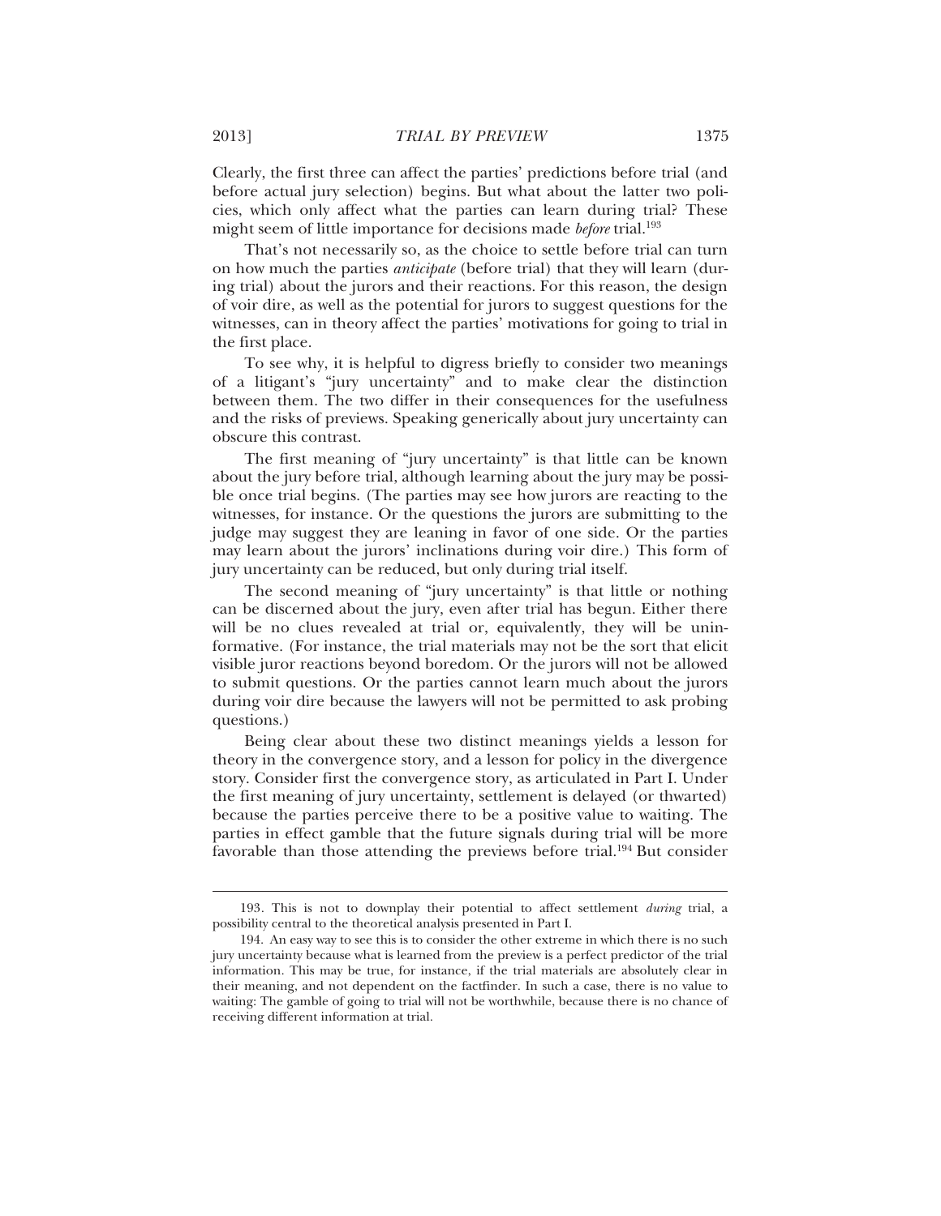Clearly, the first three can affect the parties' predictions before trial (and before actual jury selection) begins. But what about the latter two policies, which only affect what the parties can learn during trial? These might seem of little importance for decisions made *before* trial.[193]

That's not necessarily so, as the choice to settle before trial can turn on how much the parties *anticipate* (before trial) that they will learn (during trial) about the jurors and their reactions. For this reason, the design of voir dire, as well as the potential for jurors to suggest questions for the witnesses, can in theory affect the parties' motivations for going to trial in the first place.

To see why, it is helpful to digress briefly to consider two meanings of a litigant's "jury uncertainty" and to make clear the distinction between them. The two differ in their consequences for the usefulness and the risks of previews. Speaking generically about jury uncertainty can obscure this contrast.

The first meaning of "jury uncertainty" is that little can be known about the jury before trial, although learning about the jury may be possible once trial begins. (The parties may see how jurors are reacting to the witnesses, for instance. Or the questions the jurors are submitting to the judge may suggest they are leaning in favor of one side. Or the parties may learn about the jurors' inclinations during voir dire.) This form of jury uncertainty can be reduced, but only during trial itself.

The second meaning of "jury uncertainty" is that little or nothing can be discerned about the jury, even after trial has begun. Either there will be no clues revealed at trial or, equivalently, they will be uninformative. (For instance, the trial materials may not be the sort that elicit visible juror reactions beyond boredom. Or the jurors will not be allowed to submit questions. Or the parties cannot learn much about the jurors during voir dire because the lawyers will not be permitted to ask probing questions.)

Being clear about these two distinct meanings yields a lesson for theory in the convergence story, and a lesson for policy in the divergence story. Consider first the convergence story, as articulated in Part I. Under the first meaning of jury uncertainty, settlement is delayed (or thwarted) because the parties perceive there to be a positive value to waiting. The parties in effect gamble that the future signals during trial will be more favorable than those attending the previews before trial.[194] But consider

---

193. This is not to downplay their potential to affect settlement *during* trial, a possibility central to the theoretical analysis presented in Part I.

194. An easy way to see this is to consider the other extreme in which there is no such jury uncertainty because what is learned from the preview is a perfect predictor of the trial information. This may be true, for instance, if the trial materials are absolutely clear in their meaning, and not dependent on the factfinder. In such a case, there is no value to waiting: The gamble of going to trial will not be worthwhile, because there is no chance of receiving different information at trial.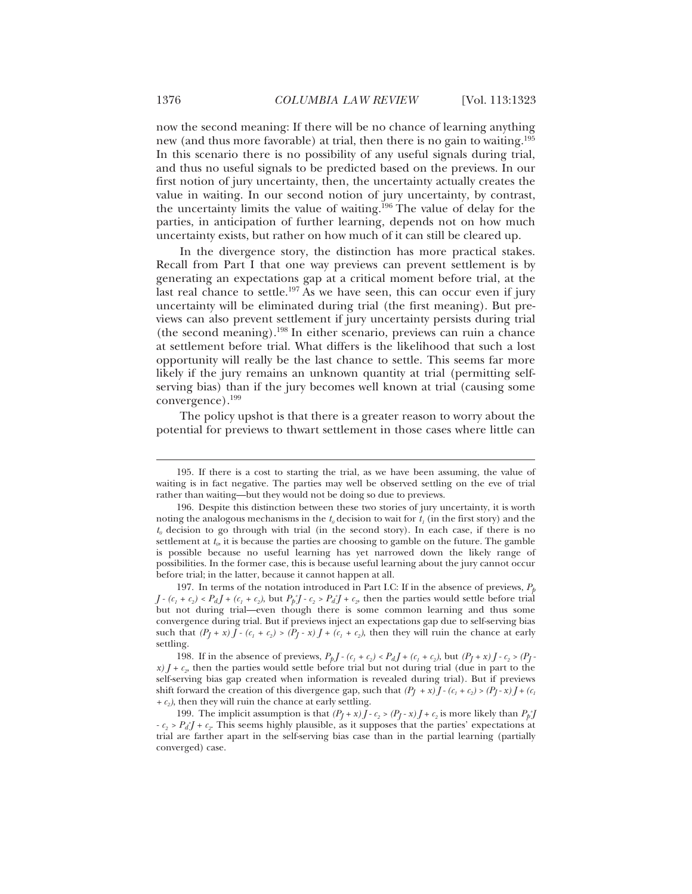now the second meaning: If there will be no chance of learning anything new (and thus more favorable) at trial, then there is no gain to waiting.[195] In this scenario there is no possibility of any useful signals during trial, and thus no useful signals to be predicted based on the previews. In our first notion of jury uncertainty, then, the uncertainty actually creates the value in waiting. In our second notion of jury uncertainty, by contrast, the uncertainty limits the value of waiting.[196] The value of delay for the parties, in anticipation of further learning, depends not on how much uncertainty exists, but rather on how much of it can still be cleared up.

In the divergence story, the distinction has more practical stakes. Recall from Part I that one way previews can prevent settlement is by generating an expectations gap at a critical moment before trial, at the last real chance to settle.[197] As we have seen, this can occur even if jury uncertainty will be eliminated during trial (the first meaning). But previews can also prevent settlement if jury uncertainty persists during trial (the second meaning).[198] In either scenario, previews can ruin a chance at settlement before trial. What differs is the likelihood that such a lost opportunity will really be the last chance to settle. This seems far more likely if the jury remains an unknown quantity at trial (permitting self-serving bias) than if the jury becomes well known at trial (causing some convergence).[199]

The policy upshot is that there is a greater reason to worry about the potential for previews to thwart settlement in those cases where little can

195. If there is a cost to starting the trial, as we have been assuming, the value of waiting is in fact negative. The parties may well be observed settling on the eve of trial rather than waiting—but they would not be doing so due to previews.

196. Despite this distinction between these two stories of jury uncertainty, it is worth noting the analogous mechanisms in the $t_0$ decision to wait for $t_1$ (in the first story) and the $t_0$ decision to go through with trial (in the second story). In each case, if there is no settlement at $t_0$, it is because the parties are choosing to gamble on the future. The gamble is possible because no useful learning has yet narrowed down the likely range of possibilities. In the former case, this is because useful learning about the jury cannot occur before trial; in the latter, because it cannot happen at all.

197. In terms of the notation introduced in Part I.C: If in the absence of previews, $P_p J - (c_1 + c_2) < P_d J + (c_1 + c_2)$, but $P_p^* J - c_2 > P_d^* J + c_2$, then the parties would settle before trial but not during trial—even though there is some common learning and thus some convergence during trial. But if previews inject an expectations gap due to self-serving bias such that $(P_J + x) J - (c_1 + c_2) > (P_J - x) J + (c_1 + c_2)$, then they will ruin the chance at early settling.

198. If in the absence of previews, $P_p J - (c_1 + c_2) < P_d J + (c_1 + c_2)$, but $(P_J + x) J - c_2 > (P_J - x) J + c_2$, then the parties would settle before trial but not during trial (due in part to the self-serving bias gap created when information is revealed during trial). But if previews shift forward the creation of this divergence gap, such that $(P_J + x) J - (c_1 + c_2) > (P_J - x) J + (c_1 + c_2)$, then they will ruin the chance at early settling.

199. The implicit assumption is that $(P_J + x) J - c_2 > (P_J - x) J + c_2$ is more likely than $P_p^* J - c_2 > P_d^* J + c_2$. This seems highly plausible, as it supposes that the parties' expectations at trial are farther apart in the self-serving bias case than in the partial learning (partially converged) case.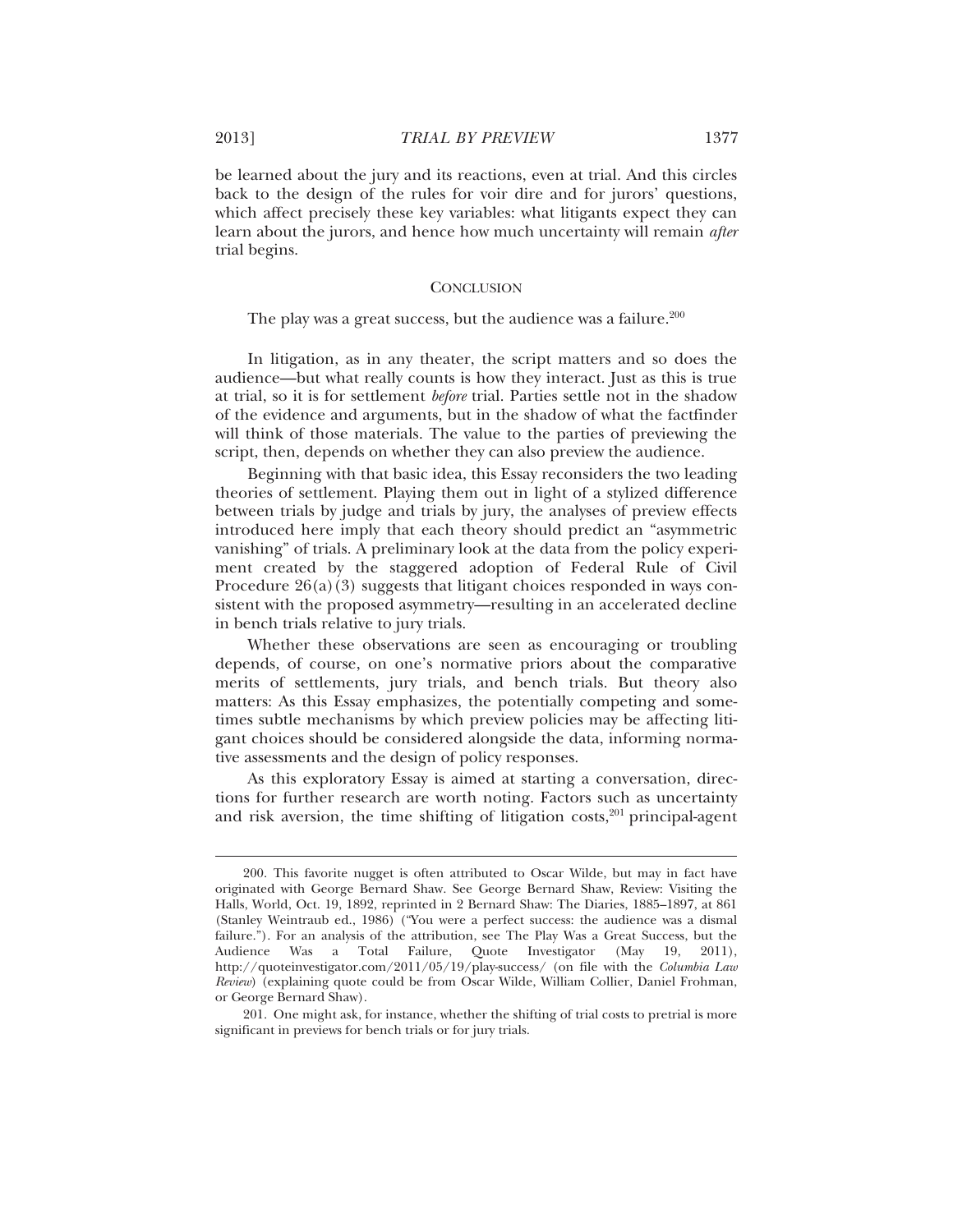be learned about the jury and its reactions, even at trial. And this circles back to the design of the rules for voir dire and for jurors' questions, which affect precisely these key variables: what litigants expect they can learn about the jurors, and hence how much uncertainty will remain *after* trial begins.

## CONCLUSION

The play was a great success, but the audience was a failure.[200]

In litigation, as in any theater, the script matters and so does the audience—but what really counts is how they interact. Just as this is true at trial, so it is for settlement *before* trial. Parties settle not in the shadow of the evidence and arguments, but in the shadow of what the factfinder will think of those materials. The value to the parties of previewing the script, then, depends on whether they can also preview the audience.

Beginning with that basic idea, this Essay reconsiders the two leading theories of settlement. Playing them out in light of a stylized difference between trials by judge and trials by jury, the analyses of preview effects introduced here imply that each theory should predict an "asymmetric vanishing" of trials. A preliminary look at the data from the policy experiment created by the staggered adoption of Federal Rule of Civil Procedure 26(a)(3) suggests that litigant choices responded in ways consistent with the proposed asymmetry—resulting in an accelerated decline in bench trials relative to jury trials.

Whether these observations are seen as encouraging or troubling depends, of course, on one's normative priors about the comparative merits of settlements, jury trials, and bench trials. But theory also matters: As this Essay emphasizes, the potentially competing and sometimes subtle mechanisms by which preview policies may be affecting litigant choices should be considered alongside the data, informing normative assessments and the design of policy responses.

As this exploratory Essay is aimed at starting a conversation, directions for further research are worth noting. Factors such as uncertainty and risk aversion, the time shifting of litigation costs,[201] principal-agent

---

200. This favorite nugget is often attributed to Oscar Wilde, but may in fact have originated with George Bernard Shaw. See George Bernard Shaw, Review: Visiting the Halls, World, Oct. 19, 1892, reprinted in 2 Bernard Shaw: The Diaries, 1885–1897, at 861 (Stanley Weintraub ed., 1986) ("You were a perfect success: the audience was a dismal failure."). For an analysis of the attribution, see The Play Was a Great Success, but the Audience Was a Total Failure, Quote Investigator (May 19, 2011), http://quoteinvestigator.com/2011/05/19/play-success/ (on file with the *Columbia Law Review*) (explaining quote could be from Oscar Wilde, William Collier, Daniel Frohman, or George Bernard Shaw).

201. One might ask, for instance, whether the shifting of trial costs to pretrial is more significant in previews for bench trials or for jury trials.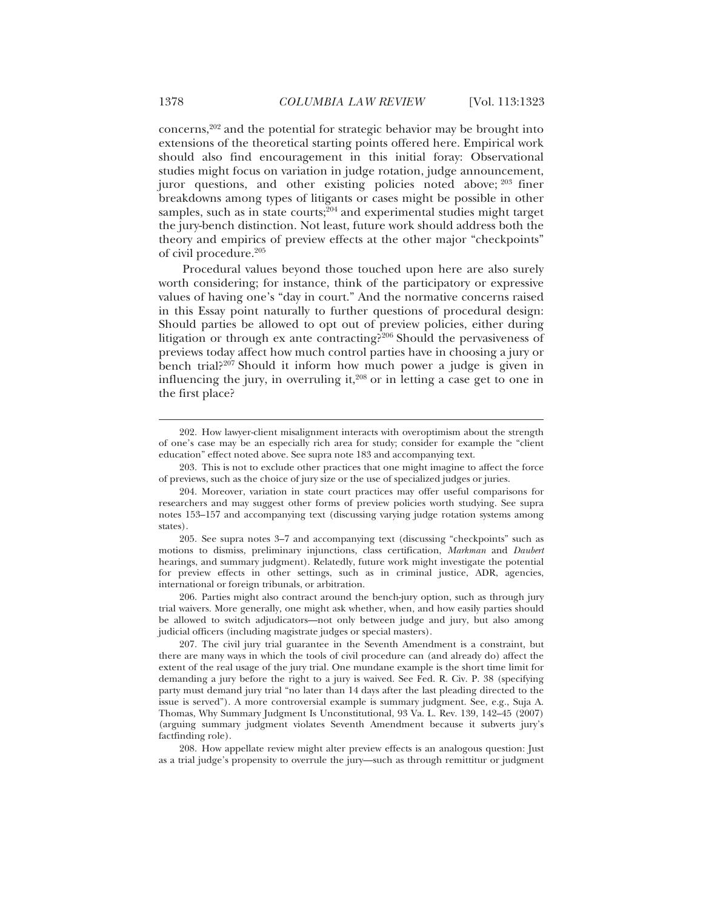concerns,[202] and the potential for strategic behavior may be brought into extensions of the theoretical starting points offered here. Empirical work should also find encouragement in this initial foray: Observational studies might focus on variation in judge rotation, judge announcement, juror questions, and other existing policies noted above;[203] finer breakdowns among types of litigants or cases might be possible in other samples, such as in state courts;[204] and experimental studies might target the jury-bench distinction. Not least, future work should address both the theory and empirics of preview effects at the other major "checkpoints" of civil procedure.[205]

Procedural values beyond those touched upon here are also surely worth considering; for instance, think of the participatory or expressive values of having one's "day in court." And the normative concerns raised in this Essay point naturally to further questions of procedural design: Should parties be allowed to opt out of preview policies, either during litigation or through ex ante contracting?[206] Should the pervasiveness of previews today affect how much control parties have in choosing a jury or bench trial?[207] Should it inform how much power a judge is given in influencing the jury, in overruling it,[208] or in letting a case get to one in the first place?

---

202. How lawyer-client misalignment interacts with overoptimism about the strength of one's case may be an especially rich area for study; consider for example the "client education" effect noted above. See supra note 183 and accompanying text.

203. This is not to exclude other practices that one might imagine to affect the force of previews, such as the choice of jury size or the use of specialized judges or juries.

204. Moreover, variation in state court practices may offer useful comparisons for researchers and may suggest other forms of preview policies worth studying. See supra notes 153–157 and accompanying text (discussing varying judge rotation systems among states).

205. See supra notes 3–7 and accompanying text (discussing "checkpoints" such as motions to dismiss, preliminary injunctions, class certification, *Markman* and *Daubert* hearings, and summary judgment). Relatedly, future work might investigate the potential for preview effects in other settings, such as in criminal justice, ADR, agencies, international or foreign tribunals, or arbitration.

206. Parties might also contract around the bench-jury option, such as through jury trial waivers. More generally, one might ask whether, when, and how easily parties should be allowed to switch adjudicators—not only between judge and jury, but also among judicial officers (including magistrate judges or special masters).

207. The civil jury trial guarantee in the Seventh Amendment is a constraint, but there are many ways in which the tools of civil procedure can (and already do) affect the extent of the real usage of the jury trial. One mundane example is the short time limit for demanding a jury before the right to a jury is waived. See Fed. R. Civ. P. 38 (specifying party must demand jury trial "no later than 14 days after the last pleading directed to the issue is served"). A more controversial example is summary judgment. See, e.g., Suja A. Thomas, Why Summary Judgment Is Unconstitutional, 93 Va. L. Rev. 139, 142–45 (2007) (arguing summary judgment violates Seventh Amendment because it subverts jury's factfinding role).

208. How appellate review might alter preview effects is an analogous question: Just as a trial judge's propensity to overrule the jury—such as through remittitur or judgment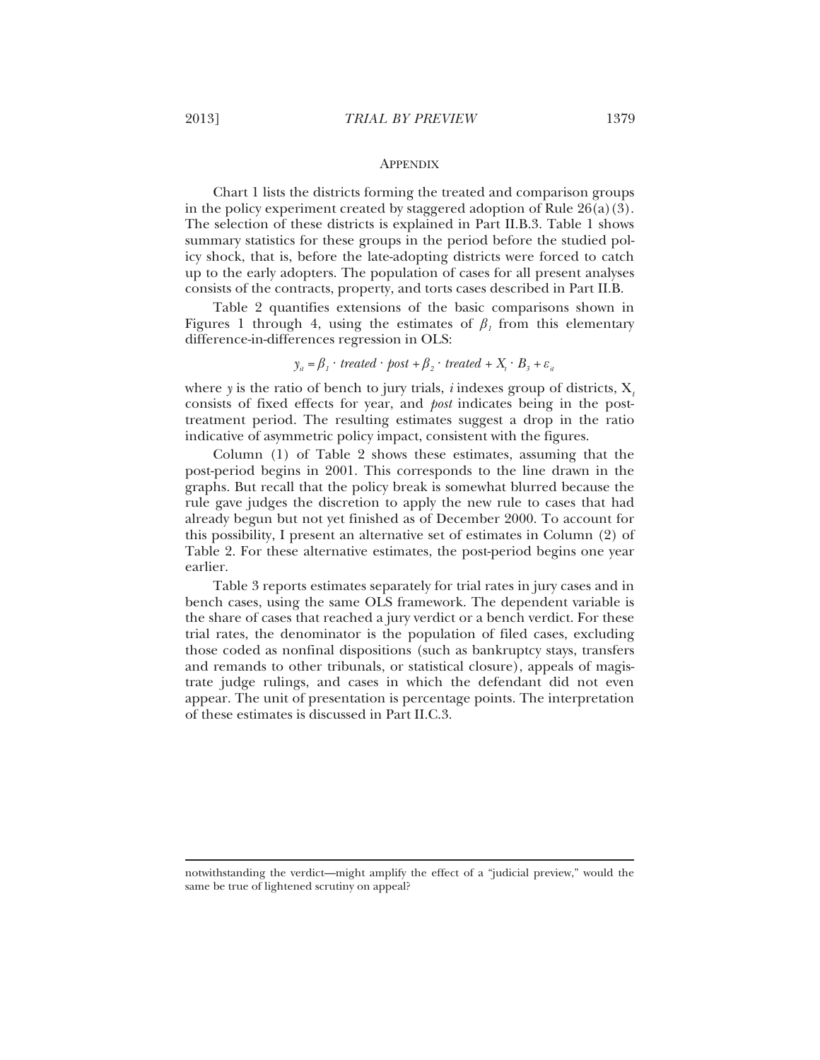## APPENDIX

Chart 1 lists the districts forming the treated and comparison groups in the policy experiment created by staggered adoption of Rule 26(a)(3). The selection of these districts is explained in Part II.B.3. Table 1 shows summary statistics for these groups in the period before the studied policy shock, that is, before the late-adopting districts were forced to catch up to the early adopters. The population of cases for all present analyses consists of the contracts, property, and torts cases described in Part II.B.

Table 2 quantifies extensions of the basic comparisons shown in Figures 1 through 4, using the estimates of $\beta_1$ from this elementary difference-in-differences regression in OLS:

$$y_{it} = \beta_1 \cdot treated \cdot post + \beta_2 \cdot treated + X_t \cdot B_3 + \varepsilon_{it}$$

where $y$ is the ratio of bench to jury trials, $i$ indexes group of districts, $X_t$ consists of fixed effects for year, and *post* indicates being in the post-treatment period. The resulting estimates suggest a drop in the ratio indicative of asymmetric policy impact, consistent with the figures.

Column (1) of Table 2 shows these estimates, assuming that the post-period begins in 2001. This corresponds to the line drawn in the graphs. But recall that the policy break is somewhat blurred because the rule gave judges the discretion to apply the new rule to cases that had already begun but not yet finished as of December 2000. To account for this possibility, I present an alternative set of estimates in Column (2) of Table 2. For these alternative estimates, the post-period begins one year earlier.

Table 3 reports estimates separately for trial rates in jury cases and in bench cases, using the same OLS framework. The dependent variable is the share of cases that reached a jury verdict or a bench verdict. For these trial rates, the denominator is the population of filed cases, excluding those coded as nonfinal dispositions (such as bankruptcy stays, transfers and remands to other tribunals, or statistical closure), appeals of magistrate judge rulings, and cases in which the defendant did not even appear. The unit of presentation is percentage points. The interpretation of these estimates is discussed in Part II.C.3.

notwithstanding the verdict—might amplify the effect of a "judicial preview," would the same be true of lightened scrutiny on appeal?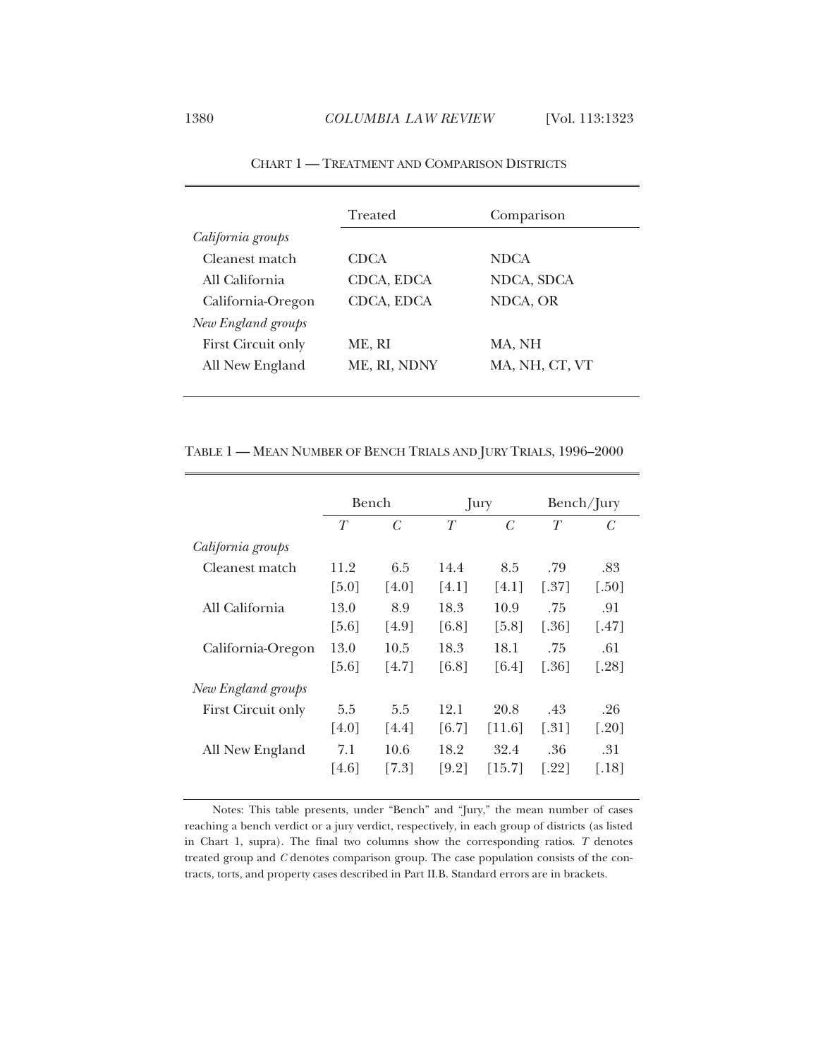CHART 1 — TREATMENT AND COMPARISON DISTRICTS

| | Treated | Comparison |
|---|---|---|
| *California groups* | | |
| Cleanest match | CDCA | NDCA |
| All California | CDCA, EDCA | NDCA, SDCA |
| California-Oregon | CDCA, EDCA | NDCA, OR |
| *New England groups* | | |
| First Circuit only | ME, RI | MA, NH |
| All New England | ME, RI, NDNY | MA, NH, CT, VT |

TABLE 1 — MEAN NUMBER OF BENCH TRIALS AND JURY TRIALS, 1996–2000

| | Bench | | Jury | | Bench/Jury | |
|---|---|---|---|---|---|---|
| | *T* | *C* | *T* | *C* | *T* | *C* |
| *California groups* | | | | | | |
| Cleanest match | 11.2 | 6.5 | 14.4 | 8.5 | .79 | .83 |
| | [5.0] | [4.0] | [4.1] | [4.1] | [.37] | [.50] |
| All California | 13.0 | 8.9 | 18.3 | 10.9 | .75 | .91 |
| | [5.6] | [4.9] | [6.8] | [5.8] | [.36] | [.47] |
| California-Oregon | 13.0 | 10.5 | 18.3 | 18.1 | .75 | .61 |
| | [5.6] | [4.7] | [6.8] | [6.4] | [.36] | [.28] |
| *New England groups* | | | | | | |
| First Circuit only | 5.5 | 5.5 | 12.1 | 20.8 | .43 | .26 |
| | [4.0] | [4.4] | [6.7] | [11.6] | [.31] | [.20] |
| All New England | 7.1 | 10.6 | 18.2 | 32.4 | .36 | .31 |
| | [4.6] | [7.3] | [9.2] | [15.7] | [.22] | [.18] |

Notes: This table presents, under "Bench" and "Jury," the mean number of cases reaching a bench verdict or a jury verdict, respectively, in each group of districts (as listed in Chart 1, supra). The final two columns show the corresponding ratios. *T* denotes treated group and *C* denotes comparison group. The case population consists of the contracts, torts, and property cases described in Part II.B. Standard errors are in brackets.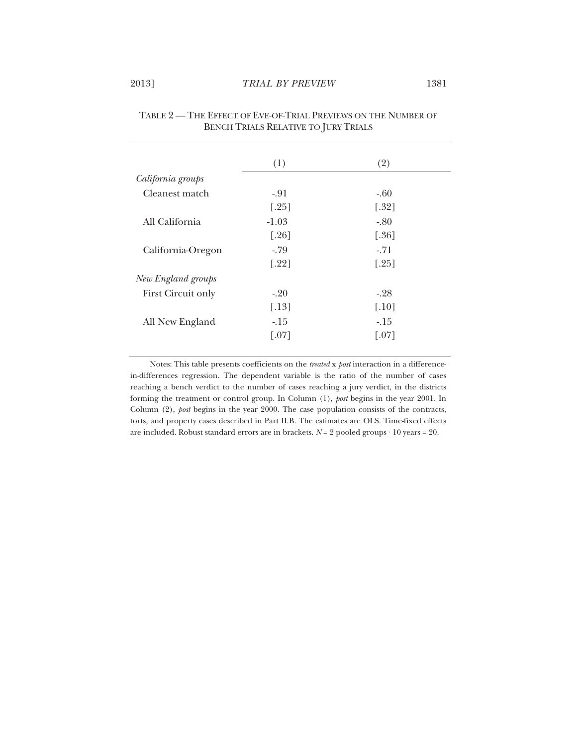TABLE 2 — THE EFFECT OF EVE-OF-TRIAL PREVIEWS ON THE NUMBER OF BENCH TRIALS RELATIVE TO JURY TRIALS

| | (1) | (2) |
|---|---|---|
| *California groups* | | |
| Cleanest match | -.91 | -.60 |
| | [.25] | [.32] |
| All California | -1.03 | -.80 |
| | [.26] | [.36] |
| California-Oregon | -.79 | -.71 |
| | [.22] | [.25] |
| *New England groups* | | |
| First Circuit only | -.20 | -.28 |
| | [.13] | [.10] |
| All New England | -.15 | -.15 |
| | [.07] | [.07] |

Notes: This table presents coefficients on the *treated* x *post* interaction in a difference-in-differences regression. The dependent variable is the ratio of the number of cases reaching a bench verdict to the number of cases reaching a jury verdict, in the districts forming the treatment or control group. In Column (1), *post* begins in the year 2001. In Column (2), *post* begins in the year 2000. The case population consists of the contracts, torts, and property cases described in Part II.B. The estimates are OLS. Time-fixed effects are included. Robust standard errors are in brackets. $N = 2$ pooled groups $\cdot$ 10 years = 20.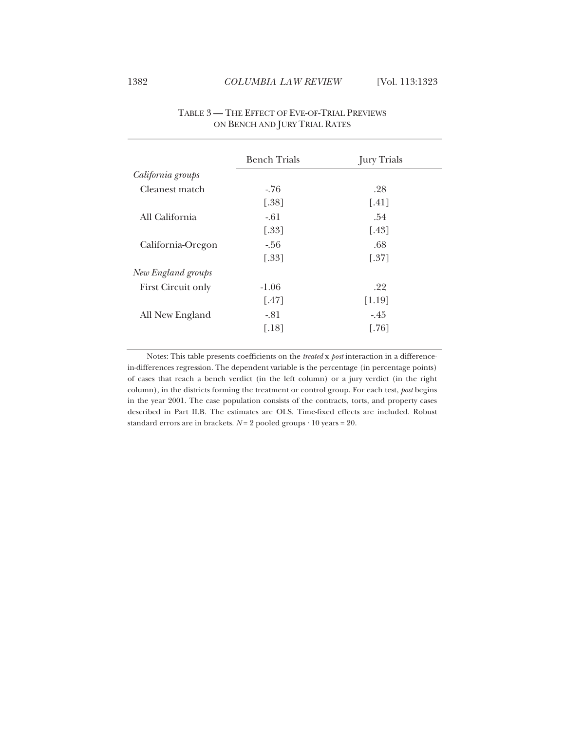TABLE 3 — THE EFFECT OF EVE-OF-TRIAL PREVIEWS ON BENCH AND JURY TRIAL RATES

| | Bench Trials | Jury Trials |
|---|---|---|
| *California groups* | | |
| Cleanest match | -.76 | .28 |
| | [.38] | [.41] |
| All California | -.61 | .54 |
| | [.33] | [.43] |
| California-Oregon | -.56 | .68 |
| | [.33] | [.37] |
| *New England groups* | | |
| First Circuit only | -1.06 | .22 |
| | [.47] | [1.19] |
| All New England | -.81 | -.45 |
| | [.18] | [.76] |

Notes: This table presents coefficients on the *treated* x *post* interaction in a difference-in-differences regression. The dependent variable is the percentage (in percentage points) of cases that reach a bench verdict (in the left column) or a jury verdict (in the right column), in the districts forming the treatment or control group. For each test, *post* begins in the year 2001. The case population consists of the contracts, torts, and property cases described in Part II.B. The estimates are OLS. Time-fixed effects are included. Robust standard errors are in brackets. $N = 2$ pooled groups $\cdot$ 10 years = 20.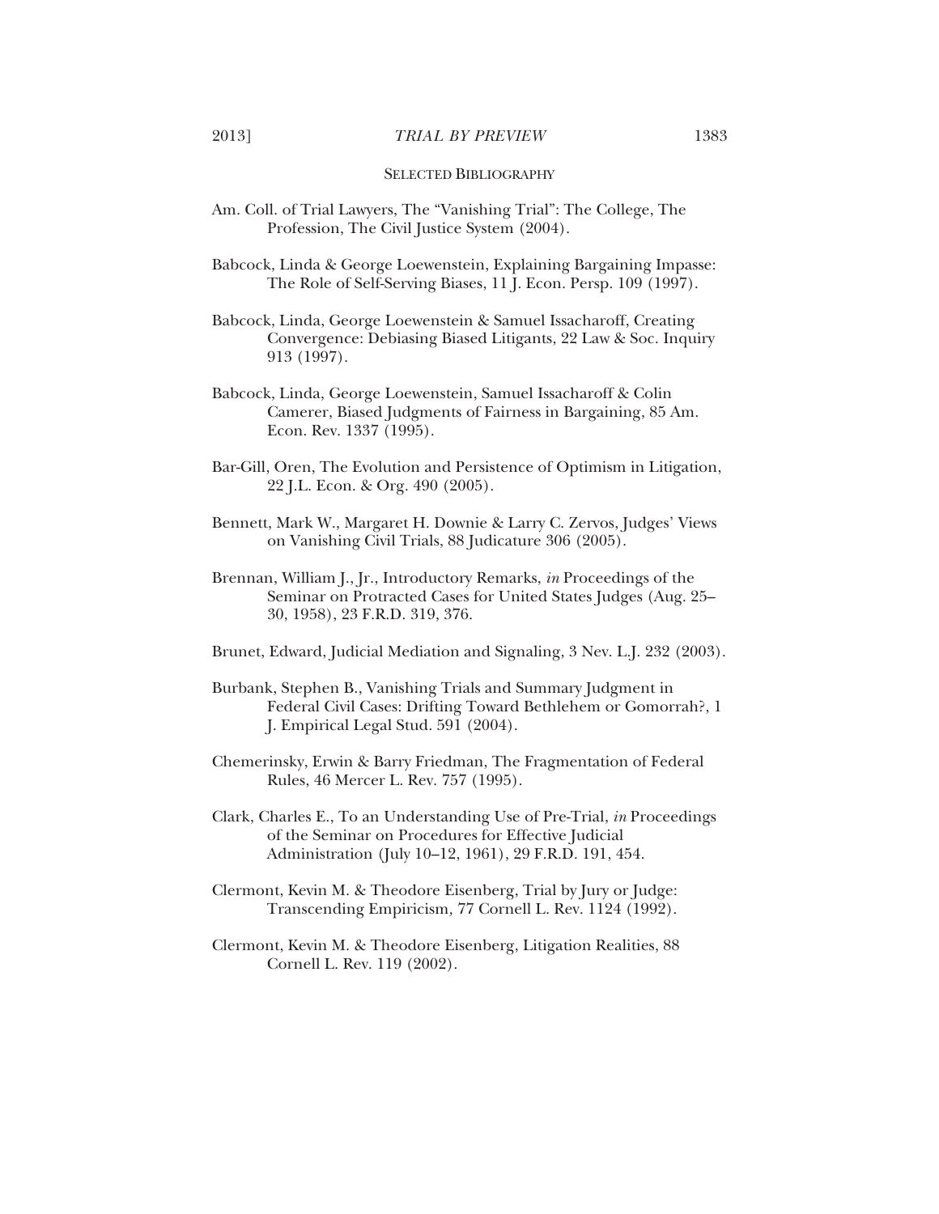## Selected Bibliography

Am. Coll. of Trial Lawyers, The "Vanishing Trial": The College, The Profession, The Civil Justice System (2004).

Babcock, Linda & George Loewenstein, Explaining Bargaining Impasse: The Role of Self-Serving Biases, 11 J. Econ. Persp. 109 (1997).

Babcock, Linda, George Loewenstein & Samuel Issacharoff, Creating Convergence: Debiasing Biased Litigants, 22 Law & Soc. Inquiry 913 (1997).

Babcock, Linda, George Loewenstein, Samuel Issacharoff & Colin Camerer, Biased Judgments of Fairness in Bargaining, 85 Am. Econ. Rev. 1337 (1995).

Bar-Gill, Oren, The Evolution and Persistence of Optimism in Litigation, 22 J.L. Econ. & Org. 490 (2005).

Bennett, Mark W., Margaret H. Downie & Larry C. Zervos, Judges' Views on Vanishing Civil Trials, 88 Judicature 306 (2005).

Brennan, William J., Jr., Introductory Remarks, *in* Proceedings of the Seminar on Protracted Cases for United States Judges (Aug. 25–30, 1958), 23 F.R.D. 319, 376.

Brunet, Edward, Judicial Mediation and Signaling, 3 Nev. L.J. 232 (2003).

Burbank, Stephen B., Vanishing Trials and Summary Judgment in Federal Civil Cases: Drifting Toward Bethlehem or Gomorrah?, 1 J. Empirical Legal Stud. 591 (2004).

Chemerinsky, Erwin & Barry Friedman, The Fragmentation of Federal Rules, 46 Mercer L. Rev. 757 (1995).

Clark, Charles E., To an Understanding Use of Pre-Trial, *in* Proceedings of the Seminar on Procedures for Effective Judicial Administration (July 10–12, 1961), 29 F.R.D. 191, 454.

Clermont, Kevin M. & Theodore Eisenberg, Trial by Jury or Judge: Transcending Empiricism*,* 77 Cornell L. Rev. 1124 (1992).

Clermont, Kevin M. & Theodore Eisenberg, Litigation Realities, 88 Cornell L. Rev. 119 (2002).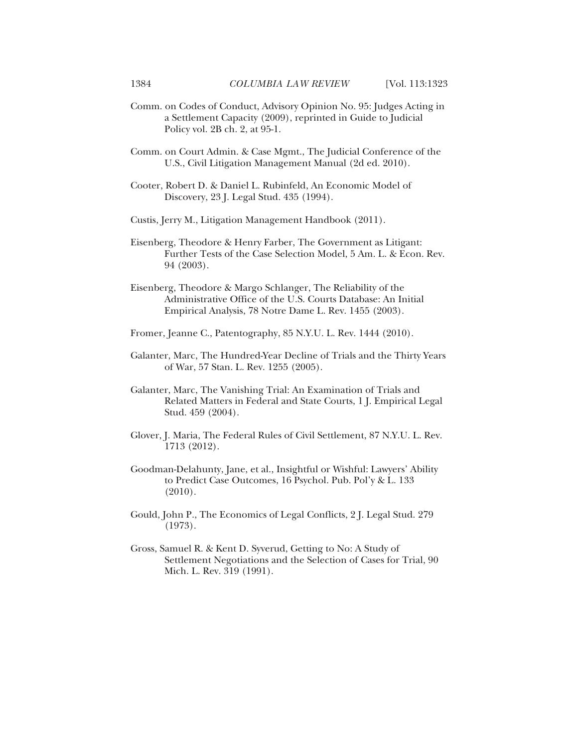Comm. on Codes of Conduct, Advisory Opinion No. 95: Judges Acting in a Settlement Capacity (2009), reprinted in Guide to Judicial Policy vol. 2B ch. 2, at 95-1.

Comm. on Court Admin. & Case Mgmt., The Judicial Conference of the U.S., Civil Litigation Management Manual (2d ed. 2010).

Cooter, Robert D. & Daniel L. Rubinfeld, An Economic Model of Discovery, 23 J. Legal Stud. 435 (1994).

Custis, Jerry M., Litigation Management Handbook (2011).

Eisenberg, Theodore & Henry Farber, The Government as Litigant: Further Tests of the Case Selection Model, 5 Am. L. & Econ. Rev. 94 (2003).

Eisenberg, Theodore & Margo Schlanger, The Reliability of the Administrative Office of the U.S. Courts Database: An Initial Empirical Analysis, 78 Notre Dame L. Rev. 1455 (2003).

Fromer, Jeanne C., Patentography, 85 N.Y.U. L. Rev. 1444 (2010).

Galanter, Marc, The Hundred-Year Decline of Trials and the Thirty Years of War, 57 Stan. L. Rev. 1255 (2005).

Galanter, Marc, The Vanishing Trial: An Examination of Trials and Related Matters in Federal and State Courts, 1 J. Empirical Legal Stud. 459 (2004).

Glover, J. Maria, The Federal Rules of Civil Settlement, 87 N.Y.U. L. Rev. 1713 (2012).

Goodman-Delahunty, Jane, et al., Insightful or Wishful: Lawyers' Ability to Predict Case Outcomes, 16 Psychol. Pub. Pol'y & L. 133 (2010).

Gould, John P., The Economics of Legal Conflicts, 2 J. Legal Stud. 279 (1973).

Gross, Samuel R. & Kent D. Syverud, Getting to No: A Study of Settlement Negotiations and the Selection of Cases for Trial, 90 Mich. L. Rev. 319 (1991).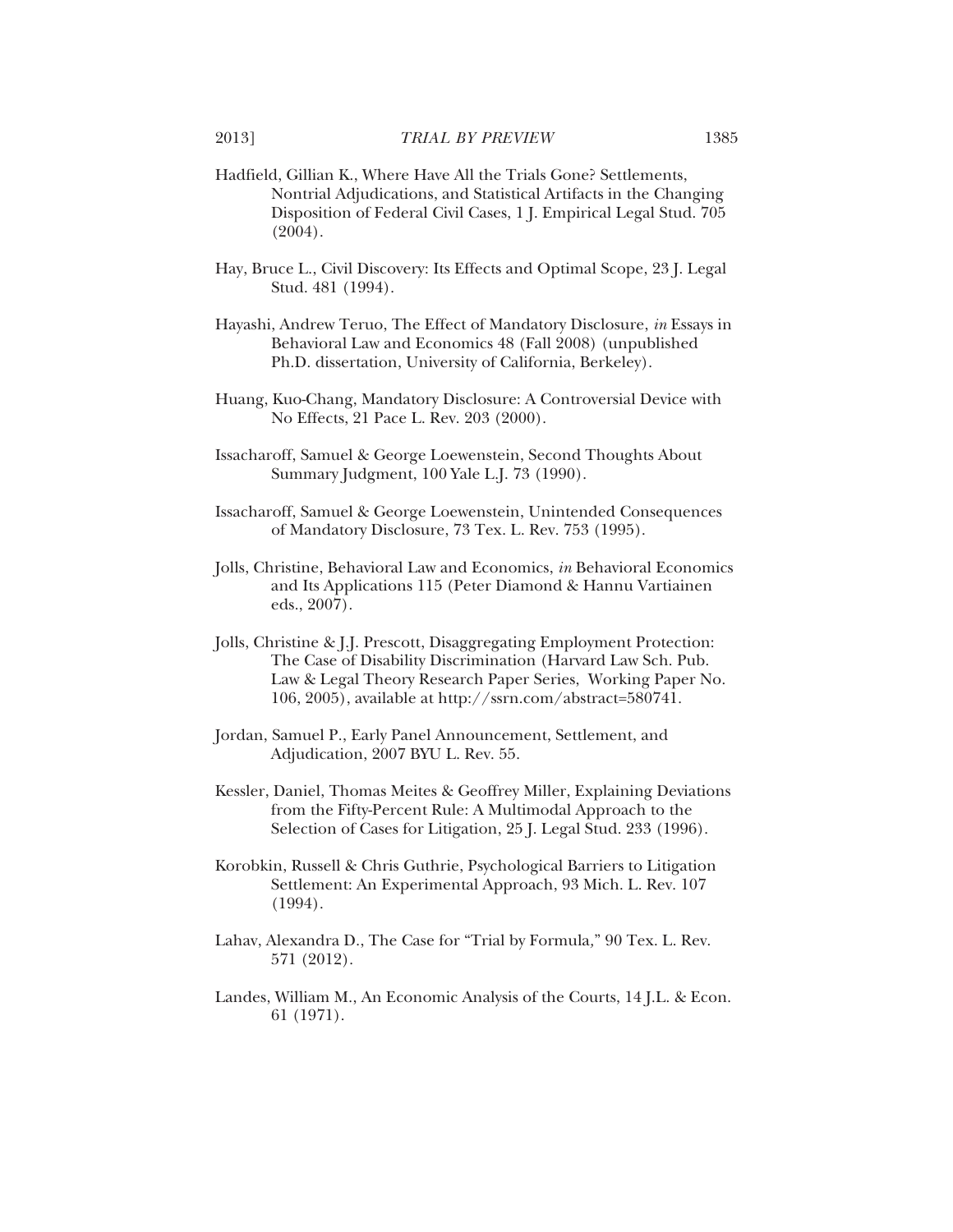Hadfield, Gillian K., Where Have All the Trials Gone? Settlements, Nontrial Adjudications, and Statistical Artifacts in the Changing Disposition of Federal Civil Cases, 1 J. Empirical Legal Stud. 705 (2004).

Hay, Bruce L., Civil Discovery: Its Effects and Optimal Scope, 23 J. Legal Stud. 481 (1994).

Hayashi, Andrew Teruo, The Effect of Mandatory Disclosure, *in* Essays in Behavioral Law and Economics 48 (Fall 2008) (unpublished Ph.D. dissertation, University of California, Berkeley).

Huang, Kuo-Chang, Mandatory Disclosure: A Controversial Device with No Effects, 21 Pace L. Rev. 203 (2000).

Issacharoff, Samuel & George Loewenstein, Second Thoughts About Summary Judgment, 100 Yale L.J. 73 (1990).

Issacharoff, Samuel & George Loewenstein, Unintended Consequences of Mandatory Disclosure, 73 Tex. L. Rev. 753 (1995).

Jolls, Christine, Behavioral Law and Economics, *in* Behavioral Economics and Its Applications 115 (Peter Diamond & Hannu Vartiainen eds., 2007).

Jolls, Christine & J.J. Prescott, Disaggregating Employment Protection: The Case of Disability Discrimination (Harvard Law Sch. Pub. Law & Legal Theory Research Paper Series, Working Paper No. 106, 2005), available at http://ssrn.com/abstract=580741.

Jordan, Samuel P., Early Panel Announcement, Settlement, and Adjudication, 2007 BYU L. Rev. 55.

Kessler, Daniel, Thomas Meites & Geoffrey Miller, Explaining Deviations from the Fifty-Percent Rule: A Multimodal Approach to the Selection of Cases for Litigation, 25 J. Legal Stud. 233 (1996).

Korobkin, Russell & Chris Guthrie, Psychological Barriers to Litigation Settlement: An Experimental Approach, 93 Mich. L. Rev. 107 (1994).

Lahav, Alexandra D., The Case for "Trial by Formula," 90 Tex. L. Rev. 571 (2012).

Landes, William M., An Economic Analysis of the Courts, 14 J.L. & Econ. 61 (1971).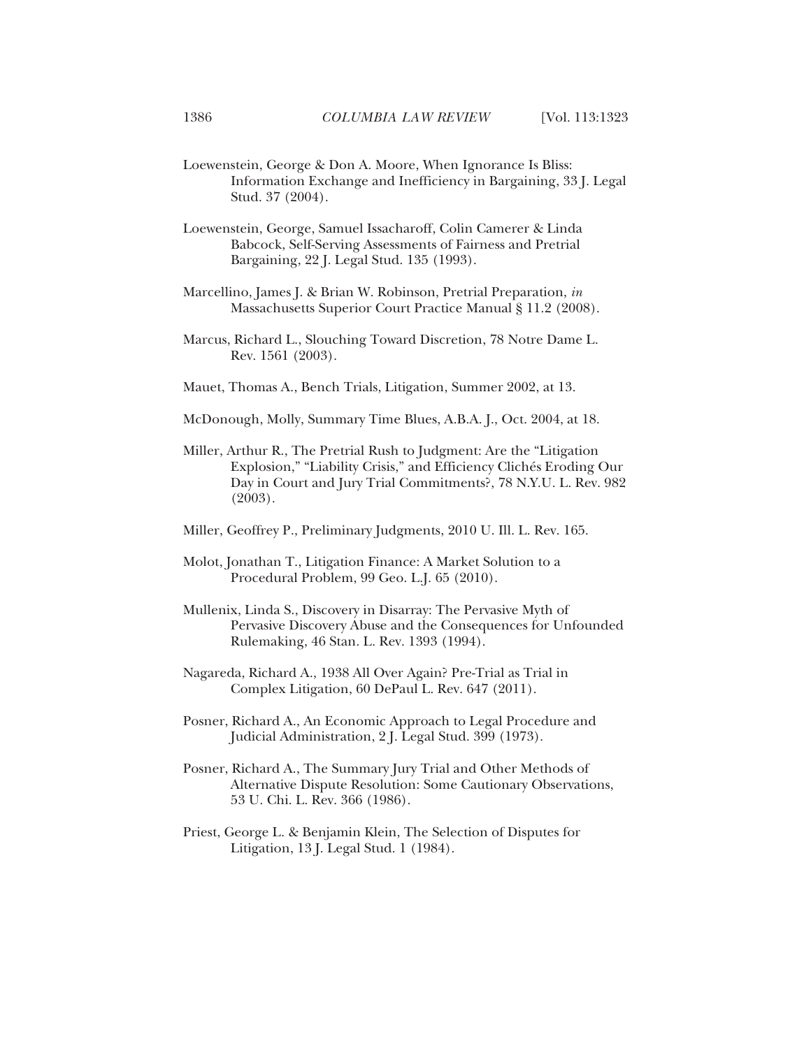Loewenstein, George & Don A. Moore, When Ignorance Is Bliss: Information Exchange and Inefficiency in Bargaining, 33 J. Legal Stud. 37 (2004).

Loewenstein, George, Samuel Issacharoff, Colin Camerer & Linda Babcock, Self-Serving Assessments of Fairness and Pretrial Bargaining, 22 J. Legal Stud. 135 (1993).

Marcellino, James J. & Brian W. Robinson, Pretrial Preparation, *in* Massachusetts Superior Court Practice Manual § 11.2 (2008).

Marcus, Richard L., Slouching Toward Discretion, 78 Notre Dame L. Rev. 1561 (2003).

Mauet, Thomas A., Bench Trials, Litigation, Summer 2002, at 13.

McDonough, Molly, Summary Time Blues, A.B.A. J., Oct. 2004, at 18.

Miller, Arthur R., The Pretrial Rush to Judgment: Are the "Litigation Explosion," "Liability Crisis," and Efficiency Clichés Eroding Our Day in Court and Jury Trial Commitments?, 78 N.Y.U. L. Rev. 982 (2003).

Miller, Geoffrey P., Preliminary Judgments, 2010 U. Ill. L. Rev. 165.

Molot, Jonathan T., Litigation Finance: A Market Solution to a Procedural Problem, 99 Geo. L.J. 65 (2010).

Mullenix, Linda S., Discovery in Disarray: The Pervasive Myth of Pervasive Discovery Abuse and the Consequences for Unfounded Rulemaking, 46 Stan. L. Rev. 1393 (1994).

Nagareda, Richard A., 1938 All Over Again? Pre-Trial as Trial in Complex Litigation, 60 DePaul L. Rev. 647 (2011).

Posner, Richard A., An Economic Approach to Legal Procedure and Judicial Administration, 2 J. Legal Stud. 399 (1973).

Posner, Richard A., The Summary Jury Trial and Other Methods of Alternative Dispute Resolution: Some Cautionary Observations, 53 U. Chi. L. Rev. 366 (1986).

Priest, George L. & Benjamin Klein, The Selection of Disputes for Litigation, 13 J. Legal Stud. 1 (1984).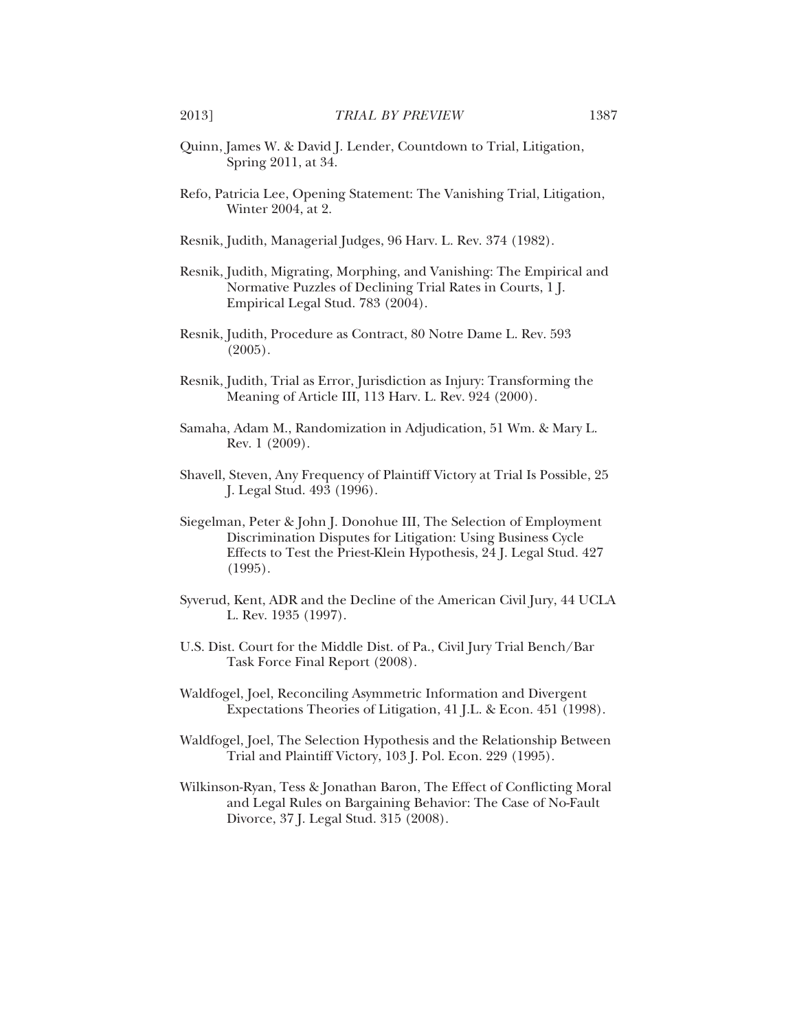Quinn, James W. & David J. Lender, Countdown to Trial, Litigation, Spring 2011, at 34.

Refo, Patricia Lee, Opening Statement: The Vanishing Trial, Litigation, Winter 2004, at 2.

Resnik, Judith, Managerial Judges, 96 Harv. L. Rev. 374 (1982).

Resnik, Judith, Migrating, Morphing, and Vanishing: The Empirical and Normative Puzzles of Declining Trial Rates in Courts, 1 J. Empirical Legal Stud. 783 (2004).

Resnik, Judith, Procedure as Contract, 80 Notre Dame L. Rev. 593 (2005).

Resnik, Judith, Trial as Error, Jurisdiction as Injury: Transforming the Meaning of Article III, 113 Harv. L. Rev. 924 (2000).

Samaha, Adam M., Randomization in Adjudication, 51 Wm. & Mary L. Rev. 1 (2009).

Shavell, Steven, Any Frequency of Plaintiff Victory at Trial Is Possible, 25 J. Legal Stud. 493 (1996).

Siegelman, Peter & John J. Donohue III, The Selection of Employment Discrimination Disputes for Litigation: Using Business Cycle Effects to Test the Priest-Klein Hypothesis, 24 J. Legal Stud. 427 (1995).

Syverud, Kent, ADR and the Decline of the American Civil Jury, 44 UCLA L. Rev. 1935 (1997).

U.S. Dist. Court for the Middle Dist. of Pa., Civil Jury Trial Bench/Bar Task Force Final Report (2008).

Waldfogel, Joel, Reconciling Asymmetric Information and Divergent Expectations Theories of Litigation, 41 J.L. & Econ. 451 (1998).

Waldfogel, Joel, The Selection Hypothesis and the Relationship Between Trial and Plaintiff Victory, 103 J. Pol. Econ. 229 (1995).

Wilkinson-Ryan, Tess & Jonathan Baron, The Effect of Conflicting Moral and Legal Rules on Bargaining Behavior: The Case of No-Fault Divorce, 37 J. Legal Stud. 315 (2008).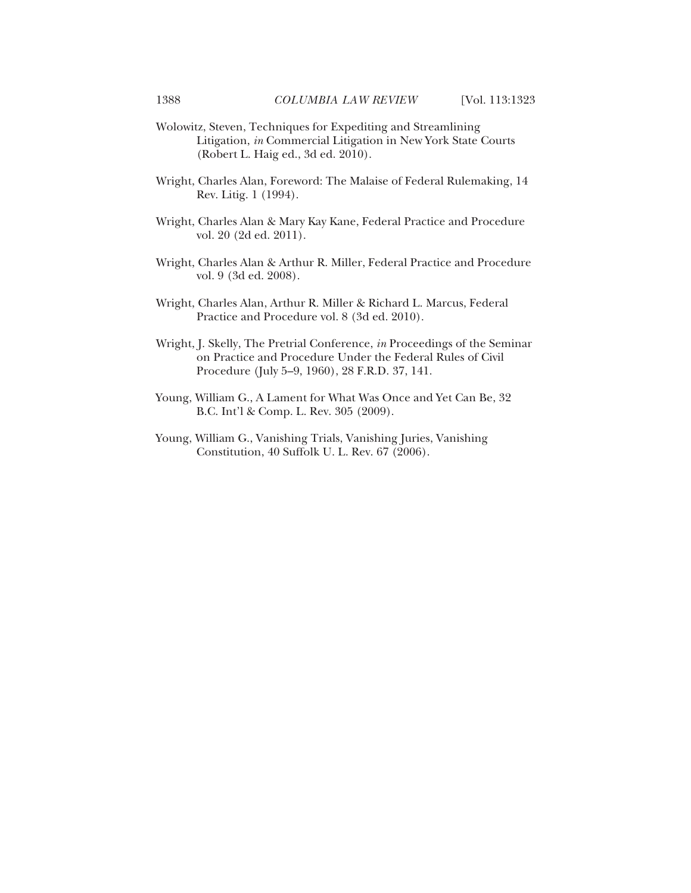Wolowitz, Steven, Techniques for Expediting and Streamlining Litigation, *in* Commercial Litigation in New York State Courts (Robert L. Haig ed., 3d ed. 2010).

Wright, Charles Alan, Foreword: The Malaise of Federal Rulemaking, 14 Rev. Litig. 1 (1994).

Wright, Charles Alan & Mary Kay Kane, Federal Practice and Procedure vol. 20 (2d ed. 2011).

Wright, Charles Alan & Arthur R. Miller, Federal Practice and Procedure vol. 9 (3d ed. 2008).

Wright, Charles Alan, Arthur R. Miller & Richard L. Marcus, Federal Practice and Procedure vol. 8 (3d ed. 2010).

Wright, J. Skelly, The Pretrial Conference, *in* Proceedings of the Seminar on Practice and Procedure Under the Federal Rules of Civil Procedure (July 5–9, 1960), 28 F.R.D. 37, 141.

Young, William G., A Lament for What Was Once and Yet Can Be, 32 B.C. Int'l & Comp. L. Rev. 305 (2009).

Young, William G., Vanishing Trials, Vanishing Juries, Vanishing Constitution, 40 Suffolk U. L. Rev. 67 (2006).